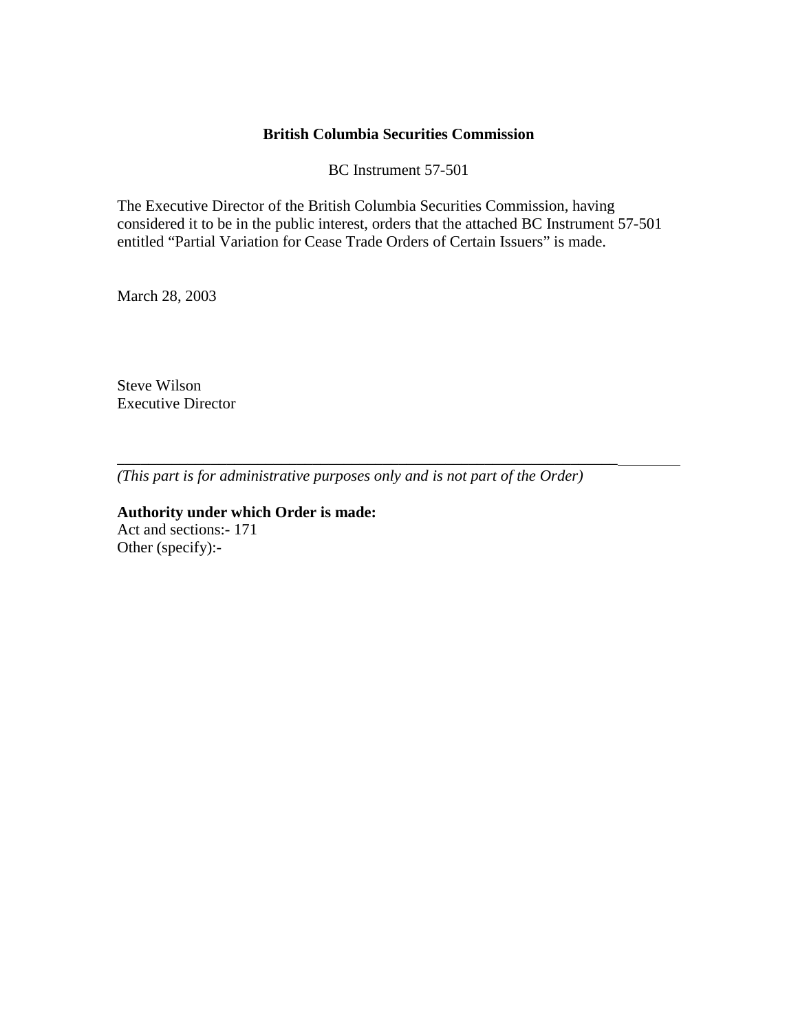**British Columbia Securities Commission**

BC Instrument 57-501

The Executive Director of the British Columbia Securities Commission, having considered it to be in the public interest, orders that the attached BC Instrument 57-501 entitled "Partial Variation for Cease Trade Orders of Certain Issuers" is made.

March 28, 2003

Steve Wilson
Executive Director

---

*(This part is for administrative purposes only and is not part of the Order)*

**Authority under which Order is made:**
Act and sections:- 171
Other (specify):-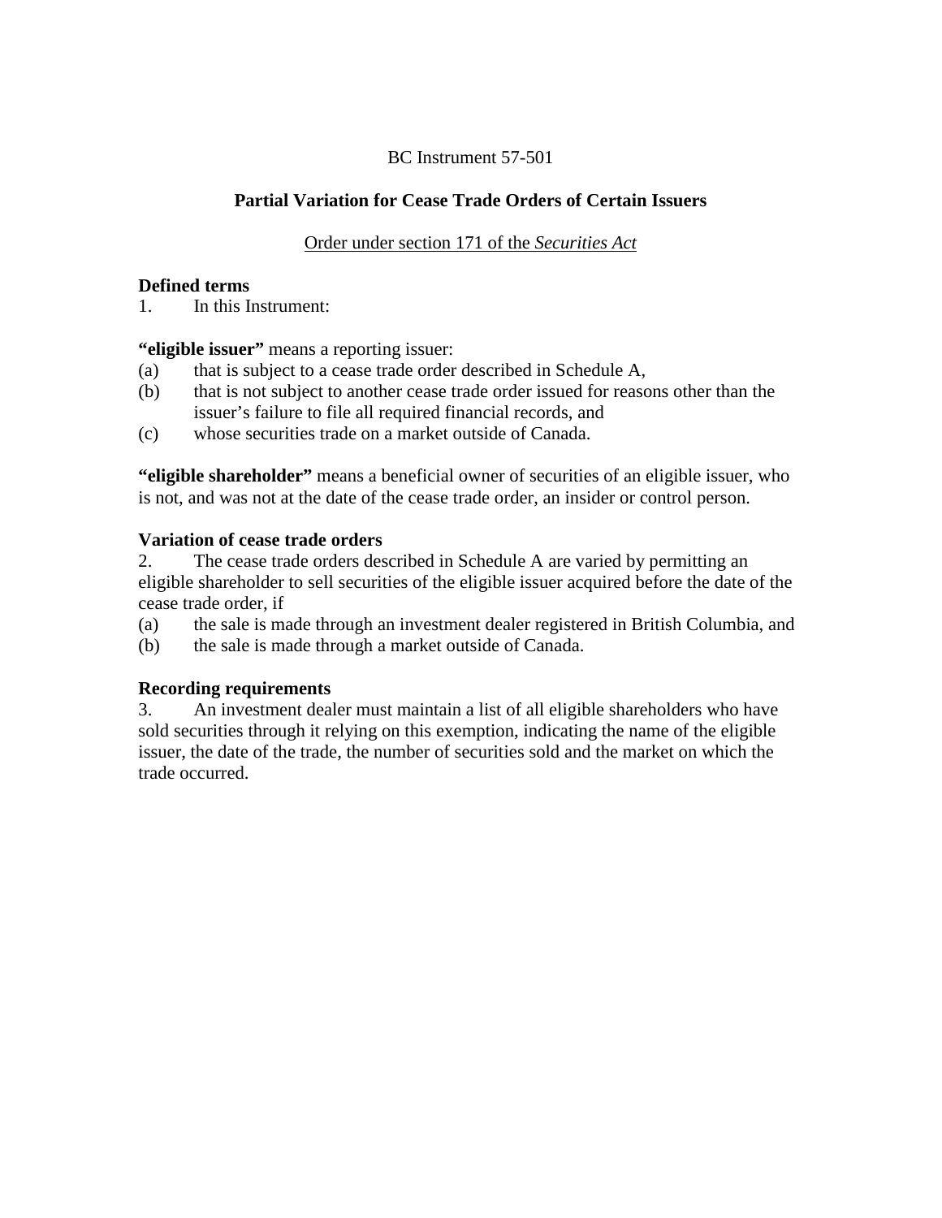BC Instrument 57-501

**Partial Variation for Cease Trade Orders of Certain Issuers**

Order under section 171 of the *Securities Act*

**Defined terms**

1. In this Instrument:

**"eligible issuer"** means a reporting issuer:

(a) that is subject to a cease trade order described in Schedule A,

(b) that is not subject to another cease trade order issued for reasons other than the issuer's failure to file all required financial records, and

(c) whose securities trade on a market outside of Canada.

**"eligible shareholder"** means a beneficial owner of securities of an eligible issuer, who is not, and was not at the date of the cease trade order, an insider or control person.

**Variation of cease trade orders**

2. The cease trade orders described in Schedule A are varied by permitting an eligible shareholder to sell securities of the eligible issuer acquired before the date of the cease trade order, if

(a) the sale is made through an investment dealer registered in British Columbia, and

(b) the sale is made through a market outside of Canada.

**Recording requirements**

3. An investment dealer must maintain a list of all eligible shareholders who have sold securities through it relying on this exemption, indicating the name of the eligible issuer, the date of the trade, the number of securities sold and the market on which the trade occurred.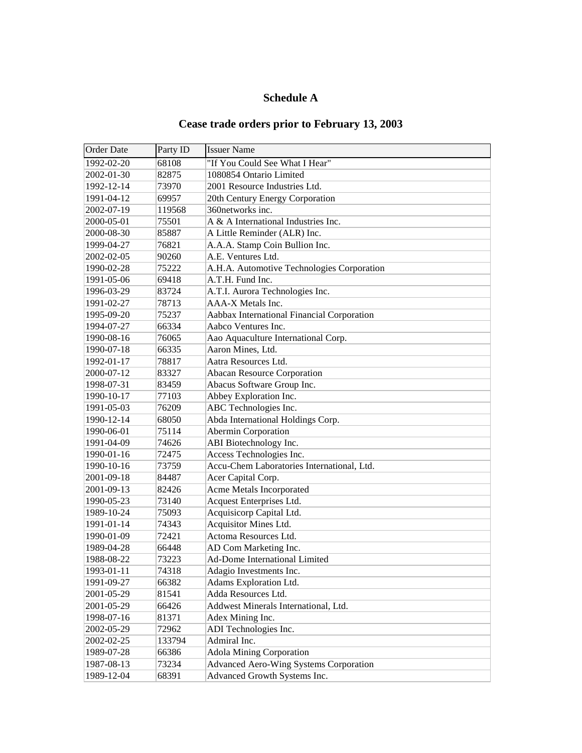# Schedule A

## Cease trade orders prior to February 13, 2003

| Order Date | Party ID | Issuer Name |
|---|---|---|
| 1992-02-20 | 68108 | "If You Could See What I Hear" |
| 2002-01-30 | 82875 | 1080854 Ontario Limited |
| 1992-12-14 | 73970 | 2001 Resource Industries Ltd. |
| 1991-04-12 | 69957 | 20th Century Energy Corporation |
| 2002-07-19 | 119568 | 360networks inc. |
| 2000-05-01 | 75501 | A & A International Industries Inc. |
| 2000-08-30 | 85887 | A Little Reminder (ALR) Inc. |
| 1999-04-27 | 76821 | A.A.A. Stamp Coin Bullion Inc. |
| 2002-02-05 | 90260 | A.E. Ventures Ltd. |
| 1990-02-28 | 75222 | A.H.A. Automotive Technologies Corporation |
| 1991-05-06 | 69418 | A.T.H. Fund Inc. |
| 1996-03-29 | 83724 | A.T.I. Aurora Technologies Inc. |
| 1991-02-27 | 78713 | AAA-X Metals Inc. |
| 1995-09-20 | 75237 | Aabbax International Financial Corporation |
| 1994-07-27 | 66334 | Aabco Ventures Inc. |
| 1990-08-16 | 76065 | Aao Aquaculture International Corp. |
| 1990-07-18 | 66335 | Aaron Mines, Ltd. |
| 1992-01-17 | 78817 | Aatra Resources Ltd. |
| 2000-07-12 | 83327 | Abacan Resource Corporation |
| 1998-07-31 | 83459 | Abacus Software Group Inc. |
| 1990-10-17 | 77103 | Abbey Exploration Inc. |
| 1991-05-03 | 76209 | ABC Technologies Inc. |
| 1990-12-14 | 68050 | Abda International Holdings Corp. |
| 1990-06-01 | 75114 | Abermin Corporation |
| 1991-04-09 | 74626 | ABI Biotechnology Inc. |
| 1990-01-16 | 72475 | Access Technologies Inc. |
| 1990-10-16 | 73759 | Accu-Chem Laboratories International, Ltd. |
| 2001-09-18 | 84487 | Acer Capital Corp. |
| 2001-09-13 | 82426 | Acme Metals Incorporated |
| 1990-05-23 | 73140 | Acquest Enterprises Ltd. |
| 1989-10-24 | 75093 | Acquisicorp Capital Ltd. |
| 1991-01-14 | 74343 | Acquisitor Mines Ltd. |
| 1990-01-09 | 72421 | Actoma Resources Ltd. |
| 1989-04-28 | 66448 | AD Com Marketing Inc. |
| 1988-08-22 | 73223 | Ad-Dome International Limited |
| 1993-01-11 | 74318 | Adagio Investments Inc. |
| 1991-09-27 | 66382 | Adams Exploration Ltd. |
| 2001-05-29 | 81541 | Adda Resources Ltd. |
| 2001-05-29 | 66426 | Addwest Minerals International, Ltd. |
| 1998-07-16 | 81371 | Adex Mining Inc. |
| 2002-05-29 | 72962 | ADI Technologies Inc. |
| 2002-02-25 | 133794 | Admiral Inc. |
| 1989-07-28 | 66386 | Adola Mining Corporation |
| 1987-08-13 | 73234 | Advanced Aero-Wing Systems Corporation |
| 1989-12-04 | 68391 | Advanced Growth Systems Inc. |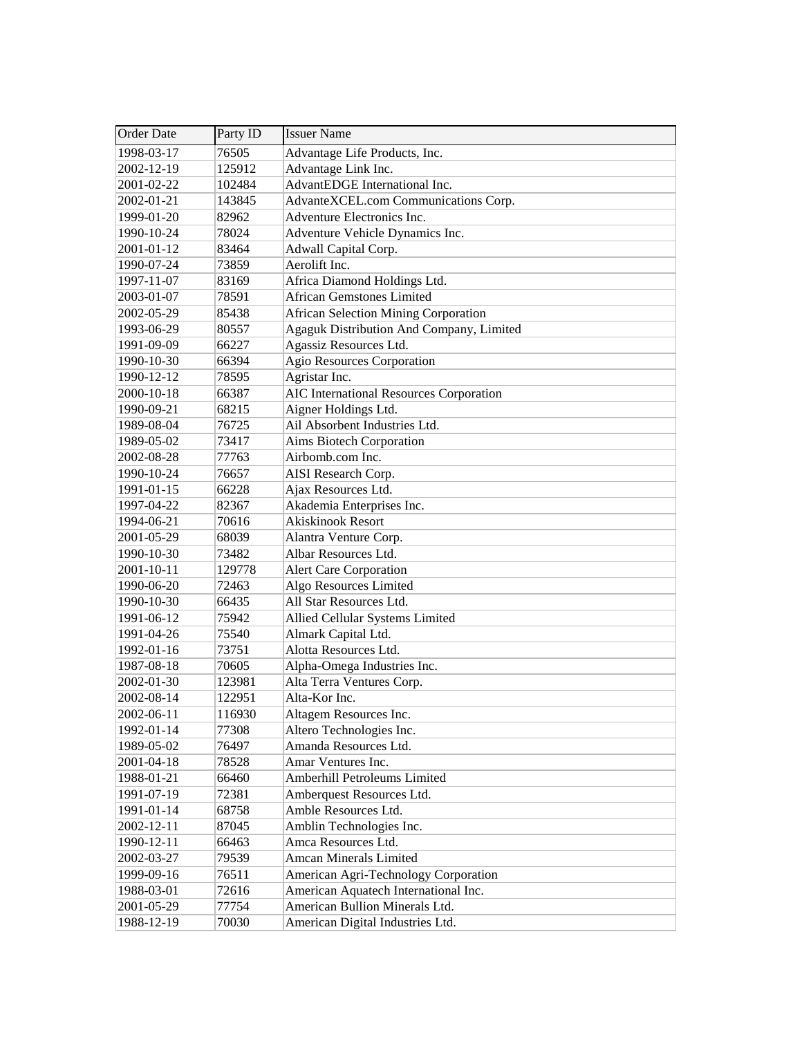| Order Date | Party ID | Issuer Name |
|---|---|---|
| 1998-03-17 | 76505 | Advantage Life Products, Inc. |
| 2002-12-19 | 125912 | Advantage Link Inc. |
| 2001-02-22 | 102484 | AdvantEDGE International Inc. |
| 2002-01-21 | 143845 | AdvanteXCEL.com Communications Corp. |
| 1999-01-20 | 82962 | Adventure Electronics Inc. |
| 1990-10-24 | 78024 | Adventure Vehicle Dynamics Inc. |
| 2001-01-12 | 83464 | Adwall Capital Corp. |
| 1990-07-24 | 73859 | Aerolift Inc. |
| 1997-11-07 | 83169 | Africa Diamond Holdings Ltd. |
| 2003-01-07 | 78591 | African Gemstones Limited |
| 2002-05-29 | 85438 | African Selection Mining Corporation |
| 1993-06-29 | 80557 | Agaguk Distribution And Company, Limited |
| 1991-09-09 | 66227 | Agassiz Resources Ltd. |
| 1990-10-30 | 66394 | Agio Resources Corporation |
| 1990-12-12 | 78595 | Agristar Inc. |
| 2000-10-18 | 66387 | AIC International Resources Corporation |
| 1990-09-21 | 68215 | Aigner Holdings Ltd. |
| 1989-08-04 | 76725 | Ail Absorbent Industries Ltd. |
| 1989-05-02 | 73417 | Aims Biotech Corporation |
| 2002-08-28 | 77763 | Airbomb.com Inc. |
| 1990-10-24 | 76657 | AISI Research Corp. |
| 1991-01-15 | 66228 | Ajax Resources Ltd. |
| 1997-04-22 | 82367 | Akademia Enterprises Inc. |
| 1994-06-21 | 70616 | Akiskinook Resort |
| 2001-05-29 | 68039 | Alantra Venture Corp. |
| 1990-10-30 | 73482 | Albar Resources Ltd. |
| 2001-10-11 | 129778 | Alert Care Corporation |
| 1990-06-20 | 72463 | Algo Resources Limited |
| 1990-10-30 | 66435 | All Star Resources Ltd. |
| 1991-06-12 | 75942 | Allied Cellular Systems Limited |
| 1991-04-26 | 75540 | Almark Capital Ltd. |
| 1992-01-16 | 73751 | Alotta Resources Ltd. |
| 1987-08-18 | 70605 | Alpha-Omega Industries Inc. |
| 2002-01-30 | 123981 | Alta Terra Ventures Corp. |
| 2002-08-14 | 122951 | Alta-Kor Inc. |
| 2002-06-11 | 116930 | Altagem Resources Inc. |
| 1992-01-14 | 77308 | Altero Technologies Inc. |
| 1989-05-02 | 76497 | Amanda Resources Ltd. |
| 2001-04-18 | 78528 | Amar Ventures Inc. |
| 1988-01-21 | 66460 | Amberhill Petroleums Limited |
| 1991-07-19 | 72381 | Amberquest Resources Ltd. |
| 1991-01-14 | 68758 | Amble Resources Ltd. |
| 2002-12-11 | 87045 | Amblin Technologies Inc. |
| 1990-12-11 | 66463 | Amca Resources Ltd. |
| 2002-03-27 | 79539 | Amcan Minerals Limited |
| 1999-09-16 | 76511 | American Agri-Technology Corporation |
| 1988-03-01 | 72616 | American Aquatech International Inc. |
| 2001-05-29 | 77754 | American Bullion Minerals Ltd. |
| 1988-12-19 | 70030 | American Digital Industries Ltd. |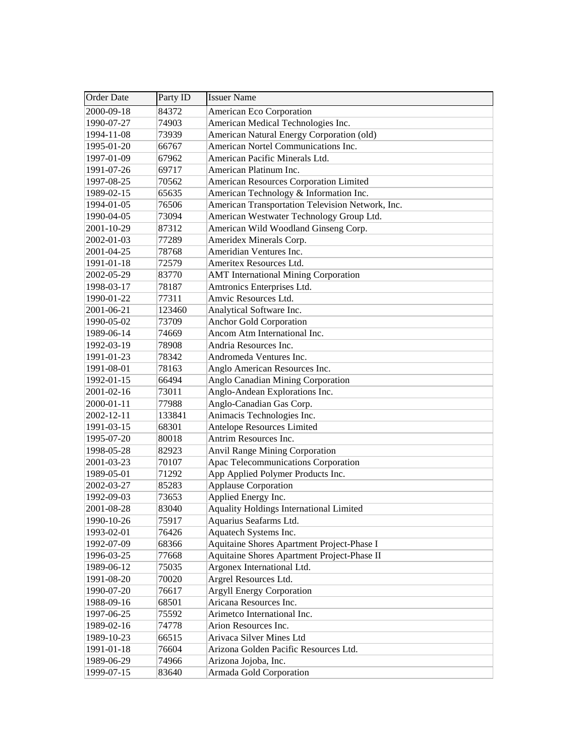| Order Date | Party ID | Issuer Name |
|---|---|---|
| 2000-09-18 | 84372 | American Eco Corporation |
| 1990-07-27 | 74903 | American Medical Technologies Inc. |
| 1994-11-08 | 73939 | American Natural Energy Corporation (old) |
| 1995-01-20 | 66767 | American Nortel Communications Inc. |
| 1997-01-09 | 67962 | American Pacific Minerals Ltd. |
| 1991-07-26 | 69717 | American Platinum Inc. |
| 1997-08-25 | 70562 | American Resources Corporation Limited |
| 1989-02-15 | 65635 | American Technology & Information Inc. |
| 1994-01-05 | 76506 | American Transportation Television Network, Inc. |
| 1990-04-05 | 73094 | American Westwater Technology Group Ltd. |
| 2001-10-29 | 87312 | American Wild Woodland Ginseng Corp. |
| 2002-01-03 | 77289 | Ameridex Minerals Corp. |
| 2001-04-25 | 78768 | Ameridian Ventures Inc. |
| 1991-01-18 | 72579 | Ameritex Resources Ltd. |
| 2002-05-29 | 83770 | AMT International Mining Corporation |
| 1998-03-17 | 78187 | Amtronics Enterprises Ltd. |
| 1990-01-22 | 77311 | Amvic Resources Ltd. |
| 2001-06-21 | 123460 | Analytical Software Inc. |
| 1990-05-02 | 73709 | Anchor Gold Corporation |
| 1989-06-14 | 74669 | Ancom Atm International Inc. |
| 1992-03-19 | 78908 | Andria Resources Inc. |
| 1991-01-23 | 78342 | Andromeda Ventures Inc. |
| 1991-08-01 | 78163 | Anglo American Resources Inc. |
| 1992-01-15 | 66494 | Anglo Canadian Mining Corporation |
| 2001-02-16 | 73011 | Anglo-Andean Explorations Inc. |
| 2000-01-11 | 77988 | Anglo-Canadian Gas Corp. |
| 2002-12-11 | 133841 | Animacis Technologies Inc. |
| 1991-03-15 | 68301 | Antelope Resources Limited |
| 1995-07-20 | 80018 | Antrim Resources Inc. |
| 1998-05-28 | 82923 | Anvil Range Mining Corporation |
| 2001-03-23 | 70107 | Apac Telecommunications Corporation |
| 1989-05-01 | 71292 | App Applied Polymer Products Inc. |
| 2002-03-27 | 85283 | Applause Corporation |
| 1992-09-03 | 73653 | Applied Energy Inc. |
| 2001-08-28 | 83040 | Aquality Holdings International Limited |
| 1990-10-26 | 75917 | Aquarius Seafarms Ltd. |
| 1993-02-01 | 76426 | Aquatech Systems Inc. |
| 1992-07-09 | 68366 | Aquitaine Shores Apartment Project-Phase I |
| 1996-03-25 | 77668 | Aquitaine Shores Apartment Project-Phase II |
| 1989-06-12 | 75035 | Argonex International Ltd. |
| 1991-08-20 | 70020 | Argrel Resources Ltd. |
| 1990-07-20 | 76617 | Argyll Energy Corporation |
| 1988-09-16 | 68501 | Aricana Resources Inc. |
| 1997-06-25 | 75592 | Arimetco International Inc. |
| 1989-02-16 | 74778 | Arion Resources Inc. |
| 1989-10-23 | 66515 | Arivaca Silver Mines Ltd |
| 1991-01-18 | 76604 | Arizona Golden Pacific Resources Ltd. |
| 1989-06-29 | 74966 | Arizona Jojoba, Inc. |
| 1999-07-15 | 83640 | Armada Gold Corporation |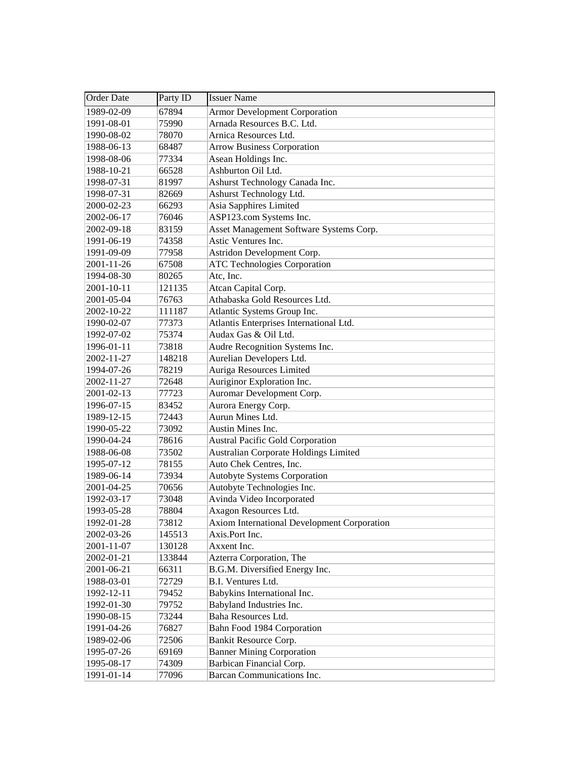| Order Date | Party ID | Issuer Name |
| --- | --- | --- |
| 1989-02-09 | 67894 | Armor Development Corporation |
| 1991-08-01 | 75990 | Arnada Resources B.C. Ltd. |
| 1990-08-02 | 78070 | Arnica Resources Ltd. |
| 1988-06-13 | 68487 | Arrow Business Corporation |
| 1998-08-06 | 77334 | Asean Holdings Inc. |
| 1988-10-21 | 66528 | Ashburton Oil Ltd. |
| 1998-07-31 | 81997 | Ashurst Technology Canada Inc. |
| 1998-07-31 | 82669 | Ashurst Technology Ltd. |
| 2000-02-23 | 66293 | Asia Sapphires Limited |
| 2002-06-17 | 76046 | ASP123.com Systems Inc. |
| 2002-09-18 | 83159 | Asset Management Software Systems Corp. |
| 1991-06-19 | 74358 | Astic Ventures Inc. |
| 1991-09-09 | 77958 | Astridon Development Corp. |
| 2001-11-26 | 67508 | ATC Technologies Corporation |
| 1994-08-30 | 80265 | Atc, Inc. |
| 2001-10-11 | 121135 | Atcan Capital Corp. |
| 2001-05-04 | 76763 | Athabaska Gold Resources Ltd. |
| 2002-10-22 | 111187 | Atlantic Systems Group Inc. |
| 1990-02-07 | 77373 | Atlantis Enterprises International Ltd. |
| 1992-07-02 | 75374 | Audax Gas & Oil Ltd. |
| 1996-01-11 | 73818 | Audre Recognition Systems Inc. |
| 2002-11-27 | 148218 | Aurelian Developers Ltd. |
| 1994-07-26 | 78219 | Auriga Resources Limited |
| 2002-11-27 | 72648 | Auriginor Exploration Inc. |
| 2001-02-13 | 77723 | Auromar Development Corp. |
| 1996-07-15 | 83452 | Aurora Energy Corp. |
| 1989-12-15 | 72443 | Aurun Mines Ltd. |
| 1990-05-22 | 73092 | Austin Mines Inc. |
| 1990-04-24 | 78616 | Austral Pacific Gold Corporation |
| 1988-06-08 | 73502 | Australian Corporate Holdings Limited |
| 1995-07-12 | 78155 | Auto Chek Centres, Inc. |
| 1989-06-14 | 73934 | Autobyte Systems Corporation |
| 2001-04-25 | 70656 | Autobyte Technologies Inc. |
| 1992-03-17 | 73048 | Avinda Video Incorporated |
| 1993-05-28 | 78804 | Axagon Resources Ltd. |
| 1992-01-28 | 73812 | Axiom International Development Corporation |
| 2002-03-26 | 145513 | Axis.Port Inc. |
| 2001-11-07 | 130128 | Axxent Inc. |
| 2002-01-21 | 133844 | Azterra Corporation, The |
| 2001-06-21 | 66311 | B.G.M. Diversified Energy Inc. |
| 1988-03-01 | 72729 | B.I. Ventures Ltd. |
| 1992-12-11 | 79452 | Babykins International Inc. |
| 1992-01-30 | 79752 | Babyland Industries Inc. |
| 1990-08-15 | 73244 | Baha Resources Ltd. |
| 1991-04-26 | 76827 | Bahn Food 1984 Corporation |
| 1989-02-06 | 72506 | Bankit Resource Corp. |
| 1995-07-26 | 69169 | Banner Mining Corporation |
| 1995-08-17 | 74309 | Barbican Financial Corp. |
| 1991-01-14 | 77096 | Barcan Communications Inc. |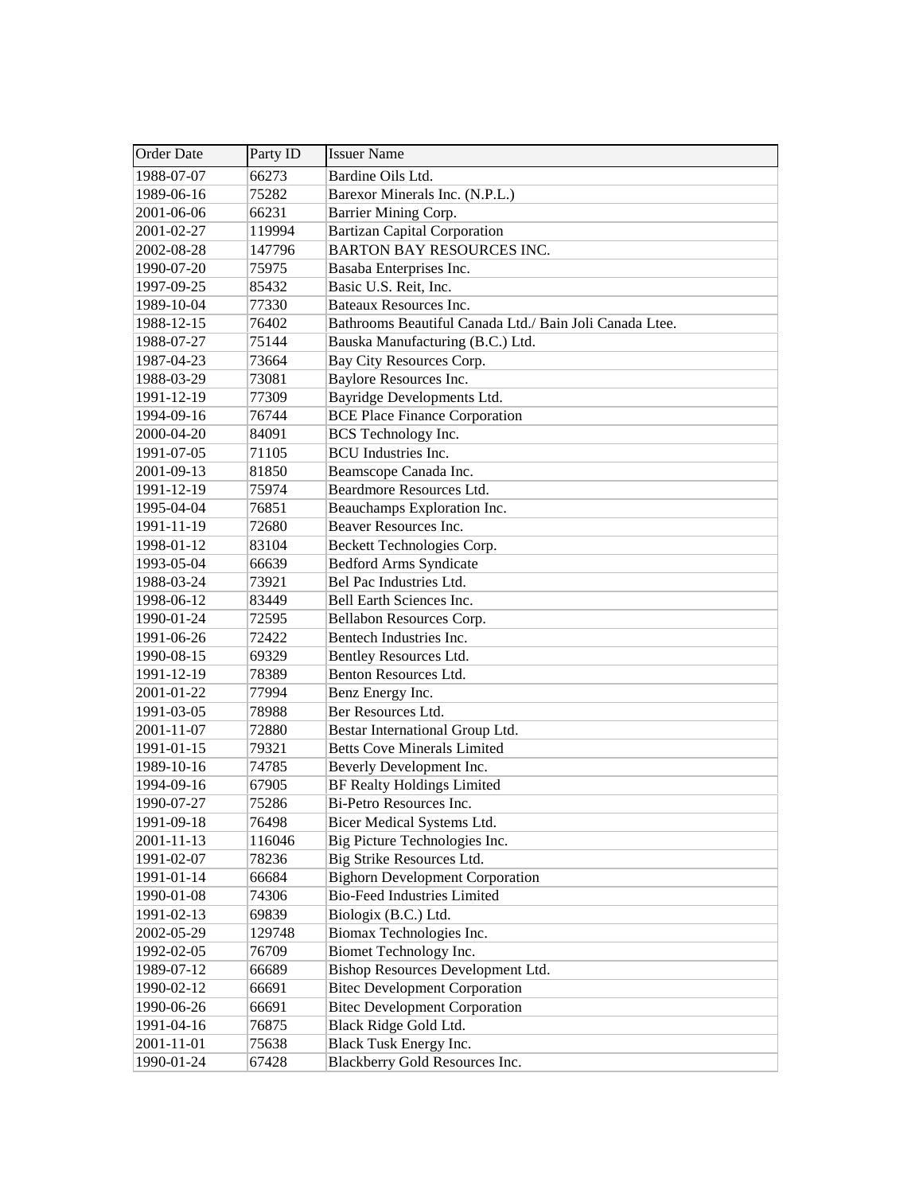| Order Date | Party ID | Issuer Name |
| --- | --- | --- |
| 1988-07-07 | 66273 | Bardine Oils Ltd. |
| 1989-06-16 | 75282 | Barexor Minerals Inc. (N.P.L.) |
| 2001-06-06 | 66231 | Barrier Mining Corp. |
| 2001-02-27 | 119994 | Bartizan Capital Corporation |
| 2002-08-28 | 147796 | BARTON BAY RESOURCES INC. |
| 1990-07-20 | 75975 | Basaba Enterprises Inc. |
| 1997-09-25 | 85432 | Basic U.S. Reit, Inc. |
| 1989-10-04 | 77330 | Bateaux Resources Inc. |
| 1988-12-15 | 76402 | Bathrooms Beautiful Canada Ltd./ Bain Joli Canada Ltee. |
| 1988-07-27 | 75144 | Bauska Manufacturing (B.C.) Ltd. |
| 1987-04-23 | 73664 | Bay City Resources Corp. |
| 1988-03-29 | 73081 | Baylore Resources Inc. |
| 1991-12-19 | 77309 | Bayridge Developments Ltd. |
| 1994-09-16 | 76744 | BCE Place Finance Corporation |
| 2000-04-20 | 84091 | BCS Technology Inc. |
| 1991-07-05 | 71105 | BCU Industries Inc. |
| 2001-09-13 | 81850 | Beamscope Canada Inc. |
| 1991-12-19 | 75974 | Beardmore Resources Ltd. |
| 1995-04-04 | 76851 | Beauchamps Exploration Inc. |
| 1991-11-19 | 72680 | Beaver Resources Inc. |
| 1998-01-12 | 83104 | Beckett Technologies Corp. |
| 1993-05-04 | 66639 | Bedford Arms Syndicate |
| 1988-03-24 | 73921 | Bel Pac Industries Ltd. |
| 1998-06-12 | 83449 | Bell Earth Sciences Inc. |
| 1990-01-24 | 72595 | Bellabon Resources Corp. |
| 1991-06-26 | 72422 | Bentech Industries Inc. |
| 1990-08-15 | 69329 | Bentley Resources Ltd. |
| 1991-12-19 | 78389 | Benton Resources Ltd. |
| 2001-01-22 | 77994 | Benz Energy Inc. |
| 1991-03-05 | 78988 | Ber Resources Ltd. |
| 2001-11-07 | 72880 | Bestar International Group Ltd. |
| 1991-01-15 | 79321 | Betts Cove Minerals Limited |
| 1989-10-16 | 74785 | Beverly Development Inc. |
| 1994-09-16 | 67905 | BF Realty Holdings Limited |
| 1990-07-27 | 75286 | Bi-Petro Resources Inc. |
| 1991-09-18 | 76498 | Bicer Medical Systems Ltd. |
| 2001-11-13 | 116046 | Big Picture Technologies Inc. |
| 1991-02-07 | 78236 | Big Strike Resources Ltd. |
| 1991-01-14 | 66684 | Bighorn Development Corporation |
| 1990-01-08 | 74306 | Bio-Feed Industries Limited |
| 1991-02-13 | 69839 | Biologix (B.C.) Ltd. |
| 2002-05-29 | 129748 | Biomax Technologies Inc. |
| 1992-02-05 | 76709 | Biomet Technology Inc. |
| 1989-07-12 | 66689 | Bishop Resources Development Ltd. |
| 1990-02-12 | 66691 | Bitec Development Corporation |
| 1990-06-26 | 66691 | Bitec Development Corporation |
| 1991-04-16 | 76875 | Black Ridge Gold Ltd. |
| 2001-11-01 | 75638 | Black Tusk Energy Inc. |
| 1990-01-24 | 67428 | Blackberry Gold Resources Inc. |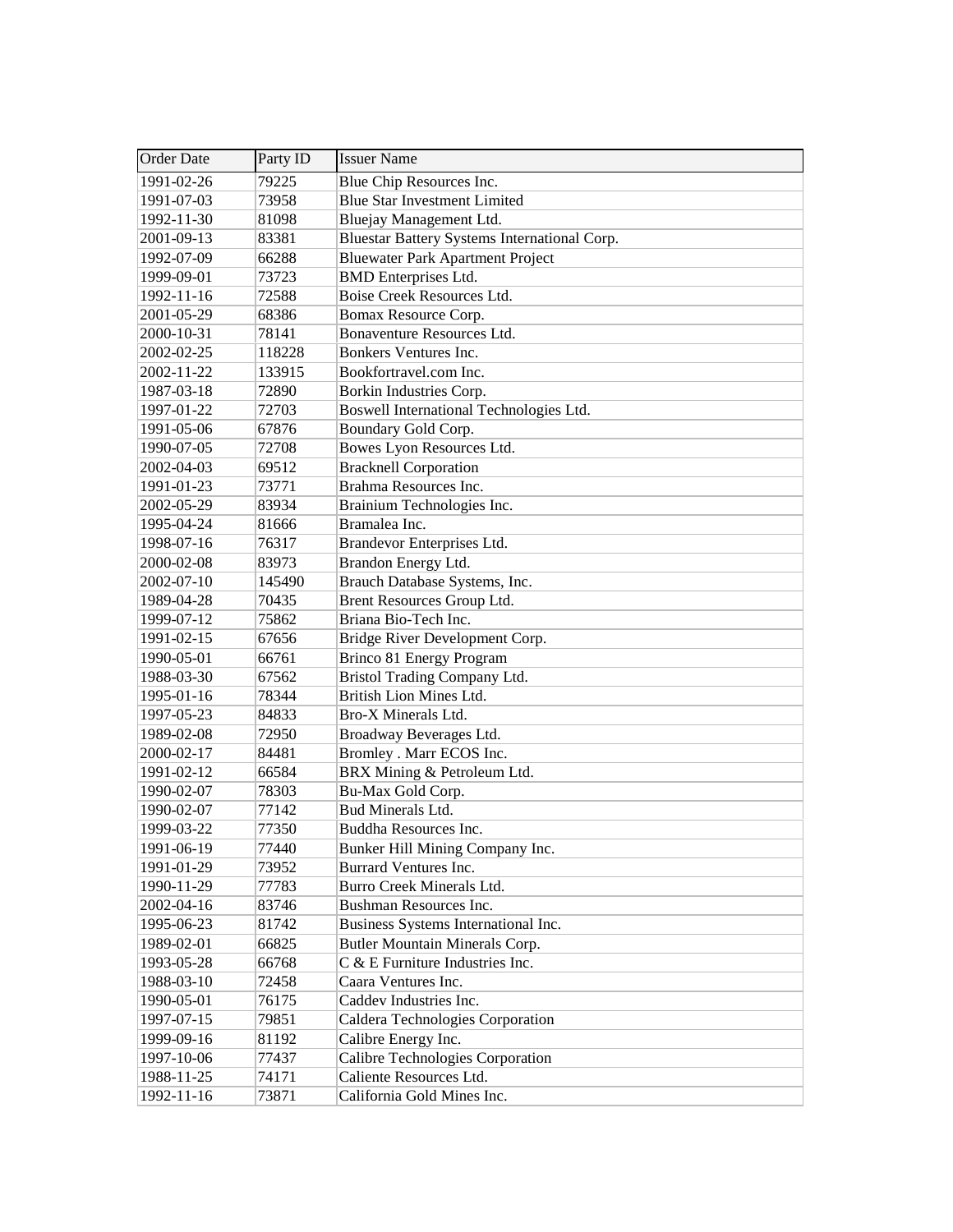| Order Date | Party ID | Issuer Name |
| --- | --- | --- |
| 1991-02-26 | 79225 | Blue Chip Resources Inc. |
| 1991-07-03 | 73958 | Blue Star Investment Limited |
| 1992-11-30 | 81098 | Bluejay Management Ltd. |
| 2001-09-13 | 83381 | Bluestar Battery Systems International Corp. |
| 1992-07-09 | 66288 | Bluewater Park Apartment Project |
| 1999-09-01 | 73723 | BMD Enterprises Ltd. |
| 1992-11-16 | 72588 | Boise Creek Resources Ltd. |
| 2001-05-29 | 68386 | Bomax Resource Corp. |
| 2000-10-31 | 78141 | Bonaventure Resources Ltd. |
| 2002-02-25 | 118228 | Bonkers Ventures Inc. |
| 2002-11-22 | 133915 | Bookfortravel.com Inc. |
| 1987-03-18 | 72890 | Borkin Industries Corp. |
| 1997-01-22 | 72703 | Boswell International Technologies Ltd. |
| 1991-05-06 | 67876 | Boundary Gold Corp. |
| 1990-07-05 | 72708 | Bowes Lyon Resources Ltd. |
| 2002-04-03 | 69512 | Bracknell Corporation |
| 1991-01-23 | 73771 | Brahma Resources Inc. |
| 2002-05-29 | 83934 | Brainium Technologies Inc. |
| 1995-04-24 | 81666 | Bramalea Inc. |
| 1998-07-16 | 76317 | Brandevor Enterprises Ltd. |
| 2000-02-08 | 83973 | Brandon Energy Ltd. |
| 2002-07-10 | 145490 | Brauch Database Systems, Inc. |
| 1989-04-28 | 70435 | Brent Resources Group Ltd. |
| 1999-07-12 | 75862 | Briana Bio-Tech Inc. |
| 1991-02-15 | 67656 | Bridge River Development Corp. |
| 1990-05-01 | 66761 | Brinco 81 Energy Program |
| 1988-03-30 | 67562 | Bristol Trading Company Ltd. |
| 1995-01-16 | 78344 | British Lion Mines Ltd. |
| 1997-05-23 | 84833 | Bro-X Minerals Ltd. |
| 1989-02-08 | 72950 | Broadway Beverages Ltd. |
| 2000-02-17 | 84481 | Bromley . Marr ECOS Inc. |
| 1991-02-12 | 66584 | BRX Mining & Petroleum Ltd. |
| 1990-02-07 | 78303 | Bu-Max Gold Corp. |
| 1990-02-07 | 77142 | Bud Minerals Ltd. |
| 1999-03-22 | 77350 | Buddha Resources Inc. |
| 1991-06-19 | 77440 | Bunker Hill Mining Company Inc. |
| 1991-01-29 | 73952 | Burrard Ventures Inc. |
| 1990-11-29 | 77783 | Burro Creek Minerals Ltd. |
| 2002-04-16 | 83746 | Bushman Resources Inc. |
| 1995-06-23 | 81742 | Business Systems International Inc. |
| 1989-02-01 | 66825 | Butler Mountain Minerals Corp. |
| 1993-05-28 | 66768 | C & E Furniture Industries Inc. |
| 1988-03-10 | 72458 | Caara Ventures Inc. |
| 1990-05-01 | 76175 | Caddev Industries Inc. |
| 1997-07-15 | 79851 | Caldera Technologies Corporation |
| 1999-09-16 | 81192 | Calibre Energy Inc. |
| 1997-10-06 | 77437 | Calibre Technologies Corporation |
| 1988-11-25 | 74171 | Caliente Resources Ltd. |
| 1992-11-16 | 73871 | California Gold Mines Inc. |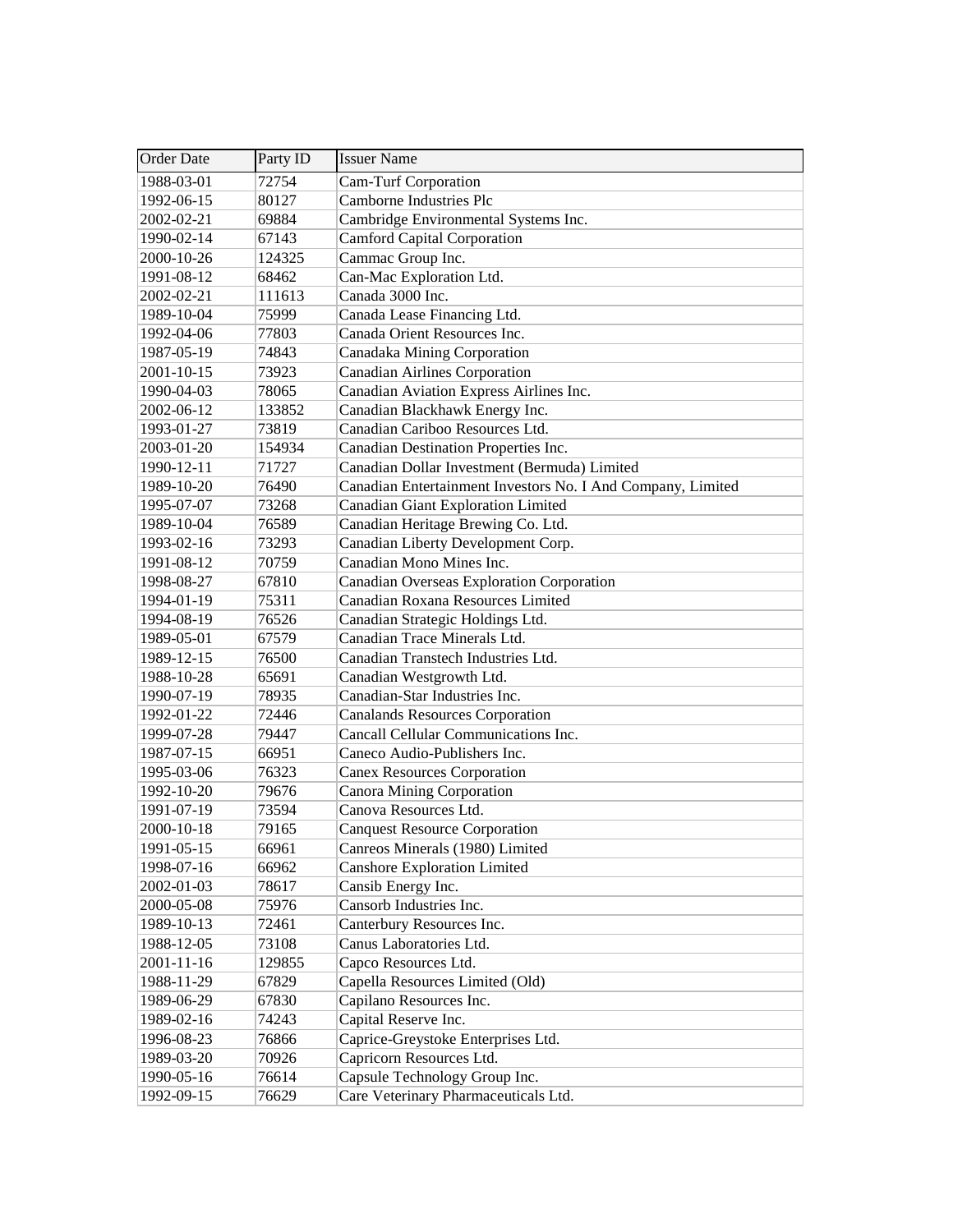| Order Date | Party ID | Issuer Name |
| --- | --- | --- |
| 1988-03-01 | 72754 | Cam-Turf Corporation |
| 1992-06-15 | 80127 | Camborne Industries Plc |
| 2002-02-21 | 69884 | Cambridge Environmental Systems Inc. |
| 1990-02-14 | 67143 | Camford Capital Corporation |
| 2000-10-26 | 124325 | Cammac Group Inc. |
| 1991-08-12 | 68462 | Can-Mac Exploration Ltd. |
| 2002-02-21 | 111613 | Canada 3000 Inc. |
| 1989-10-04 | 75999 | Canada Lease Financing Ltd. |
| 1992-04-06 | 77803 | Canada Orient Resources Inc. |
| 1987-05-19 | 74843 | Canadaka Mining Corporation |
| 2001-10-15 | 73923 | Canadian Airlines Corporation |
| 1990-04-03 | 78065 | Canadian Aviation Express Airlines Inc. |
| 2002-06-12 | 133852 | Canadian Blackhawk Energy Inc. |
| 1993-01-27 | 73819 | Canadian Cariboo Resources Ltd. |
| 2003-01-20 | 154934 | Canadian Destination Properties Inc. |
| 1990-12-11 | 71727 | Canadian Dollar Investment (Bermuda) Limited |
| 1989-10-20 | 76490 | Canadian Entertainment Investors No. I And Company, Limited |
| 1995-07-07 | 73268 | Canadian Giant Exploration Limited |
| 1989-10-04 | 76589 | Canadian Heritage Brewing Co. Ltd. |
| 1993-02-16 | 73293 | Canadian Liberty Development Corp. |
| 1991-08-12 | 70759 | Canadian Mono Mines Inc. |
| 1998-08-27 | 67810 | Canadian Overseas Exploration Corporation |
| 1994-01-19 | 75311 | Canadian Roxana Resources Limited |
| 1994-08-19 | 76526 | Canadian Strategic Holdings Ltd. |
| 1989-05-01 | 67579 | Canadian Trace Minerals Ltd. |
| 1989-12-15 | 76500 | Canadian Transtech Industries Ltd. |
| 1988-10-28 | 65691 | Canadian Westgrowth Ltd. |
| 1990-07-19 | 78935 | Canadian-Star Industries Inc. |
| 1992-01-22 | 72446 | Canalands Resources Corporation |
| 1999-07-28 | 79447 | Cancall Cellular Communications Inc. |
| 1987-07-15 | 66951 | Caneco Audio-Publishers Inc. |
| 1995-03-06 | 76323 | Canex Resources Corporation |
| 1992-10-20 | 79676 | Canora Mining Corporation |
| 1991-07-19 | 73594 | Canova Resources Ltd. |
| 2000-10-18 | 79165 | Canquest Resource Corporation |
| 1991-05-15 | 66961 | Canreos Minerals (1980) Limited |
| 1998-07-16 | 66962 | Canshore Exploration Limited |
| 2002-01-03 | 78617 | Cansib Energy Inc. |
| 2000-05-08 | 75976 | Cansorb Industries Inc. |
| 1989-10-13 | 72461 | Canterbury Resources Inc. |
| 1988-12-05 | 73108 | Canus Laboratories Ltd. |
| 2001-11-16 | 129855 | Capco Resources Ltd. |
| 1988-11-29 | 67829 | Capella Resources Limited (Old) |
| 1989-06-29 | 67830 | Capilano Resources Inc. |
| 1989-02-16 | 74243 | Capital Reserve Inc. |
| 1996-08-23 | 76866 | Caprice-Greystoke Enterprises Ltd. |
| 1989-03-20 | 70926 | Capricorn Resources Ltd. |
| 1990-05-16 | 76614 | Capsule Technology Group Inc. |
| 1992-09-15 | 76629 | Care Veterinary Pharmaceuticals Ltd. |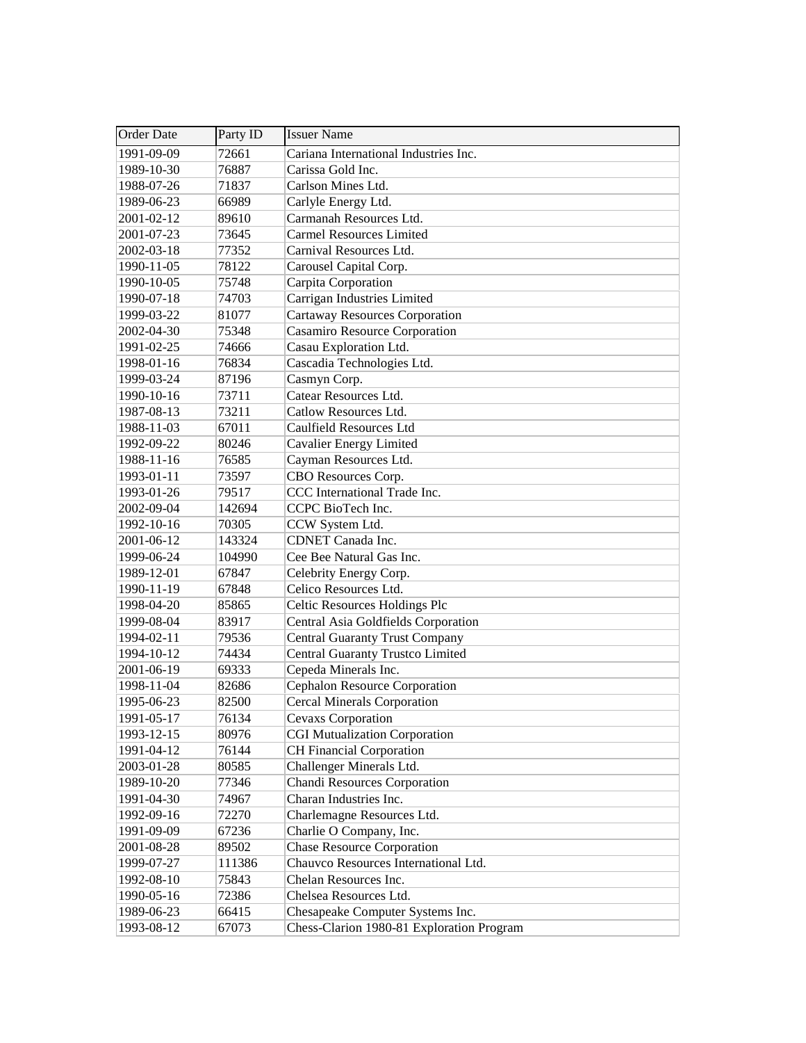| Order Date | Party ID | Issuer Name |
|---|---|---|
| 1991-09-09 | 72661 | Cariana International Industries Inc. |
| 1989-10-30 | 76887 | Carissa Gold Inc. |
| 1988-07-26 | 71837 | Carlson Mines Ltd. |
| 1989-06-23 | 66989 | Carlyle Energy Ltd. |
| 2001-02-12 | 89610 | Carmanah Resources Ltd. |
| 2001-07-23 | 73645 | Carmel Resources Limited |
| 2002-03-18 | 77352 | Carnival Resources Ltd. |
| 1990-11-05 | 78122 | Carousel Capital Corp. |
| 1990-10-05 | 75748 | Carpita Corporation |
| 1990-07-18 | 74703 | Carrigan Industries Limited |
| 1999-03-22 | 81077 | Cartaway Resources Corporation |
| 2002-04-30 | 75348 | Casamiro Resource Corporation |
| 1991-02-25 | 74666 | Casau Exploration Ltd. |
| 1998-01-16 | 76834 | Cascadia Technologies Ltd. |
| 1999-03-24 | 87196 | Casmyn Corp. |
| 1990-10-16 | 73711 | Catear Resources Ltd. |
| 1987-08-13 | 73211 | Catlow Resources Ltd. |
| 1988-11-03 | 67011 | Caulfield Resources Ltd |
| 1992-09-22 | 80246 | Cavalier Energy Limited |
| 1988-11-16 | 76585 | Cayman Resources Ltd. |
| 1993-01-11 | 73597 | CBO Resources Corp. |
| 1993-01-26 | 79517 | CCC International Trade Inc. |
| 2002-09-04 | 142694 | CCPC BioTech Inc. |
| 1992-10-16 | 70305 | CCW System Ltd. |
| 2001-06-12 | 143324 | CDNET Canada Inc. |
| 1999-06-24 | 104990 | Cee Bee Natural Gas Inc. |
| 1989-12-01 | 67847 | Celebrity Energy Corp. |
| 1990-11-19 | 67848 | Celico Resources Ltd. |
| 1998-04-20 | 85865 | Celtic Resources Holdings Plc |
| 1999-08-04 | 83917 | Central Asia Goldfields Corporation |
| 1994-02-11 | 79536 | Central Guaranty Trust Company |
| 1994-10-12 | 74434 | Central Guaranty Trustco Limited |
| 2001-06-19 | 69333 | Cepeda Minerals Inc. |
| 1998-11-04 | 82686 | Cephalon Resource Corporation |
| 1995-06-23 | 82500 | Cercal Minerals Corporation |
| 1991-05-17 | 76134 | Cevaxs Corporation |
| 1993-12-15 | 80976 | CGI Mutualization Corporation |
| 1991-04-12 | 76144 | CH Financial Corporation |
| 2003-01-28 | 80585 | Challenger Minerals Ltd. |
| 1989-10-20 | 77346 | Chandi Resources Corporation |
| 1991-04-30 | 74967 | Charan Industries Inc. |
| 1992-09-16 | 72270 | Charlemagne Resources Ltd. |
| 1991-09-09 | 67236 | Charlie O Company, Inc. |
| 2001-08-28 | 89502 | Chase Resource Corporation |
| 1999-07-27 | 111386 | Chauvco Resources International Ltd. |
| 1992-08-10 | 75843 | Chelan Resources Inc. |
| 1990-05-16 | 72386 | Chelsea Resources Ltd. |
| 1989-06-23 | 66415 | Chesapeake Computer Systems Inc. |
| 1993-08-12 | 67073 | Chess-Clarion 1980-81 Exploration Program |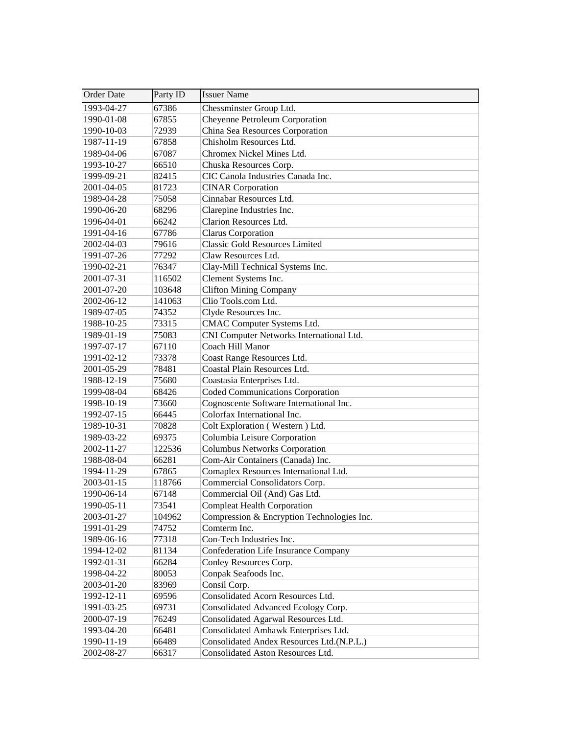| Order Date | Party ID | Issuer Name |
| --- | --- | --- |
| 1993-04-27 | 67386 | Chessminster Group Ltd. |
| 1990-01-08 | 67855 | Cheyenne Petroleum Corporation |
| 1990-10-03 | 72939 | China Sea Resources Corporation |
| 1987-11-19 | 67858 | Chisholm Resources Ltd. |
| 1989-04-06 | 67087 | Chromex Nickel Mines Ltd. |
| 1993-10-27 | 66510 | Chuska Resources Corp. |
| 1999-09-21 | 82415 | CIC Canola Industries Canada Inc. |
| 2001-04-05 | 81723 | CINAR Corporation |
| 1989-04-28 | 75058 | Cinnabar Resources Ltd. |
| 1990-06-20 | 68296 | Clarepine Industries Inc. |
| 1996-04-01 | 66242 | Clarion Resources Ltd. |
| 1991-04-16 | 67786 | Clarus Corporation |
| 2002-04-03 | 79616 | Classic Gold Resources Limited |
| 1991-07-26 | 77292 | Claw Resources Ltd. |
| 1990-02-21 | 76347 | Clay-Mill Technical Systems Inc. |
| 2001-07-31 | 116502 | Clement Systems Inc. |
| 2001-07-20 | 103648 | Clifton Mining Company |
| 2002-06-12 | 141063 | Clio Tools.com Ltd. |
| 1989-07-05 | 74352 | Clyde Resources Inc. |
| 1988-10-25 | 73315 | CMAC Computer Systems Ltd. |
| 1989-01-19 | 75083 | CNI Computer Networks International Ltd. |
| 1997-07-17 | 67110 | Coach Hill Manor |
| 1991-02-12 | 73378 | Coast Range Resources Ltd. |
| 2001-05-29 | 78481 | Coastal Plain Resources Ltd. |
| 1988-12-19 | 75680 | Coastasia Enterprises Ltd. |
| 1999-08-04 | 68426 | Coded Communications Corporation |
| 1998-10-19 | 73660 | Cognoscente Software International Inc. |
| 1992-07-15 | 66445 | Colorfax International Inc. |
| 1989-10-31 | 70828 | Colt Exploration ( Western ) Ltd. |
| 1989-03-22 | 69375 | Columbia Leisure Corporation |
| 2002-11-27 | 122536 | Columbus Networks Corporation |
| 1988-08-04 | 66281 | Com-Air Containers (Canada) Inc. |
| 1994-11-29 | 67865 | Comaplex Resources International Ltd. |
| 2003-01-15 | 118766 | Commercial Consolidators Corp. |
| 1990-06-14 | 67148 | Commercial Oil (And) Gas Ltd. |
| 1990-05-11 | 73541 | Compleat Health Corporation |
| 2003-01-27 | 104962 | Compression & Encryption Technologies Inc. |
| 1991-01-29 | 74752 | Comterm Inc. |
| 1989-06-16 | 77318 | Con-Tech Industries Inc. |
| 1994-12-02 | 81134 | Confederation Life Insurance Company |
| 1992-01-31 | 66284 | Conley Resources Corp. |
| 1998-04-22 | 80053 | Conpak Seafoods Inc. |
| 2003-01-20 | 83969 | Consil Corp. |
| 1992-12-11 | 69596 | Consolidated Acorn Resources Ltd. |
| 1991-03-25 | 69731 | Consolidated Advanced Ecology Corp. |
| 2000-07-19 | 76249 | Consolidated Agarwal Resources Ltd. |
| 1993-04-20 | 66481 | Consolidated Amhawk Enterprises Ltd. |
| 1990-11-19 | 66489 | Consolidated Andex Resources Ltd.(N.P.L.) |
| 2002-08-27 | 66317 | Consolidated Aston Resources Ltd. |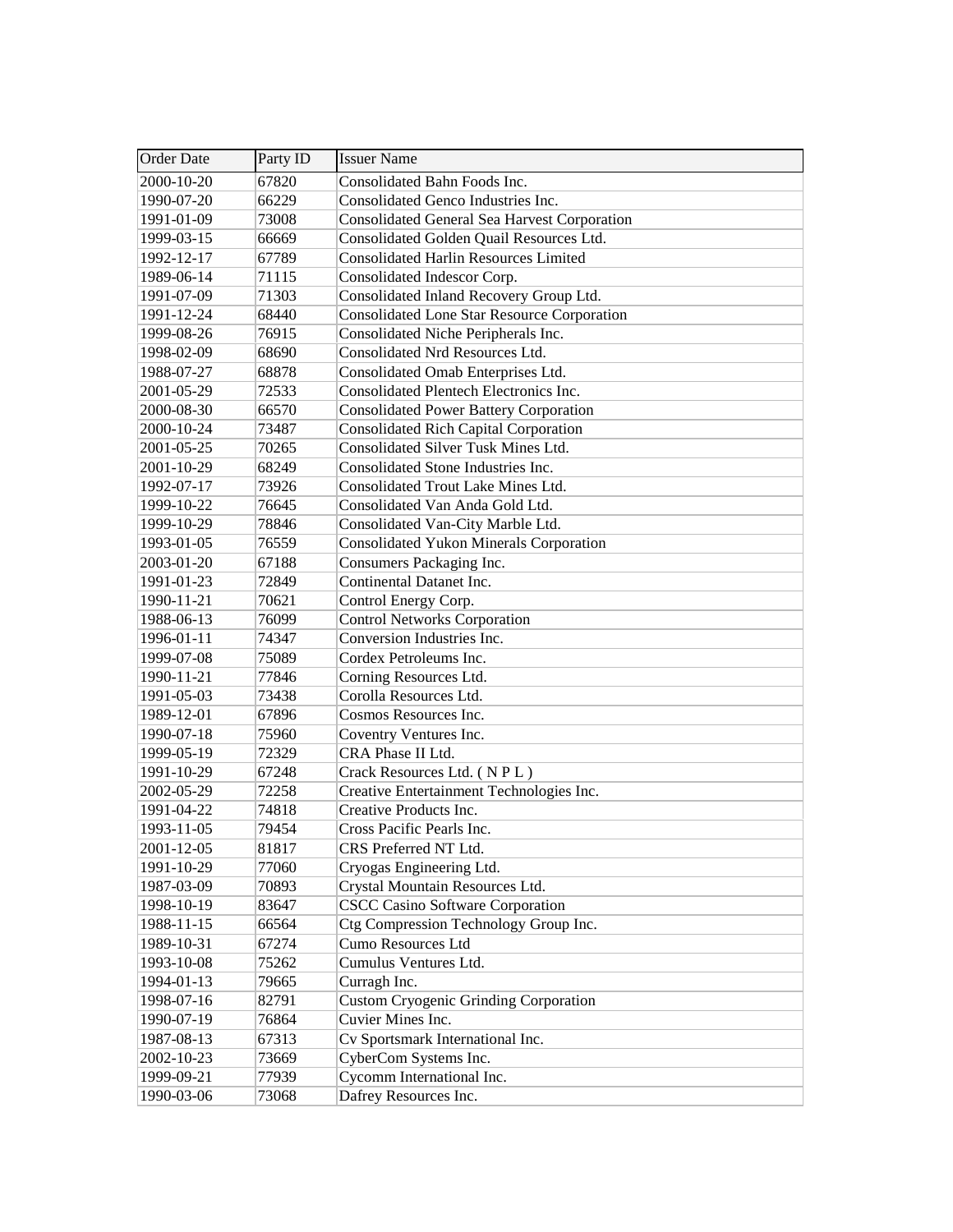| Order Date | Party ID | Issuer Name |
| --- | --- | --- |
| 2000-10-20 | 67820 | Consolidated Bahn Foods Inc. |
| 1990-07-20 | 66229 | Consolidated Genco Industries Inc. |
| 1991-01-09 | 73008 | Consolidated General Sea Harvest Corporation |
| 1999-03-15 | 66669 | Consolidated Golden Quail Resources Ltd. |
| 1992-12-17 | 67789 | Consolidated Harlin Resources Limited |
| 1989-06-14 | 71115 | Consolidated Indescor Corp. |
| 1991-07-09 | 71303 | Consolidated Inland Recovery Group Ltd. |
| 1991-12-24 | 68440 | Consolidated Lone Star Resource Corporation |
| 1999-08-26 | 76915 | Consolidated Niche Peripherals Inc. |
| 1998-02-09 | 68690 | Consolidated Nrd Resources Ltd. |
| 1988-07-27 | 68878 | Consolidated Omab Enterprises Ltd. |
| 2001-05-29 | 72533 | Consolidated Plentech Electronics Inc. |
| 2000-08-30 | 66570 | Consolidated Power Battery Corporation |
| 2000-10-24 | 73487 | Consolidated Rich Capital Corporation |
| 2001-05-25 | 70265 | Consolidated Silver Tusk Mines Ltd. |
| 2001-10-29 | 68249 | Consolidated Stone Industries Inc. |
| 1992-07-17 | 73926 | Consolidated Trout Lake Mines Ltd. |
| 1999-10-22 | 76645 | Consolidated Van Anda Gold Ltd. |
| 1999-10-29 | 78846 | Consolidated Van-City Marble Ltd. |
| 1993-01-05 | 76559 | Consolidated Yukon Minerals Corporation |
| 2003-01-20 | 67188 | Consumers Packaging Inc. |
| 1991-01-23 | 72849 | Continental Datanet Inc. |
| 1990-11-21 | 70621 | Control Energy Corp. |
| 1988-06-13 | 76099 | Control Networks Corporation |
| 1996-01-11 | 74347 | Conversion Industries Inc. |
| 1999-07-08 | 75089 | Cordex Petroleums Inc. |
| 1990-11-21 | 77846 | Corning Resources Ltd. |
| 1991-05-03 | 73438 | Corolla Resources Ltd. |
| 1989-12-01 | 67896 | Cosmos Resources Inc. |
| 1990-07-18 | 75960 | Coventry Ventures Inc. |
| 1999-05-19 | 72329 | CRA Phase II Ltd. |
| 1991-10-29 | 67248 | Crack Resources Ltd. ( N P L ) |
| 2002-05-29 | 72258 | Creative Entertainment Technologies Inc. |
| 1991-04-22 | 74818 | Creative Products Inc. |
| 1993-11-05 | 79454 | Cross Pacific Pearls Inc. |
| 2001-12-05 | 81817 | CRS Preferred NT Ltd. |
| 1991-10-29 | 77060 | Cryogas Engineering Ltd. |
| 1987-03-09 | 70893 | Crystal Mountain Resources Ltd. |
| 1998-10-19 | 83647 | CSCC Casino Software Corporation |
| 1988-11-15 | 66564 | Ctg Compression Technology Group Inc. |
| 1989-10-31 | 67274 | Cumo Resources Ltd |
| 1993-10-08 | 75262 | Cumulus Ventures Ltd. |
| 1994-01-13 | 79665 | Curragh Inc. |
| 1998-07-16 | 82791 | Custom Cryogenic Grinding Corporation |
| 1990-07-19 | 76864 | Cuvier Mines Inc. |
| 1987-08-13 | 67313 | Cv Sportsmark International Inc. |
| 2002-10-23 | 73669 | CyberCom Systems Inc. |
| 1999-09-21 | 77939 | Cycomm International Inc. |
| 1990-03-06 | 73068 | Dafrey Resources Inc. |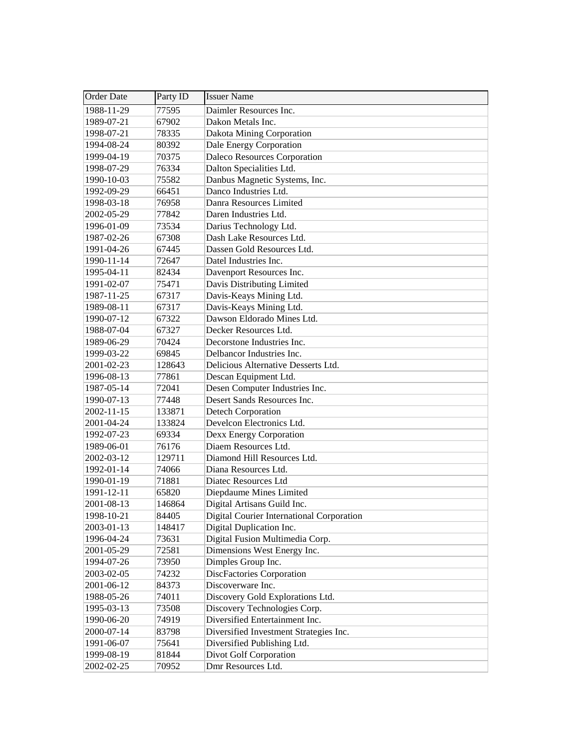| Order Date | Party ID | Issuer Name |
| --- | --- | --- |
| 1988-11-29 | 77595 | Daimler Resources Inc. |
| 1989-07-21 | 67902 | Dakon Metals Inc. |
| 1998-07-21 | 78335 | Dakota Mining Corporation |
| 1994-08-24 | 80392 | Dale Energy Corporation |
| 1999-04-19 | 70375 | Daleco Resources Corporation |
| 1998-07-29 | 76334 | Dalton Specialities Ltd. |
| 1990-10-03 | 75582 | Danbus Magnetic Systems, Inc. |
| 1992-09-29 | 66451 | Danco Industries Ltd. |
| 1998-03-18 | 76958 | Danra Resources Limited |
| 2002-05-29 | 77842 | Daren Industries Ltd. |
| 1996-01-09 | 73534 | Darius Technology Ltd. |
| 1987-02-26 | 67308 | Dash Lake Resources Ltd. |
| 1991-04-26 | 67445 | Dassen Gold Resources Ltd. |
| 1990-11-14 | 72647 | Datel Industries Inc. |
| 1995-04-11 | 82434 | Davenport Resources Inc. |
| 1991-02-07 | 75471 | Davis Distributing Limited |
| 1987-11-25 | 67317 | Davis-Keays Mining Ltd. |
| 1989-08-11 | 67317 | Davis-Keays Mining Ltd. |
| 1990-07-12 | 67322 | Dawson Eldorado Mines Ltd. |
| 1988-07-04 | 67327 | Decker Resources Ltd. |
| 1989-06-29 | 70424 | Decorstone Industries Inc. |
| 1999-03-22 | 69845 | Delbancor Industries Inc. |
| 2001-02-23 | 128643 | Delicious Alternative Desserts Ltd. |
| 1996-08-13 | 77861 | Descan Equipment Ltd. |
| 1987-05-14 | 72041 | Desen Computer Industries Inc. |
| 1990-07-13 | 77448 | Desert Sands Resources Inc. |
| 2002-11-15 | 133871 | Detech Corporation |
| 2001-04-24 | 133824 | Develcon Electronics Ltd. |
| 1992-07-23 | 69334 | Dexx Energy Corporation |
| 1989-06-01 | 76176 | Diaem Resources Ltd. |
| 2002-03-12 | 129711 | Diamond Hill Resources Ltd. |
| 1992-01-14 | 74066 | Diana Resources Ltd. |
| 1990-01-19 | 71881 | Diatec Resources Ltd |
| 1991-12-11 | 65820 | Diepdaume Mines Limited |
| 2001-08-13 | 146864 | Digital Artisans Guild Inc. |
| 1998-10-21 | 84405 | Digital Courier International Corporation |
| 2003-01-13 | 148417 | Digital Duplication Inc. |
| 1996-04-24 | 73631 | Digital Fusion Multimedia Corp. |
| 2001-05-29 | 72581 | Dimensions West Energy Inc. |
| 1994-07-26 | 73950 | Dimples Group Inc. |
| 2003-02-05 | 74232 | DiscFactories Corporation |
| 2001-06-12 | 84373 | Discoverware Inc. |
| 1988-05-26 | 74011 | Discovery Gold Explorations Ltd. |
| 1995-03-13 | 73508 | Discovery Technologies Corp. |
| 1990-06-20 | 74919 | Diversified Entertainment Inc. |
| 2000-07-14 | 83798 | Diversified Investment Strategies Inc. |
| 1991-06-07 | 75641 | Diversified Publishing Ltd. |
| 1999-08-19 | 81844 | Divot Golf Corporation |
| 2002-02-25 | 70952 | Dmr Resources Ltd. |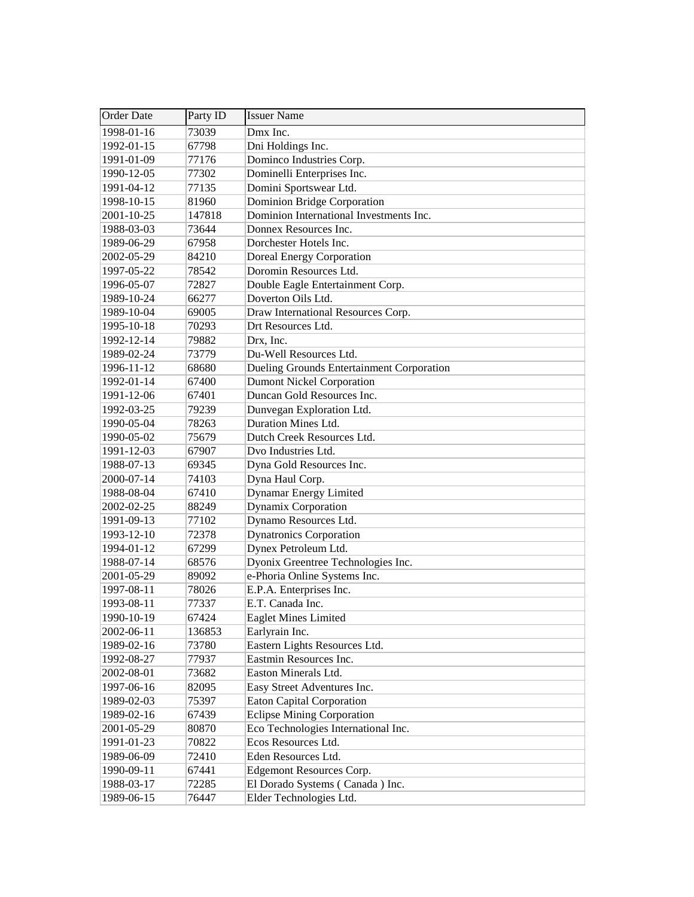| Order Date | Party ID | Issuer Name |
| --- | --- | --- |
| 1998-01-16 | 73039 | Dmx Inc. |
| 1992-01-15 | 67798 | Dni Holdings Inc. |
| 1991-01-09 | 77176 | Dominco Industries Corp. |
| 1990-12-05 | 77302 | Dominelli Enterprises Inc. |
| 1991-04-12 | 77135 | Domini Sportswear Ltd. |
| 1998-10-15 | 81960 | Dominion Bridge Corporation |
| 2001-10-25 | 147818 | Dominion International Investments Inc. |
| 1988-03-03 | 73644 | Donnex Resources Inc. |
| 1989-06-29 | 67958 | Dorchester Hotels Inc. |
| 2002-05-29 | 84210 | Doreal Energy Corporation |
| 1997-05-22 | 78542 | Doromin Resources Ltd. |
| 1996-05-07 | 72827 | Double Eagle Entertainment Corp. |
| 1989-10-24 | 66277 | Doverton Oils Ltd. |
| 1989-10-04 | 69005 | Draw International Resources Corp. |
| 1995-10-18 | 70293 | Drt Resources Ltd. |
| 1992-12-14 | 79882 | Drx, Inc. |
| 1989-02-24 | 73779 | Du-Well Resources Ltd. |
| 1996-11-12 | 68680 | Dueling Grounds Entertainment Corporation |
| 1992-01-14 | 67400 | Dumont Nickel Corporation |
| 1991-12-06 | 67401 | Duncan Gold Resources Inc. |
| 1992-03-25 | 79239 | Dunvegan Exploration Ltd. |
| 1990-05-04 | 78263 | Duration Mines Ltd. |
| 1990-05-02 | 75679 | Dutch Creek Resources Ltd. |
| 1991-12-03 | 67907 | Dvo Industries Ltd. |
| 1988-07-13 | 69345 | Dyna Gold Resources Inc. |
| 2000-07-14 | 74103 | Dyna Haul Corp. |
| 1988-08-04 | 67410 | Dynamar Energy Limited |
| 2002-02-25 | 88249 | Dynamix Corporation |
| 1991-09-13 | 77102 | Dynamo Resources Ltd. |
| 1993-12-10 | 72378 | Dynatronics Corporation |
| 1994-01-12 | 67299 | Dynex Petroleum Ltd. |
| 1988-07-14 | 68576 | Dyonix Greentree Technologies Inc. |
| 2001-05-29 | 89092 | e-Phoria Online Systems Inc. |
| 1997-08-11 | 78026 | E.P.A. Enterprises Inc. |
| 1993-08-11 | 77337 | E.T. Canada Inc. |
| 1990-10-19 | 67424 | Eaglet Mines Limited |
| 2002-06-11 | 136853 | Earlyrain Inc. |
| 1989-02-16 | 73780 | Eastern Lights Resources Ltd. |
| 1992-08-27 | 77937 | Eastmin Resources Inc. |
| 2002-08-01 | 73682 | Easton Minerals Ltd. |
| 1997-06-16 | 82095 | Easy Street Adventures Inc. |
| 1989-02-03 | 75397 | Eaton Capital Corporation |
| 1989-02-16 | 67439 | Eclipse Mining Corporation |
| 2001-05-29 | 80870 | Eco Technologies International Inc. |
| 1991-01-23 | 70822 | Ecos Resources Ltd. |
| 1989-06-09 | 72410 | Eden Resources Ltd. |
| 1990-09-11 | 67441 | Edgemont Resources Corp. |
| 1988-03-17 | 72285 | El Dorado Systems ( Canada ) Inc. |
| 1989-06-15 | 76447 | Elder Technologies Ltd. |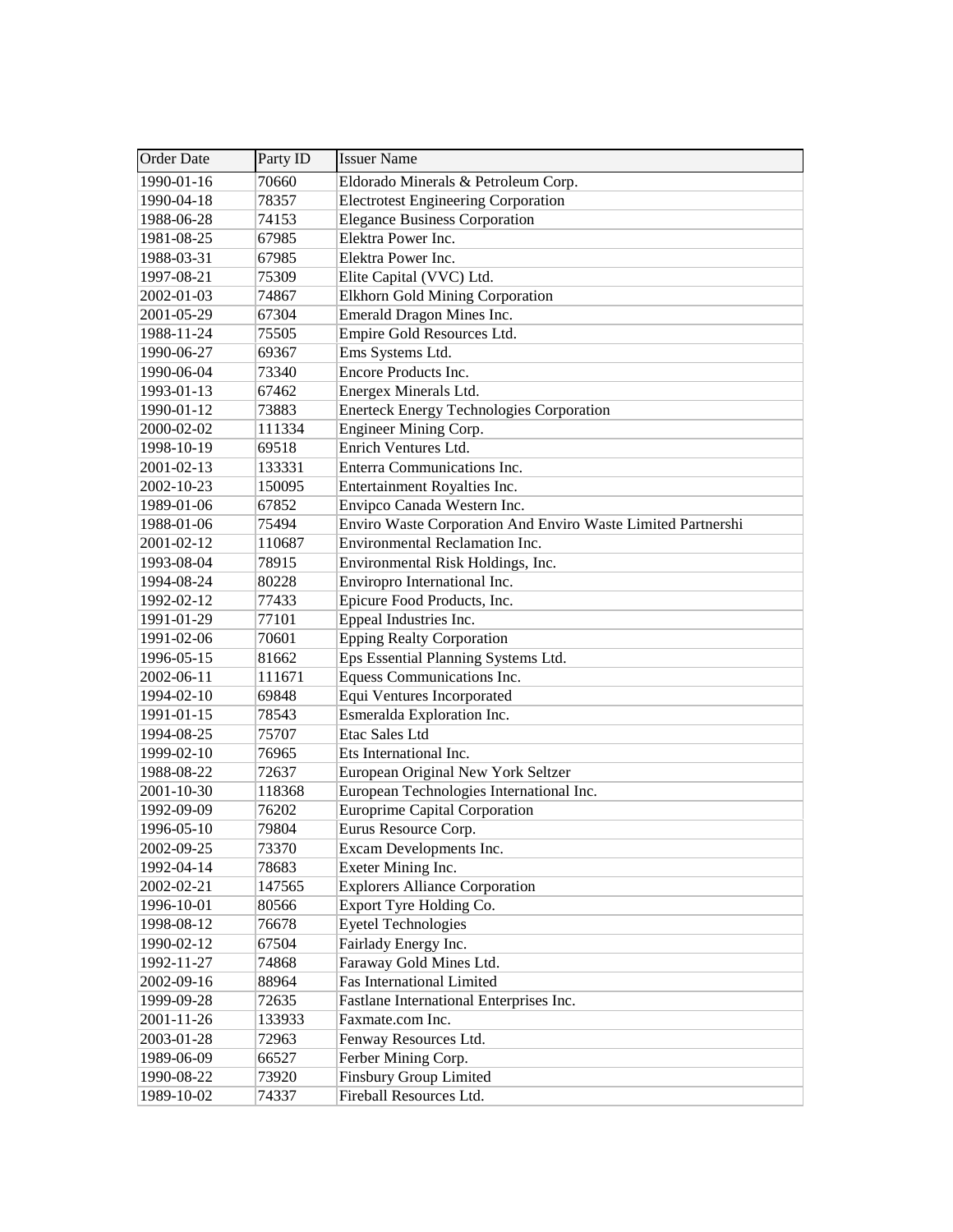| Order Date | Party ID | Issuer Name |
|---|---|---|
| 1990-01-16 | 70660 | Eldorado Minerals & Petroleum Corp. |
| 1990-04-18 | 78357 | Electrotest Engineering Corporation |
| 1988-06-28 | 74153 | Elegance Business Corporation |
| 1981-08-25 | 67985 | Elektra Power Inc. |
| 1988-03-31 | 67985 | Elektra Power Inc. |
| 1997-08-21 | 75309 | Elite Capital (VVC) Ltd. |
| 2002-01-03 | 74867 | Elkhorn Gold Mining Corporation |
| 2001-05-29 | 67304 | Emerald Dragon Mines Inc. |
| 1988-11-24 | 75505 | Empire Gold Resources Ltd. |
| 1990-06-27 | 69367 | Ems Systems Ltd. |
| 1990-06-04 | 73340 | Encore Products Inc. |
| 1993-01-13 | 67462 | Energex Minerals Ltd. |
| 1990-01-12 | 73883 | Enerteck Energy Technologies Corporation |
| 2000-02-02 | 111334 | Engineer Mining Corp. |
| 1998-10-19 | 69518 | Enrich Ventures Ltd. |
| 2001-02-13 | 133331 | Enterra Communications Inc. |
| 2002-10-23 | 150095 | Entertainment Royalties Inc. |
| 1989-01-06 | 67852 | Envipco Canada Western Inc. |
| 1988-01-06 | 75494 | Enviro Waste Corporation And Enviro Waste Limited Partnershi |
| 2001-02-12 | 110687 | Environmental Reclamation Inc. |
| 1993-08-04 | 78915 | Environmental Risk Holdings, Inc. |
| 1994-08-24 | 80228 | Enviropro International Inc. |
| 1992-02-12 | 77433 | Epicure Food Products, Inc. |
| 1991-01-29 | 77101 | Eppeal Industries Inc. |
| 1991-02-06 | 70601 | Epping Realty Corporation |
| 1996-05-15 | 81662 | Eps Essential Planning Systems Ltd. |
| 2002-06-11 | 111671 | Equess Communications Inc. |
| 1994-02-10 | 69848 | Equi Ventures Incorporated |
| 1991-01-15 | 78543 | Esmeralda Exploration Inc. |
| 1994-08-25 | 75707 | Etac Sales Ltd |
| 1999-02-10 | 76965 | Ets International Inc. |
| 1988-08-22 | 72637 | European Original New York Seltzer |
| 2001-10-30 | 118368 | European Technologies International Inc. |
| 1992-09-09 | 76202 | Europrime Capital Corporation |
| 1996-05-10 | 79804 | Eurus Resource Corp. |
| 2002-09-25 | 73370 | Excam Developments Inc. |
| 1992-04-14 | 78683 | Exeter Mining Inc. |
| 2002-02-21 | 147565 | Explorers Alliance Corporation |
| 1996-10-01 | 80566 | Export Tyre Holding Co. |
| 1998-08-12 | 76678 | Eyetel Technologies |
| 1990-02-12 | 67504 | Fairlady Energy Inc. |
| 1992-11-27 | 74868 | Faraway Gold Mines Ltd. |
| 2002-09-16 | 88964 | Fas International Limited |
| 1999-09-28 | 72635 | Fastlane International Enterprises Inc. |
| 2001-11-26 | 133933 | Faxmate.com Inc. |
| 2003-01-28 | 72963 | Fenway Resources Ltd. |
| 1989-06-09 | 66527 | Ferber Mining Corp. |
| 1990-08-22 | 73920 | Finsbury Group Limited |
| 1989-10-02 | 74337 | Fireball Resources Ltd. |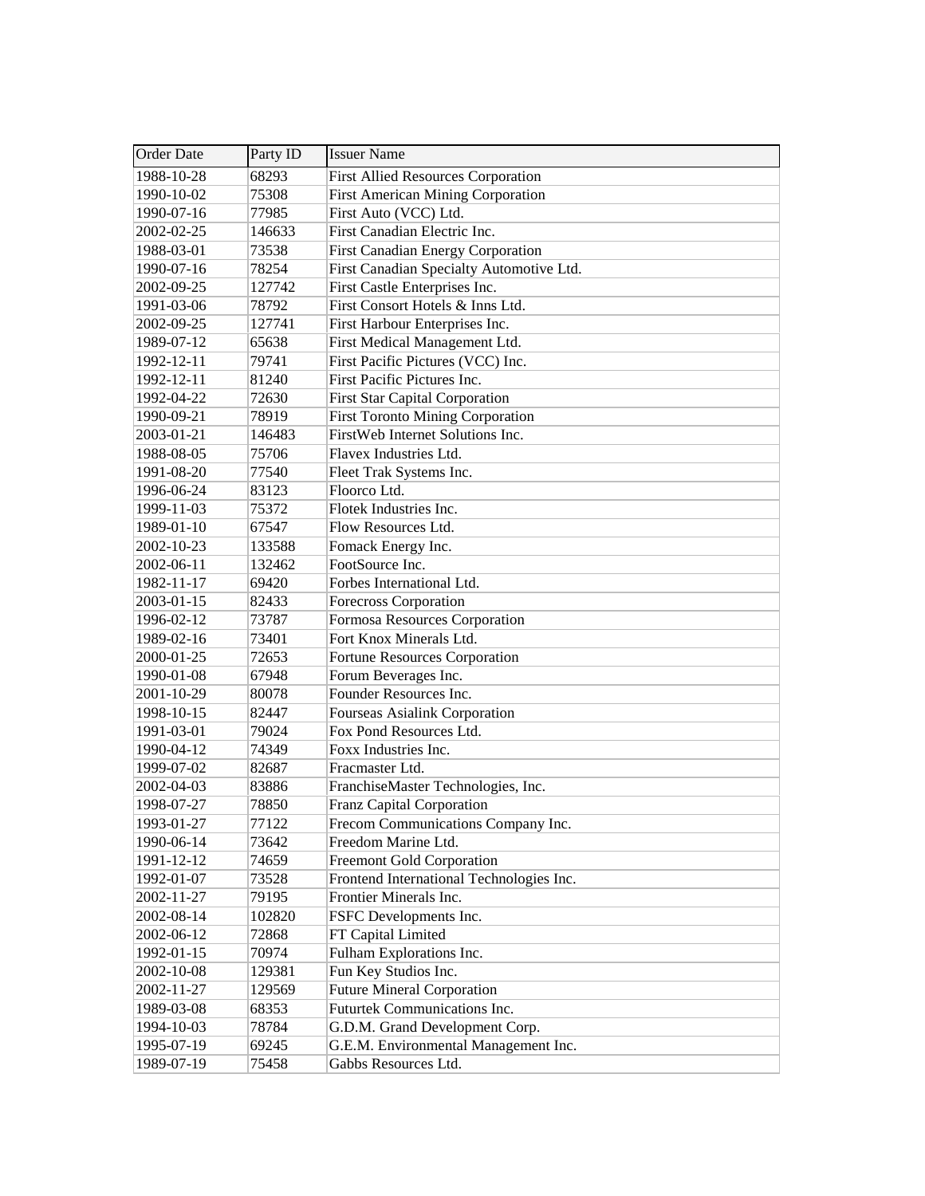| Order Date | Party ID | Issuer Name |
|---|---|---|
| 1988-10-28 | 68293 | First Allied Resources Corporation |
| 1990-10-02 | 75308 | First American Mining Corporation |
| 1990-07-16 | 77985 | First Auto (VCC) Ltd. |
| 2002-02-25 | 146633 | First Canadian Electric Inc. |
| 1988-03-01 | 73538 | First Canadian Energy Corporation |
| 1990-07-16 | 78254 | First Canadian Specialty Automotive Ltd. |
| 2002-09-25 | 127742 | First Castle Enterprises Inc. |
| 1991-03-06 | 78792 | First Consort Hotels & Inns Ltd. |
| 2002-09-25 | 127741 | First Harbour Enterprises Inc. |
| 1989-07-12 | 65638 | First Medical Management Ltd. |
| 1992-12-11 | 79741 | First Pacific Pictures (VCC) Inc. |
| 1992-12-11 | 81240 | First Pacific Pictures Inc. |
| 1992-04-22 | 72630 | First Star Capital Corporation |
| 1990-09-21 | 78919 | First Toronto Mining Corporation |
| 2003-01-21 | 146483 | FirstWeb Internet Solutions Inc. |
| 1988-08-05 | 75706 | Flavex Industries Ltd. |
| 1991-08-20 | 77540 | Fleet Trak Systems Inc. |
| 1996-06-24 | 83123 | Floorco Ltd. |
| 1999-11-03 | 75372 | Flotek Industries Inc. |
| 1989-01-10 | 67547 | Flow Resources Ltd. |
| 2002-10-23 | 133588 | Fomack Energy Inc. |
| 2002-06-11 | 132462 | FootSource Inc. |
| 1982-11-17 | 69420 | Forbes International Ltd. |
| 2003-01-15 | 82433 | Forecross Corporation |
| 1996-02-12 | 73787 | Formosa Resources Corporation |
| 1989-02-16 | 73401 | Fort Knox Minerals Ltd. |
| 2000-01-25 | 72653 | Fortune Resources Corporation |
| 1990-01-08 | 67948 | Forum Beverages Inc. |
| 2001-10-29 | 80078 | Founder Resources Inc. |
| 1998-10-15 | 82447 | Fourseas Asialink Corporation |
| 1991-03-01 | 79024 | Fox Pond Resources Ltd. |
| 1990-04-12 | 74349 | Foxx Industries Inc. |
| 1999-07-02 | 82687 | Fracmaster Ltd. |
| 2002-04-03 | 83886 | FranchiseMaster Technologies, Inc. |
| 1998-07-27 | 78850 | Franz Capital Corporation |
| 1993-01-27 | 77122 | Frecom Communications Company Inc. |
| 1990-06-14 | 73642 | Freedom Marine Ltd. |
| 1991-12-12 | 74659 | Freemont Gold Corporation |
| 1992-01-07 | 73528 | Frontend International Technologies Inc. |
| 2002-11-27 | 79195 | Frontier Minerals Inc. |
| 2002-08-14 | 102820 | FSFC Developments Inc. |
| 2002-06-12 | 72868 | FT Capital Limited |
| 1992-01-15 | 70974 | Fulham Explorations Inc. |
| 2002-10-08 | 129381 | Fun Key Studios Inc. |
| 2002-11-27 | 129569 | Future Mineral Corporation |
| 1989-03-08 | 68353 | Futurtek Communications Inc. |
| 1994-10-03 | 78784 | G.D.M. Grand Development Corp. |
| 1995-07-19 | 69245 | G.E.M. Environmental Management Inc. |
| 1989-07-19 | 75458 | Gabbs Resources Ltd. |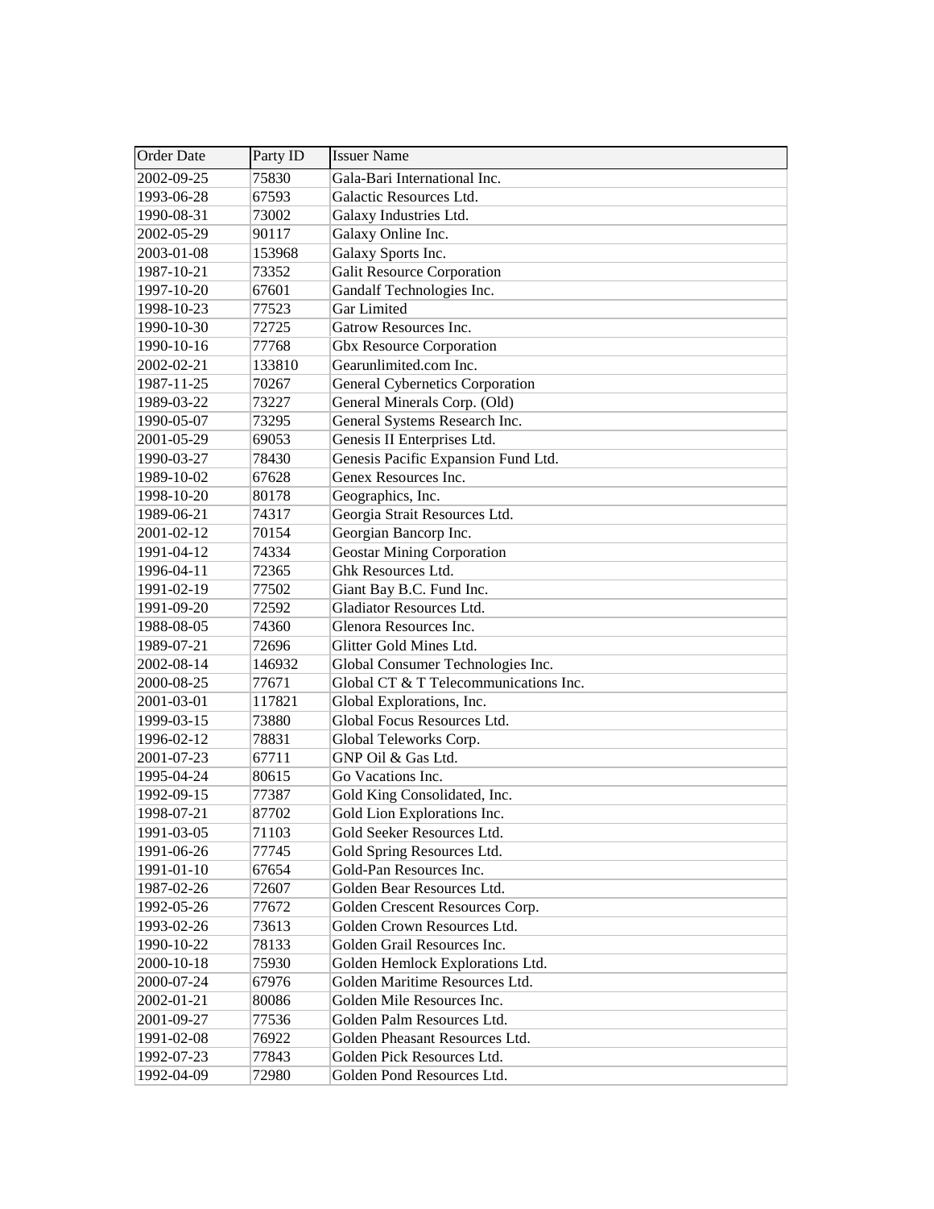| Order Date | Party ID | Issuer Name |
| --- | --- | --- |
| 2002-09-25 | 75830 | Gala-Bari International Inc. |
| 1993-06-28 | 67593 | Galactic Resources Ltd. |
| 1990-08-31 | 73002 | Galaxy Industries Ltd. |
| 2002-05-29 | 90117 | Galaxy Online Inc. |
| 2003-01-08 | 153968 | Galaxy Sports Inc. |
| 1987-10-21 | 73352 | Galit Resource Corporation |
| 1997-10-20 | 67601 | Gandalf Technologies Inc. |
| 1998-10-23 | 77523 | Gar Limited |
| 1990-10-30 | 72725 | Gatrow Resources Inc. |
| 1990-10-16 | 77768 | Gbx Resource Corporation |
| 2002-02-21 | 133810 | Gearunlimited.com Inc. |
| 1987-11-25 | 70267 | General Cybernetics Corporation |
| 1989-03-22 | 73227 | General Minerals Corp. (Old) |
| 1990-05-07 | 73295 | General Systems Research Inc. |
| 2001-05-29 | 69053 | Genesis II Enterprises Ltd. |
| 1990-03-27 | 78430 | Genesis Pacific Expansion Fund Ltd. |
| 1989-10-02 | 67628 | Genex Resources Inc. |
| 1998-10-20 | 80178 | Geographics, Inc. |
| 1989-06-21 | 74317 | Georgia Strait Resources Ltd. |
| 2001-02-12 | 70154 | Georgian Bancorp Inc. |
| 1991-04-12 | 74334 | Geostar Mining Corporation |
| 1996-04-11 | 72365 | Ghk Resources Ltd. |
| 1991-02-19 | 77502 | Giant Bay B.C. Fund Inc. |
| 1991-09-20 | 72592 | Gladiator Resources Ltd. |
| 1988-08-05 | 74360 | Glenora Resources Inc. |
| 1989-07-21 | 72696 | Glitter Gold Mines Ltd. |
| 2002-08-14 | 146932 | Global Consumer Technologies Inc. |
| 2000-08-25 | 77671 | Global CT & T Telecommunications Inc. |
| 2001-03-01 | 117821 | Global Explorations, Inc. |
| 1999-03-15 | 73880 | Global Focus Resources Ltd. |
| 1996-02-12 | 78831 | Global Teleworks Corp. |
| 2001-07-23 | 67711 | GNP Oil & Gas Ltd. |
| 1995-04-24 | 80615 | Go Vacations Inc. |
| 1992-09-15 | 77387 | Gold King Consolidated, Inc. |
| 1998-07-21 | 87702 | Gold Lion Explorations Inc. |
| 1991-03-05 | 71103 | Gold Seeker Resources Ltd. |
| 1991-06-26 | 77745 | Gold Spring Resources Ltd. |
| 1991-01-10 | 67654 | Gold-Pan Resources Inc. |
| 1987-02-26 | 72607 | Golden Bear Resources Ltd. |
| 1992-05-26 | 77672 | Golden Crescent Resources Corp. |
| 1993-02-26 | 73613 | Golden Crown Resources Ltd. |
| 1990-10-22 | 78133 | Golden Grail Resources Inc. |
| 2000-10-18 | 75930 | Golden Hemlock Explorations Ltd. |
| 2000-07-24 | 67976 | Golden Maritime Resources Ltd. |
| 2002-01-21 | 80086 | Golden Mile Resources Inc. |
| 2001-09-27 | 77536 | Golden Palm Resources Ltd. |
| 1991-02-08 | 76922 | Golden Pheasant Resources Ltd. |
| 1992-07-23 | 77843 | Golden Pick Resources Ltd. |
| 1992-04-09 | 72980 | Golden Pond Resources Ltd. |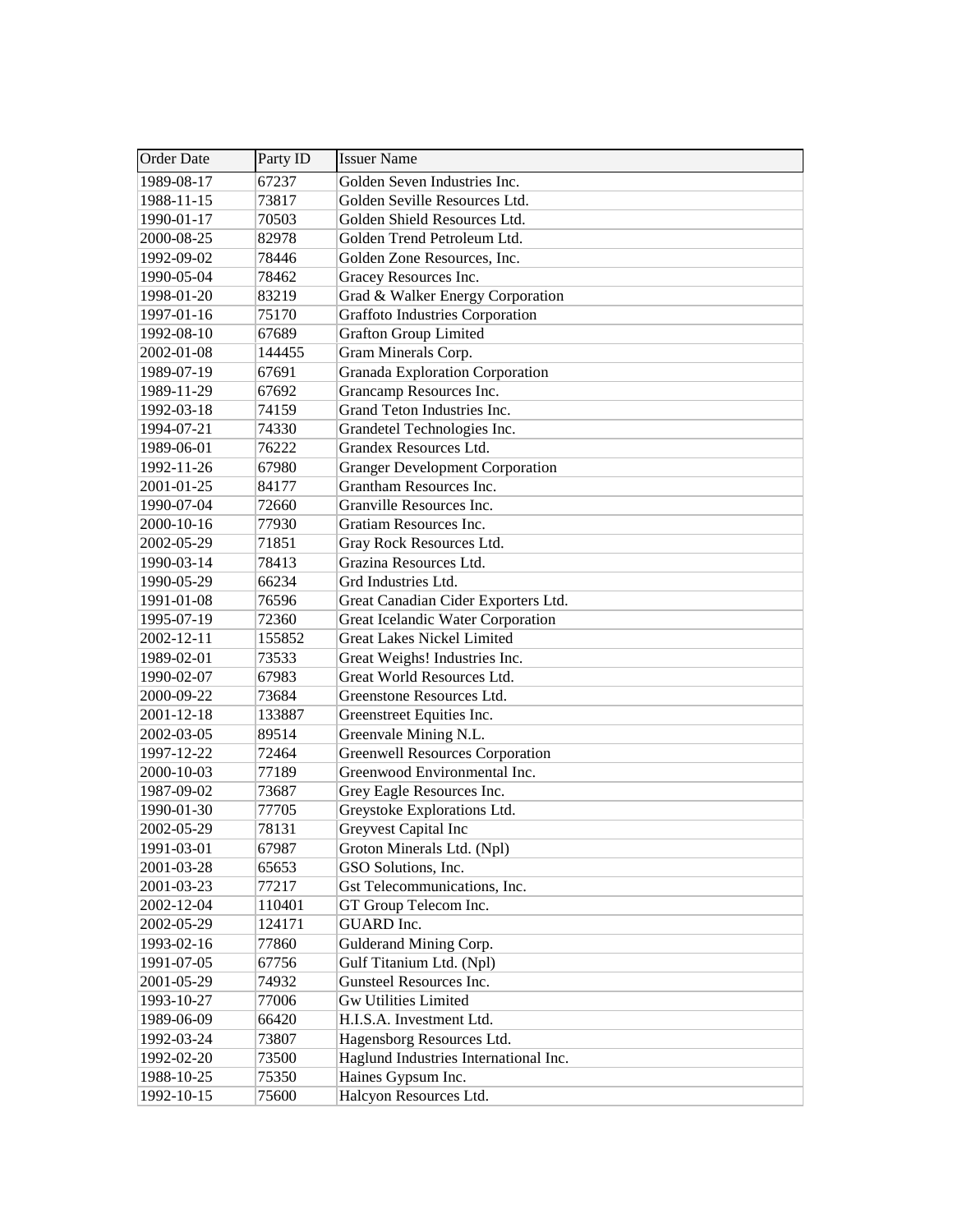| Order Date | Party ID | Issuer Name |
| --- | --- | --- |
| 1989-08-17 | 67237 | Golden Seven Industries Inc. |
| 1988-11-15 | 73817 | Golden Seville Resources Ltd. |
| 1990-01-17 | 70503 | Golden Shield Resources Ltd. |
| 2000-08-25 | 82978 | Golden Trend Petroleum Ltd. |
| 1992-09-02 | 78446 | Golden Zone Resources, Inc. |
| 1990-05-04 | 78462 | Gracey Resources Inc. |
| 1998-01-20 | 83219 | Grad & Walker Energy Corporation |
| 1997-01-16 | 75170 | Graffoto Industries Corporation |
| 1992-08-10 | 67689 | Grafton Group Limited |
| 2002-01-08 | 144455 | Gram Minerals Corp. |
| 1989-07-19 | 67691 | Granada Exploration Corporation |
| 1989-11-29 | 67692 | Grancamp Resources Inc. |
| 1992-03-18 | 74159 | Grand Teton Industries Inc. |
| 1994-07-21 | 74330 | Grandetel Technologies Inc. |
| 1989-06-01 | 76222 | Grandex Resources Ltd. |
| 1992-11-26 | 67980 | Granger Development Corporation |
| 2001-01-25 | 84177 | Grantham Resources Inc. |
| 1990-07-04 | 72660 | Granville Resources Inc. |
| 2000-10-16 | 77930 | Gratiam Resources Inc. |
| 2002-05-29 | 71851 | Gray Rock Resources Ltd. |
| 1990-03-14 | 78413 | Grazina Resources Ltd. |
| 1990-05-29 | 66234 | Grd Industries Ltd. |
| 1991-01-08 | 76596 | Great Canadian Cider Exporters Ltd. |
| 1995-07-19 | 72360 | Great Icelandic Water Corporation |
| 2002-12-11 | 155852 | Great Lakes Nickel Limited |
| 1989-02-01 | 73533 | Great Weighs! Industries Inc. |
| 1990-02-07 | 67983 | Great World Resources Ltd. |
| 2000-09-22 | 73684 | Greenstone Resources Ltd. |
| 2001-12-18 | 133887 | Greenstreet Equities Inc. |
| 2002-03-05 | 89514 | Greenvale Mining N.L. |
| 1997-12-22 | 72464 | Greenwell Resources Corporation |
| 2000-10-03 | 77189 | Greenwood Environmental Inc. |
| 1987-09-02 | 73687 | Grey Eagle Resources Inc. |
| 1990-01-30 | 77705 | Greystoke Explorations Ltd. |
| 2002-05-29 | 78131 | Greyvest Capital Inc |
| 1991-03-01 | 67987 | Groton Minerals Ltd. (Npl) |
| 2001-03-28 | 65653 | GSO Solutions, Inc. |
| 2001-03-23 | 77217 | Gst Telecommunications, Inc. |
| 2002-12-04 | 110401 | GT Group Telecom Inc. |
| 2002-05-29 | 124171 | GUARD Inc. |
| 1993-02-16 | 77860 | Gulderand Mining Corp. |
| 1991-07-05 | 67756 | Gulf Titanium Ltd. (Npl) |
| 2001-05-29 | 74932 | Gunsteel Resources Inc. |
| 1993-10-27 | 77006 | Gw Utilities Limited |
| 1989-06-09 | 66420 | H.I.S.A. Investment Ltd. |
| 1992-03-24 | 73807 | Hagensborg Resources Ltd. |
| 1992-02-20 | 73500 | Haglund Industries International Inc. |
| 1988-10-25 | 75350 | Haines Gypsum Inc. |
| 1992-10-15 | 75600 | Halcyon Resources Ltd. |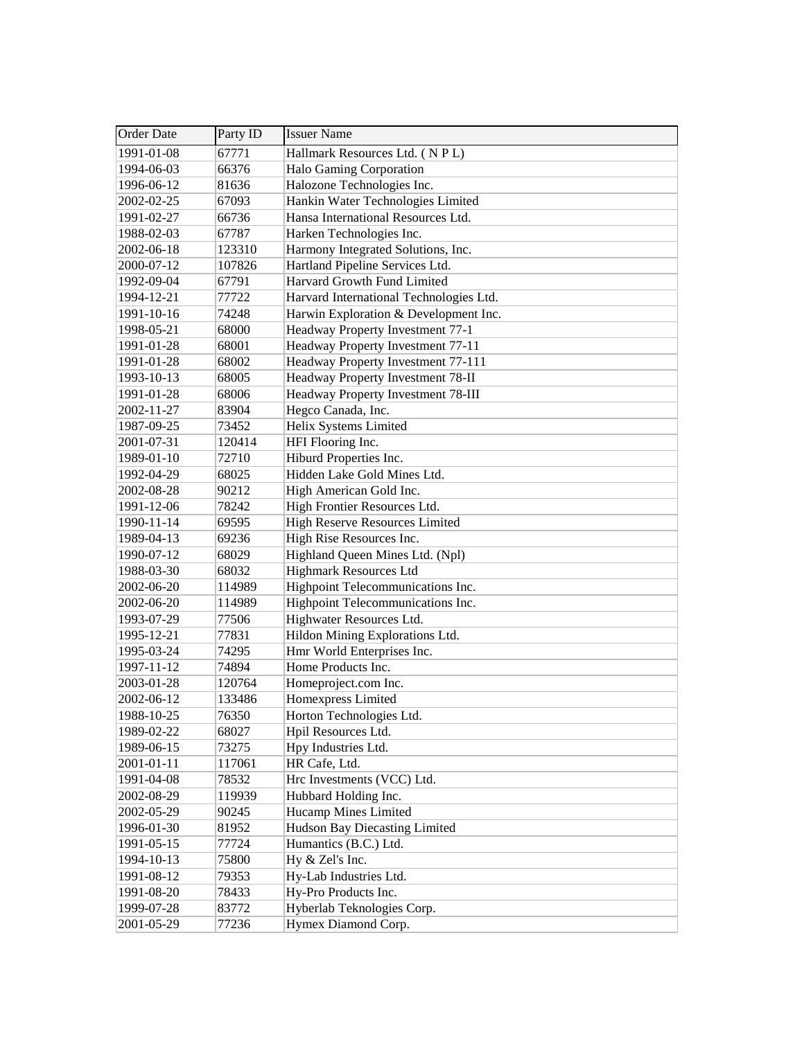| Order Date | Party ID | Issuer Name |
| --- | --- | --- |
| 1991-01-08 | 67771 | Hallmark Resources Ltd. ( N P L) |
| 1994-06-03 | 66376 | Halo Gaming Corporation |
| 1996-06-12 | 81636 | Halozone Technologies Inc. |
| 2002-02-25 | 67093 | Hankin Water Technologies Limited |
| 1991-02-27 | 66736 | Hansa International Resources Ltd. |
| 1988-02-03 | 67787 | Harken Technologies Inc. |
| 2002-06-18 | 123310 | Harmony Integrated Solutions, Inc. |
| 2000-07-12 | 107826 | Hartland Pipeline Services Ltd. |
| 1992-09-04 | 67791 | Harvard Growth Fund Limited |
| 1994-12-21 | 77722 | Harvard International Technologies Ltd. |
| 1991-10-16 | 74248 | Harwin Exploration & Development Inc. |
| 1998-05-21 | 68000 | Headway Property Investment 77-1 |
| 1991-01-28 | 68001 | Headway Property Investment 77-11 |
| 1991-01-28 | 68002 | Headway Property Investment 77-111 |
| 1993-10-13 | 68005 | Headway Property Investment 78-II |
| 1991-01-28 | 68006 | Headway Property Investment 78-III |
| 2002-11-27 | 83904 | Hegco Canada, Inc. |
| 1987-09-25 | 73452 | Helix Systems Limited |
| 2001-07-31 | 120414 | HFI Flooring Inc. |
| 1989-01-10 | 72710 | Hiburd Properties Inc. |
| 1992-04-29 | 68025 | Hidden Lake Gold Mines Ltd. |
| 2002-08-28 | 90212 | High American Gold Inc. |
| 1991-12-06 | 78242 | High Frontier Resources Ltd. |
| 1990-11-14 | 69595 | High Reserve Resources Limited |
| 1989-04-13 | 69236 | High Rise Resources Inc. |
| 1990-07-12 | 68029 | Highland Queen Mines Ltd. (Npl) |
| 1988-03-30 | 68032 | Highmark Resources Ltd |
| 2002-06-20 | 114989 | Highpoint Telecommunications Inc. |
| 2002-06-20 | 114989 | Highpoint Telecommunications Inc. |
| 1993-07-29 | 77506 | Highwater Resources Ltd. |
| 1995-12-21 | 77831 | Hildon Mining Explorations Ltd. |
| 1995-03-24 | 74295 | Hmr World Enterprises Inc. |
| 1997-11-12 | 74894 | Home Products Inc. |
| 2003-01-28 | 120764 | Homeproject.com Inc. |
| 2002-06-12 | 133486 | Homexpress Limited |
| 1988-10-25 | 76350 | Horton Technologies Ltd. |
| 1989-02-22 | 68027 | Hpil Resources Ltd. |
| 1989-06-15 | 73275 | Hpy Industries Ltd. |
| 2001-01-11 | 117061 | HR Cafe, Ltd. |
| 1991-04-08 | 78532 | Hrc Investments (VCC) Ltd. |
| 2002-08-29 | 119939 | Hubbard Holding Inc. |
| 2002-05-29 | 90245 | Hucamp Mines Limited |
| 1996-01-30 | 81952 | Hudson Bay Diecasting Limited |
| 1991-05-15 | 77724 | Humantics (B.C.) Ltd. |
| 1994-10-13 | 75800 | Hy & Zel's Inc. |
| 1991-08-12 | 79353 | Hy-Lab Industries Ltd. |
| 1991-08-20 | 78433 | Hy-Pro Products Inc. |
| 1999-07-28 | 83772 | Hyberlab Teknologies Corp. |
| 2001-05-29 | 77236 | Hymex Diamond Corp. |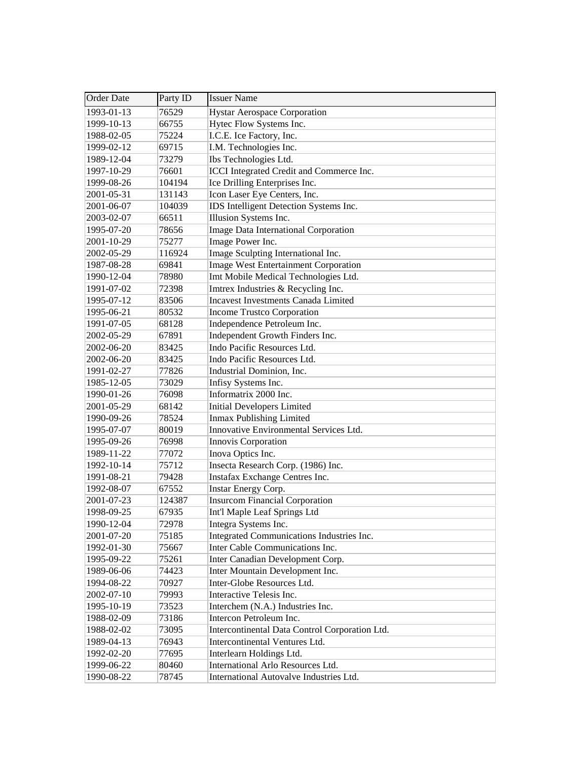| Order Date | Party ID | Issuer Name |
| --- | --- | --- |
| 1993-01-13 | 76529 | Hystar Aerospace Corporation |
| 1999-10-13 | 66755 | Hytec Flow Systems Inc. |
| 1988-02-05 | 75224 | I.C.E. Ice Factory, Inc. |
| 1999-02-12 | 69715 | I.M. Technologies Inc. |
| 1989-12-04 | 73279 | Ibs Technologies Ltd. |
| 1997-10-29 | 76601 | ICCI Integrated Credit and Commerce Inc. |
| 1999-08-26 | 104194 | Ice Drilling Enterprises Inc. |
| 2001-05-31 | 131143 | Icon Laser Eye Centers, Inc. |
| 2001-06-07 | 104039 | IDS Intelligent Detection Systems Inc. |
| 2003-02-07 | 66511 | Illusion Systems Inc. |
| 1995-07-20 | 78656 | Image Data International Corporation |
| 2001-10-29 | 75277 | Image Power Inc. |
| 2002-05-29 | 116924 | Image Sculpting International Inc. |
| 1987-08-28 | 69841 | Image West Entertainment Corporation |
| 1990-12-04 | 78980 | Imt Mobile Medical Technologies Ltd. |
| 1991-07-02 | 72398 | Imtrex Industries & Recycling Inc. |
| 1995-07-12 | 83506 | Incavest Investments Canada Limited |
| 1995-06-21 | 80532 | Income Trustco Corporation |
| 1991-07-05 | 68128 | Independence Petroleum Inc. |
| 2002-05-29 | 67891 | Independent Growth Finders Inc. |
| 2002-06-20 | 83425 | Indo Pacific Resources Ltd. |
| 2002-06-20 | 83425 | Indo Pacific Resources Ltd. |
| 1991-02-27 | 77826 | Industrial Dominion, Inc. |
| 1985-12-05 | 73029 | Infisy Systems Inc. |
| 1990-01-26 | 76098 | Informatrix 2000 Inc. |
| 2001-05-29 | 68142 | Initial Developers Limited |
| 1990-09-26 | 78524 | Inmax Publishing Limited |
| 1995-07-07 | 80019 | Innovative Environmental Services Ltd. |
| 1995-09-26 | 76998 | Innovis Corporation |
| 1989-11-22 | 77072 | Inova Optics Inc. |
| 1992-10-14 | 75712 | Insecta Research Corp. (1986) Inc. |
| 1991-08-21 | 79428 | Instafax Exchange Centres Inc. |
| 1992-08-07 | 67552 | Instar Energy Corp. |
| 2001-07-23 | 124387 | Insurcom Financial Corporation |
| 1998-09-25 | 67935 | Int'l Maple Leaf Springs Ltd |
| 1990-12-04 | 72978 | Integra Systems Inc. |
| 2001-07-20 | 75185 | Integrated Communications Industries Inc. |
| 1992-01-30 | 75667 | Inter Cable Communications Inc. |
| 1995-09-22 | 75261 | Inter Canadian Development Corp. |
| 1989-06-06 | 74423 | Inter Mountain Development Inc. |
| 1994-08-22 | 70927 | Inter-Globe Resources Ltd. |
| 2002-07-10 | 79993 | Interactive Telesis Inc. |
| 1995-10-19 | 73523 | Interchem (N.A.) Industries Inc. |
| 1988-02-09 | 73186 | Intercon Petroleum Inc. |
| 1988-02-02 | 73095 | Intercontinental Data Control Corporation Ltd. |
| 1989-04-13 | 76943 | Intercontinental Ventures Ltd. |
| 1992-02-20 | 77695 | Interlearn Holdings Ltd. |
| 1999-06-22 | 80460 | International Arlo Resources Ltd. |
| 1990-08-22 | 78745 | International Autovalve Industries Ltd. |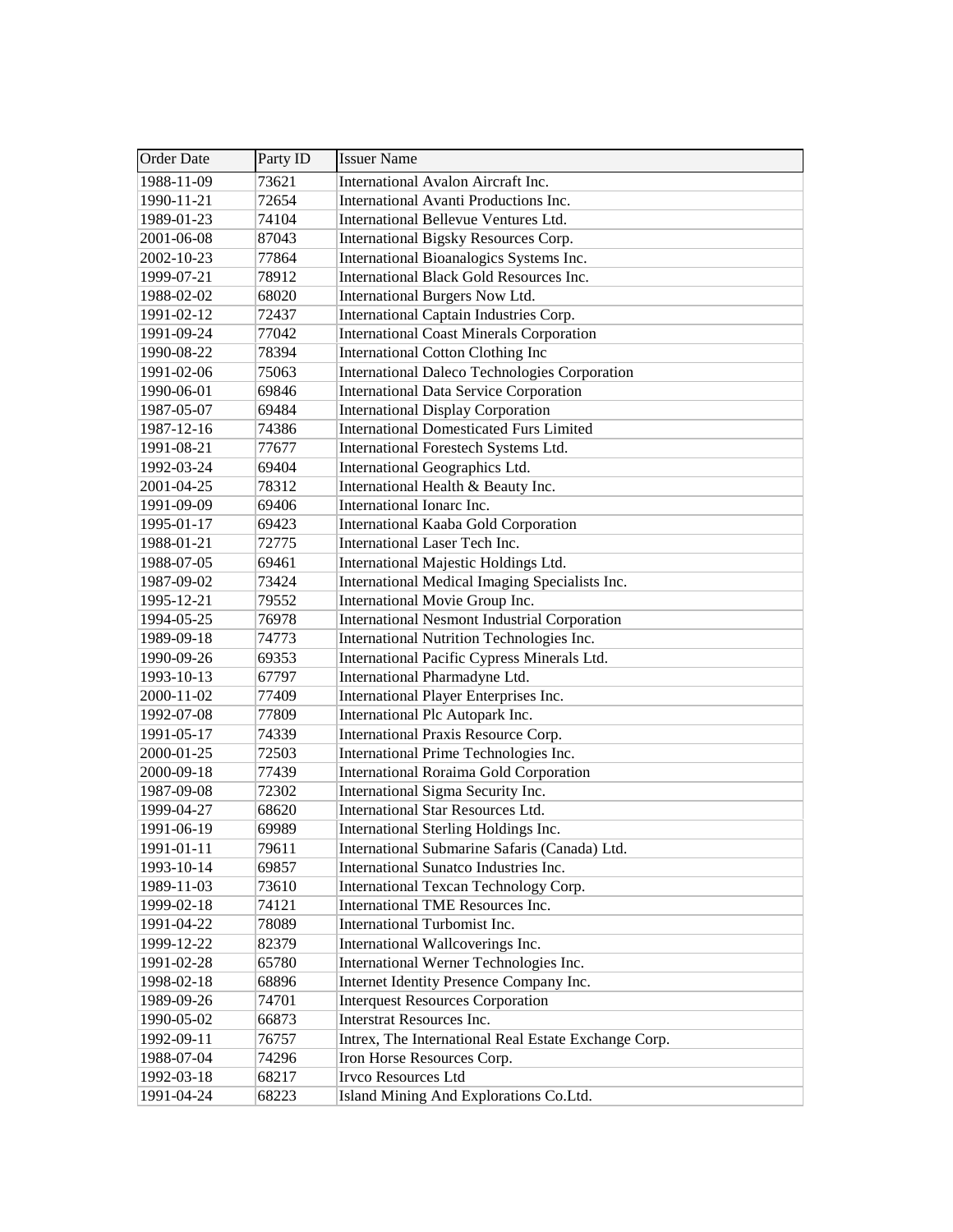| Order Date | Party ID | Issuer Name |
|---|---|---|
| 1988-11-09 | 73621 | International Avalon Aircraft Inc. |
| 1990-11-21 | 72654 | International Avanti Productions Inc. |
| 1989-01-23 | 74104 | International Bellevue Ventures Ltd. |
| 2001-06-08 | 87043 | International Bigsky Resources Corp. |
| 2002-10-23 | 77864 | International Bioanalogics Systems Inc. |
| 1999-07-21 | 78912 | International Black Gold Resources Inc. |
| 1988-02-02 | 68020 | International Burgers Now Ltd. |
| 1991-02-12 | 72437 | International Captain Industries Corp. |
| 1991-09-24 | 77042 | International Coast Minerals Corporation |
| 1990-08-22 | 78394 | International Cotton Clothing Inc |
| 1991-02-06 | 75063 | International Daleco Technologies Corporation |
| 1990-06-01 | 69846 | International Data Service Corporation |
| 1987-05-07 | 69484 | International Display Corporation |
| 1987-12-16 | 74386 | International Domesticated Furs Limited |
| 1991-08-21 | 77677 | International Forestech Systems Ltd. |
| 1992-03-24 | 69404 | International Geographics Ltd. |
| 2001-04-25 | 78312 | International Health & Beauty Inc. |
| 1991-09-09 | 69406 | International Ionarc Inc. |
| 1995-01-17 | 69423 | International Kaaba Gold Corporation |
| 1988-01-21 | 72775 | International Laser Tech Inc. |
| 1988-07-05 | 69461 | International Majestic Holdings Ltd. |
| 1987-09-02 | 73424 | International Medical Imaging Specialists Inc. |
| 1995-12-21 | 79552 | International Movie Group Inc. |
| 1994-05-25 | 76978 | International Nesmont Industrial Corporation |
| 1989-09-18 | 74773 | International Nutrition Technologies Inc. |
| 1990-09-26 | 69353 | International Pacific Cypress Minerals Ltd. |
| 1993-10-13 | 67797 | International Pharmadyne Ltd. |
| 2000-11-02 | 77409 | International Player Enterprises Inc. |
| 1992-07-08 | 77809 | International Plc Autopark Inc. |
| 1991-05-17 | 74339 | International Praxis Resource Corp. |
| 2000-01-25 | 72503 | International Prime Technologies Inc. |
| 2000-09-18 | 77439 | International Roraima Gold Corporation |
| 1987-09-08 | 72302 | International Sigma Security Inc. |
| 1999-04-27 | 68620 | International Star Resources Ltd. |
| 1991-06-19 | 69989 | International Sterling Holdings Inc. |
| 1991-01-11 | 79611 | International Submarine Safaris (Canada) Ltd. |
| 1993-10-14 | 69857 | International Sunatco Industries Inc. |
| 1989-11-03 | 73610 | International Texcan Technology Corp. |
| 1999-02-18 | 74121 | International TME Resources Inc. |
| 1991-04-22 | 78089 | International Turbomist Inc. |
| 1999-12-22 | 82379 | International Wallcoverings Inc. |
| 1991-02-28 | 65780 | International Werner Technologies Inc. |
| 1998-02-18 | 68896 | Internet Identity Presence Company Inc. |
| 1989-09-26 | 74701 | Interquest Resources Corporation |
| 1990-05-02 | 66873 | Interstrat Resources Inc. |
| 1992-09-11 | 76757 | Intrex, The International Real Estate Exchange Corp. |
| 1988-07-04 | 74296 | Iron Horse Resources Corp. |
| 1992-03-18 | 68217 | Irvco Resources Ltd |
| 1991-04-24 | 68223 | Island Mining And Explorations Co.Ltd. |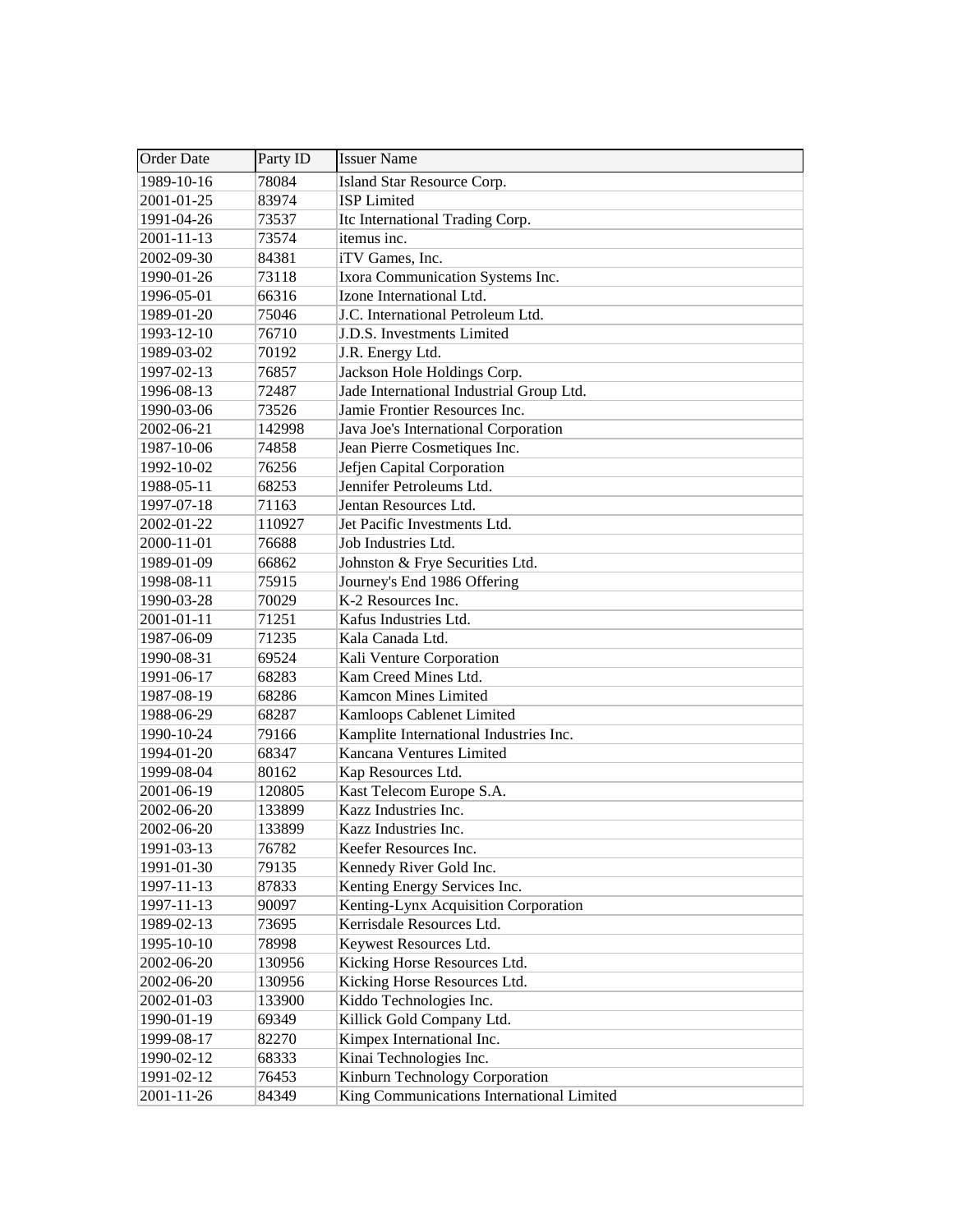| Order Date | Party ID | Issuer Name |
|---|---|---|
| 1989-10-16 | 78084 | Island Star Resource Corp. |
| 2001-01-25 | 83974 | ISP Limited |
| 1991-04-26 | 73537 | Itc International Trading Corp. |
| 2001-11-13 | 73574 | itemus inc. |
| 2002-09-30 | 84381 | iTV Games, Inc. |
| 1990-01-26 | 73118 | Ixora Communication Systems Inc. |
| 1996-05-01 | 66316 | Izone International Ltd. |
| 1989-01-20 | 75046 | J.C. International Petroleum Ltd. |
| 1993-12-10 | 76710 | J.D.S. Investments Limited |
| 1989-03-02 | 70192 | J.R. Energy Ltd. |
| 1997-02-13 | 76857 | Jackson Hole Holdings Corp. |
| 1996-08-13 | 72487 | Jade International Industrial Group Ltd. |
| 1990-03-06 | 73526 | Jamie Frontier Resources Inc. |
| 2002-06-21 | 142998 | Java Joe's International Corporation |
| 1987-10-06 | 74858 | Jean Pierre Cosmetiques Inc. |
| 1992-10-02 | 76256 | Jefjen Capital Corporation |
| 1988-05-11 | 68253 | Jennifer Petroleums Ltd. |
| 1997-07-18 | 71163 | Jentan Resources Ltd. |
| 2002-01-22 | 110927 | Jet Pacific Investments Ltd. |
| 2000-11-01 | 76688 | Job Industries Ltd. |
| 1989-01-09 | 66862 | Johnston & Frye Securities Ltd. |
| 1998-08-11 | 75915 | Journey's End 1986 Offering |
| 1990-03-28 | 70029 | K-2 Resources Inc. |
| 2001-01-11 | 71251 | Kafus Industries Ltd. |
| 1987-06-09 | 71235 | Kala Canada Ltd. |
| 1990-08-31 | 69524 | Kali Venture Corporation |
| 1991-06-17 | 68283 | Kam Creed Mines Ltd. |
| 1987-08-19 | 68286 | Kamcon Mines Limited |
| 1988-06-29 | 68287 | Kamloops Cablenet Limited |
| 1990-10-24 | 79166 | Kamplite International Industries Inc. |
| 1994-01-20 | 68347 | Kancana Ventures Limited |
| 1999-08-04 | 80162 | Kap Resources Ltd. |
| 2001-06-19 | 120805 | Kast Telecom Europe S.A. |
| 2002-06-20 | 133899 | Kazz Industries Inc. |
| 2002-06-20 | 133899 | Kazz Industries Inc. |
| 1991-03-13 | 76782 | Keefer Resources Inc. |
| 1991-01-30 | 79135 | Kennedy River Gold Inc. |
| 1997-11-13 | 87833 | Kenting Energy Services Inc. |
| 1997-11-13 | 90097 | Kenting-Lynx Acquisition Corporation |
| 1989-02-13 | 73695 | Kerrisdale Resources Ltd. |
| 1995-10-10 | 78998 | Keywest Resources Ltd. |
| 2002-06-20 | 130956 | Kicking Horse Resources Ltd. |
| 2002-06-20 | 130956 | Kicking Horse Resources Ltd. |
| 2002-01-03 | 133900 | Kiddo Technologies Inc. |
| 1990-01-19 | 69349 | Killick Gold Company Ltd. |
| 1999-08-17 | 82270 | Kimpex International Inc. |
| 1990-02-12 | 68333 | Kinai Technologies Inc. |
| 1991-02-12 | 76453 | Kinburn Technology Corporation |
| 2001-11-26 | 84349 | King Communications International Limited |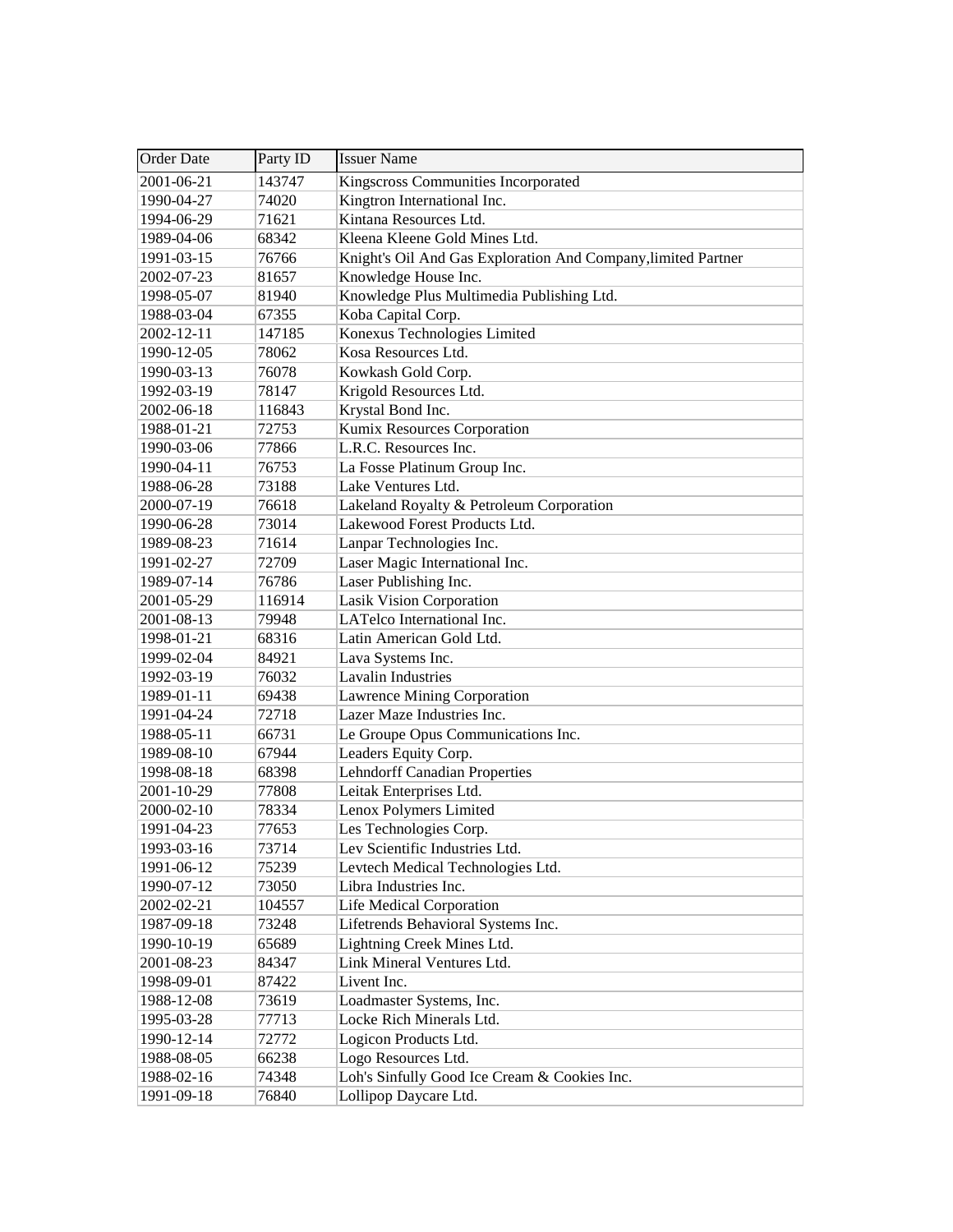| Order Date | Party ID | Issuer Name |
| --- | --- | --- |
| 2001-06-21 | 143747 | Kingscross Communities Incorporated |
| 1990-04-27 | 74020 | Kingtron International Inc. |
| 1994-06-29 | 71621 | Kintana Resources Ltd. |
| 1989-04-06 | 68342 | Kleena Kleene Gold Mines Ltd. |
| 1991-03-15 | 76766 | Knight's Oil And Gas Exploration And Company,limited Partner |
| 2002-07-23 | 81657 | Knowledge House Inc. |
| 1998-05-07 | 81940 | Knowledge Plus Multimedia Publishing Ltd. |
| 1988-03-04 | 67355 | Koba Capital Corp. |
| 2002-12-11 | 147185 | Konexus Technologies Limited |
| 1990-12-05 | 78062 | Kosa Resources Ltd. |
| 1990-03-13 | 76078 | Kowkash Gold Corp. |
| 1992-03-19 | 78147 | Krigold Resources Ltd. |
| 2002-06-18 | 116843 | Krystal Bond Inc. |
| 1988-01-21 | 72753 | Kumix Resources Corporation |
| 1990-03-06 | 77866 | L.R.C. Resources Inc. |
| 1990-04-11 | 76753 | La Fosse Platinum Group Inc. |
| 1988-06-28 | 73188 | Lake Ventures Ltd. |
| 2000-07-19 | 76618 | Lakeland Royalty & Petroleum Corporation |
| 1990-06-28 | 73014 | Lakewood Forest Products Ltd. |
| 1989-08-23 | 71614 | Lanpar Technologies Inc. |
| 1991-02-27 | 72709 | Laser Magic International Inc. |
| 1989-07-14 | 76786 | Laser Publishing Inc. |
| 2001-05-29 | 116914 | Lasik Vision Corporation |
| 2001-08-13 | 79948 | LATelco International Inc. |
| 1998-01-21 | 68316 | Latin American Gold Ltd. |
| 1999-02-04 | 84921 | Lava Systems Inc. |
| 1992-03-19 | 76032 | Lavalin Industries |
| 1989-01-11 | 69438 | Lawrence Mining Corporation |
| 1991-04-24 | 72718 | Lazer Maze Industries Inc. |
| 1988-05-11 | 66731 | Le Groupe Opus Communications Inc. |
| 1989-08-10 | 67944 | Leaders Equity Corp. |
| 1998-08-18 | 68398 | Lehndorff Canadian Properties |
| 2001-10-29 | 77808 | Leitak Enterprises Ltd. |
| 2000-02-10 | 78334 | Lenox Polymers Limited |
| 1991-04-23 | 77653 | Les Technologies Corp. |
| 1993-03-16 | 73714 | Lev Scientific Industries Ltd. |
| 1991-06-12 | 75239 | Levtech Medical Technologies Ltd. |
| 1990-07-12 | 73050 | Libra Industries Inc. |
| 2002-02-21 | 104557 | Life Medical Corporation |
| 1987-09-18 | 73248 | Lifetrends Behavioral Systems Inc. |
| 1990-10-19 | 65689 | Lightning Creek Mines Ltd. |
| 2001-08-23 | 84347 | Link Mineral Ventures Ltd. |
| 1998-09-01 | 87422 | Livent Inc. |
| 1988-12-08 | 73619 | Loadmaster Systems, Inc. |
| 1995-03-28 | 77713 | Locke Rich Minerals Ltd. |
| 1990-12-14 | 72772 | Logicon Products Ltd. |
| 1988-08-05 | 66238 | Logo Resources Ltd. |
| 1988-02-16 | 74348 | Loh's Sinfully Good Ice Cream & Cookies Inc. |
| 1991-09-18 | 76840 | Lollipop Daycare Ltd. |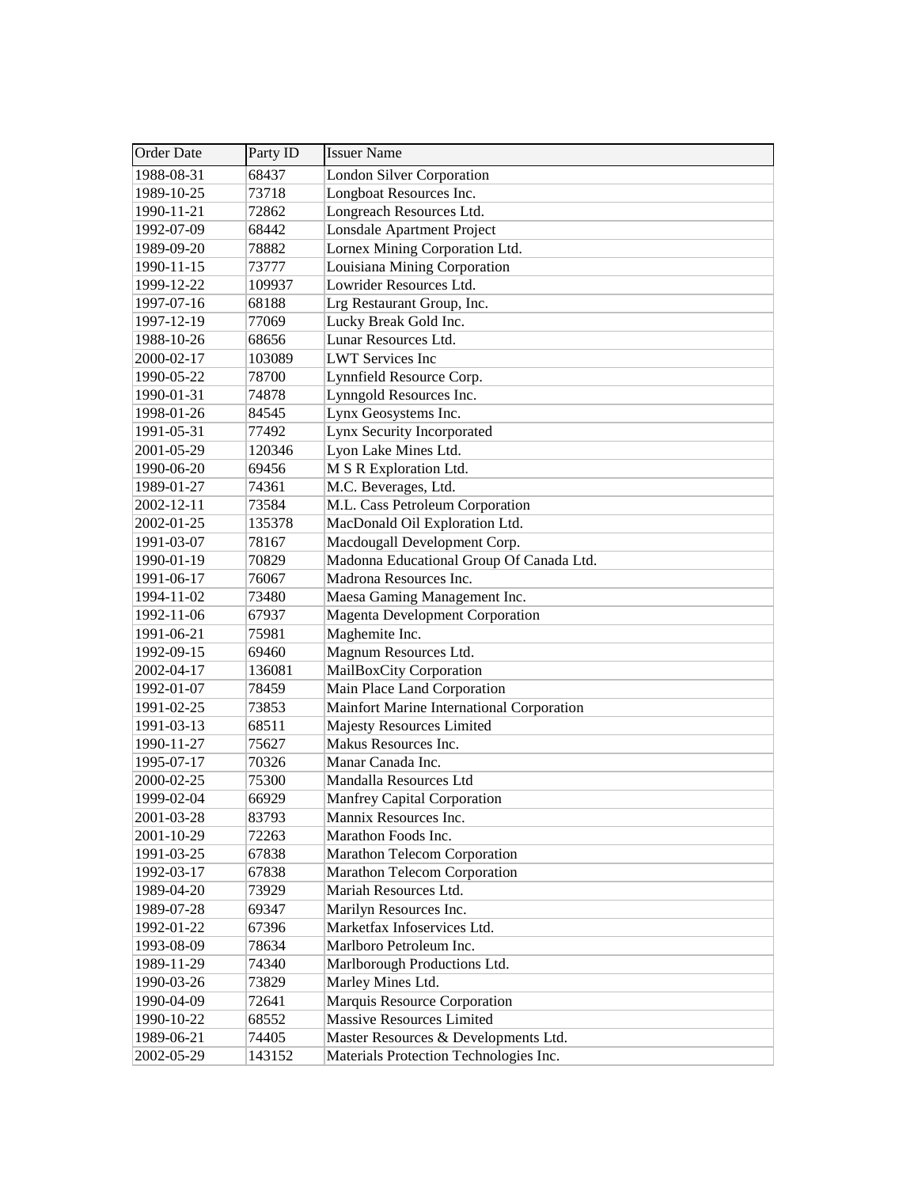| Order Date | Party ID | Issuer Name |
| --- | --- | --- |
| 1988-08-31 | 68437 | London Silver Corporation |
| 1989-10-25 | 73718 | Longboat Resources Inc. |
| 1990-11-21 | 72862 | Longreach Resources Ltd. |
| 1992-07-09 | 68442 | Lonsdale Apartment Project |
| 1989-09-20 | 78882 | Lornex Mining Corporation Ltd. |
| 1990-11-15 | 73777 | Louisiana Mining Corporation |
| 1999-12-22 | 109937 | Lowrider Resources Ltd. |
| 1997-07-16 | 68188 | Lrg Restaurant Group, Inc. |
| 1997-12-19 | 77069 | Lucky Break Gold Inc. |
| 1988-10-26 | 68656 | Lunar Resources Ltd. |
| 2000-02-17 | 103089 | LWT Services Inc |
| 1990-05-22 | 78700 | Lynnfield Resource Corp. |
| 1990-01-31 | 74878 | Lynngold Resources Inc. |
| 1998-01-26 | 84545 | Lynx Geosystems Inc. |
| 1991-05-31 | 77492 | Lynx Security Incorporated |
| 2001-05-29 | 120346 | Lyon Lake Mines Ltd. |
| 1990-06-20 | 69456 | M S R Exploration Ltd. |
| 1989-01-27 | 74361 | M.C. Beverages, Ltd. |
| 2002-12-11 | 73584 | M.L. Cass Petroleum Corporation |
| 2002-01-25 | 135378 | MacDonald Oil Exploration Ltd. |
| 1991-03-07 | 78167 | Macdougall Development Corp. |
| 1990-01-19 | 70829 | Madonna Educational Group Of Canada Ltd. |
| 1991-06-17 | 76067 | Madrona Resources Inc. |
| 1994-11-02 | 73480 | Maesa Gaming Management Inc. |
| 1992-11-06 | 67937 | Magenta Development Corporation |
| 1991-06-21 | 75981 | Maghemite Inc. |
| 1992-09-15 | 69460 | Magnum Resources Ltd. |
| 2002-04-17 | 136081 | MailBoxCity Corporation |
| 1992-01-07 | 78459 | Main Place Land Corporation |
| 1991-02-25 | 73853 | Mainfort Marine International Corporation |
| 1991-03-13 | 68511 | Majesty Resources Limited |
| 1990-11-27 | 75627 | Makus Resources Inc. |
| 1995-07-17 | 70326 | Manar Canada Inc. |
| 2000-02-25 | 75300 | Mandalla Resources Ltd |
| 1999-02-04 | 66929 | Manfrey Capital Corporation |
| 2001-03-28 | 83793 | Mannix Resources Inc. |
| 2001-10-29 | 72263 | Marathon Foods Inc. |
| 1991-03-25 | 67838 | Marathon Telecom Corporation |
| 1992-03-17 | 67838 | Marathon Telecom Corporation |
| 1989-04-20 | 73929 | Mariah Resources Ltd. |
| 1989-07-28 | 69347 | Marilyn Resources Inc. |
| 1992-01-22 | 67396 | Marketfax Infoservices Ltd. |
| 1993-08-09 | 78634 | Marlboro Petroleum Inc. |
| 1989-11-29 | 74340 | Marlborough Productions Ltd. |
| 1990-03-26 | 73829 | Marley Mines Ltd. |
| 1990-04-09 | 72641 | Marquis Resource Corporation |
| 1990-10-22 | 68552 | Massive Resources Limited |
| 1989-06-21 | 74405 | Master Resources & Developments Ltd. |
| 2002-05-29 | 143152 | Materials Protection Technologies Inc. |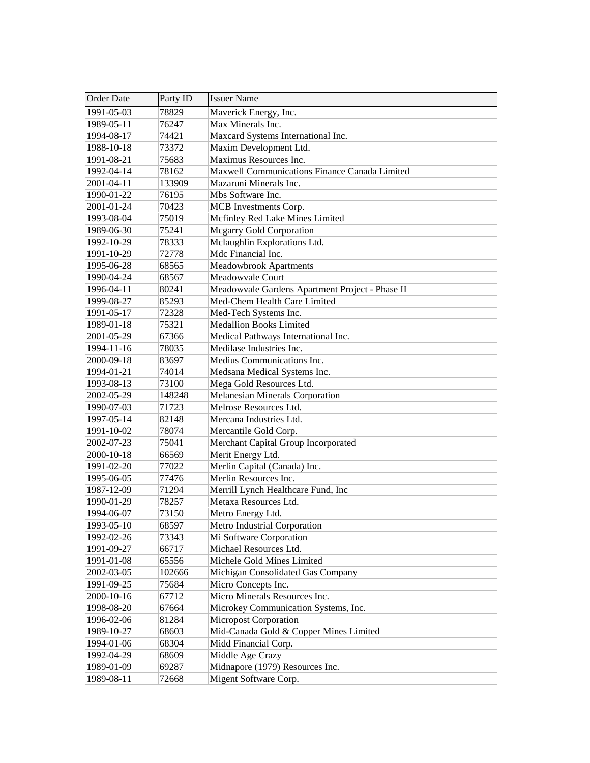| Order Date | Party ID | Issuer Name |
|---|---|---|
| 1991-05-03 | 78829 | Maverick Energy, Inc. |
| 1989-05-11 | 76247 | Max Minerals Inc. |
| 1994-08-17 | 74421 | Maxcard Systems International Inc. |
| 1988-10-18 | 73372 | Maxim Development Ltd. |
| 1991-08-21 | 75683 | Maximus Resources Inc. |
| 1992-04-14 | 78162 | Maxwell Communications Finance Canada Limited |
| 2001-04-11 | 133909 | Mazaruni Minerals Inc. |
| 1990-01-22 | 76195 | Mbs Software Inc. |
| 2001-01-24 | 70423 | MCB Investments Corp. |
| 1993-08-04 | 75019 | Mcfinley Red Lake Mines Limited |
| 1989-06-30 | 75241 | Mcgarry Gold Corporation |
| 1992-10-29 | 78333 | Mclaughlin Explorations Ltd. |
| 1991-10-29 | 72778 | Mdc Financial Inc. |
| 1995-06-28 | 68565 | Meadowbrook Apartments |
| 1990-04-24 | 68567 | Meadowvale Court |
| 1996-04-11 | 80241 | Meadowvale Gardens Apartment Project - Phase II |
| 1999-08-27 | 85293 | Med-Chem Health Care Limited |
| 1991-05-17 | 72328 | Med-Tech Systems Inc. |
| 1989-01-18 | 75321 | Medallion Books Limited |
| 2001-05-29 | 67366 | Medical Pathways International Inc. |
| 1994-11-16 | 78035 | Medilase Industries Inc. |
| 2000-09-18 | 83697 | Medius Communications Inc. |
| 1994-01-21 | 74014 | Medsana Medical Systems Inc. |
| 1993-08-13 | 73100 | Mega Gold Resources Ltd. |
| 2002-05-29 | 148248 | Melanesian Minerals Corporation |
| 1990-07-03 | 71723 | Melrose Resources Ltd. |
| 1997-05-14 | 82148 | Mercana Industries Ltd. |
| 1991-10-02 | 78074 | Mercantile Gold Corp. |
| 2002-07-23 | 75041 | Merchant Capital Group Incorporated |
| 2000-10-18 | 66569 | Merit Energy Ltd. |
| 1991-02-20 | 77022 | Merlin Capital (Canada) Inc. |
| 1995-06-05 | 77476 | Merlin Resources Inc. |
| 1987-12-09 | 71294 | Merrill Lynch Healthcare Fund, Inc |
| 1990-01-29 | 78257 | Metaxa Resources Ltd. |
| 1994-06-07 | 73150 | Metro Energy Ltd. |
| 1993-05-10 | 68597 | Metro Industrial Corporation |
| 1992-02-26 | 73343 | Mi Software Corporation |
| 1991-09-27 | 66717 | Michael Resources Ltd. |
| 1991-01-08 | 65556 | Michele Gold Mines Limited |
| 2002-03-05 | 102666 | Michigan Consolidated Gas Company |
| 1991-09-25 | 75684 | Micro Concepts Inc. |
| 2000-10-16 | 67712 | Micro Minerals Resources Inc. |
| 1998-08-20 | 67664 | Microkey Communication Systems, Inc. |
| 1996-02-06 | 81284 | Micropost Corporation |
| 1989-10-27 | 68603 | Mid-Canada Gold & Copper Mines Limited |
| 1994-01-06 | 68304 | Midd Financial Corp. |
| 1992-04-29 | 68609 | Middle Age Crazy |
| 1989-01-09 | 69287 | Midnapore (1979) Resources Inc. |
| 1989-08-11 | 72668 | Migent Software Corp. |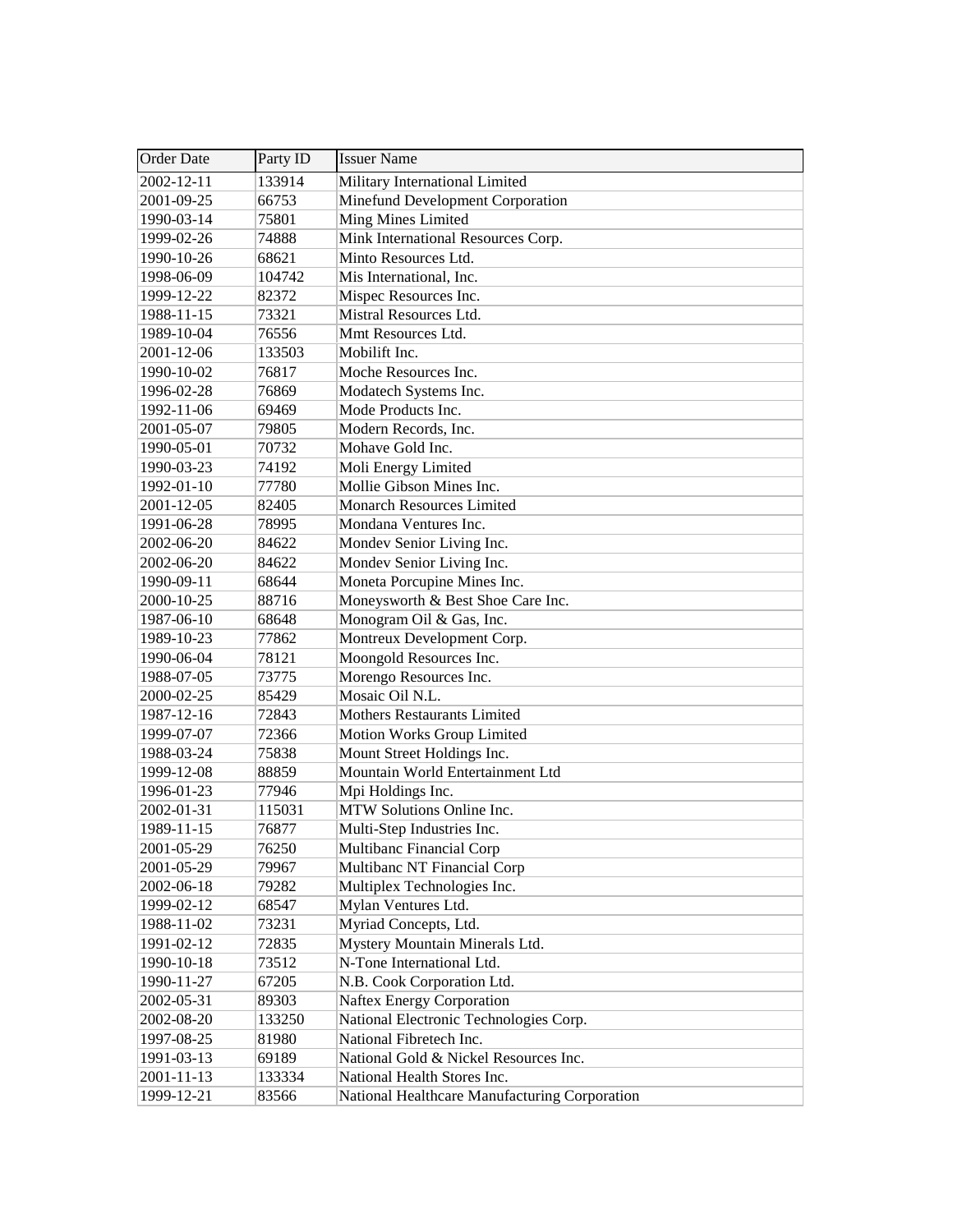| Order Date | Party ID | Issuer Name |
| --- | --- | --- |
| 2002-12-11 | 133914 | Military International Limited |
| 2001-09-25 | 66753 | Minefund Development Corporation |
| 1990-03-14 | 75801 | Ming Mines Limited |
| 1999-02-26 | 74888 | Mink International Resources Corp. |
| 1990-10-26 | 68621 | Minto Resources Ltd. |
| 1998-06-09 | 104742 | Mis International, Inc. |
| 1999-12-22 | 82372 | Mispec Resources Inc. |
| 1988-11-15 | 73321 | Mistral Resources Ltd. |
| 1989-10-04 | 76556 | Mmt Resources Ltd. |
| 2001-12-06 | 133503 | Mobilift Inc. |
| 1990-10-02 | 76817 | Moche Resources Inc. |
| 1996-02-28 | 76869 | Modatech Systems Inc. |
| 1992-11-06 | 69469 | Mode Products Inc. |
| 2001-05-07 | 79805 | Modern Records, Inc. |
| 1990-05-01 | 70732 | Mohave Gold Inc. |
| 1990-03-23 | 74192 | Moli Energy Limited |
| 1992-01-10 | 77780 | Mollie Gibson Mines Inc. |
| 2001-12-05 | 82405 | Monarch Resources Limited |
| 1991-06-28 | 78995 | Mondana Ventures Inc. |
| 2002-06-20 | 84622 | Mondev Senior Living Inc. |
| 2002-06-20 | 84622 | Mondev Senior Living Inc. |
| 1990-09-11 | 68644 | Moneta Porcupine Mines Inc. |
| 2000-10-25 | 88716 | Moneysworth & Best Shoe Care Inc. |
| 1987-06-10 | 68648 | Monogram Oil & Gas, Inc. |
| 1989-10-23 | 77862 | Montreux Development Corp. |
| 1990-06-04 | 78121 | Moongold Resources Inc. |
| 1988-07-05 | 73775 | Morengo Resources Inc. |
| 2000-02-25 | 85429 | Mosaic Oil N.L. |
| 1987-12-16 | 72843 | Mothers Restaurants Limited |
| 1999-07-07 | 72366 | Motion Works Group Limited |
| 1988-03-24 | 75838 | Mount Street Holdings Inc. |
| 1999-12-08 | 88859 | Mountain World Entertainment Ltd |
| 1996-01-23 | 77946 | Mpi Holdings Inc. |
| 2002-01-31 | 115031 | MTW Solutions Online Inc. |
| 1989-11-15 | 76877 | Multi-Step Industries Inc. |
| 2001-05-29 | 76250 | Multibanc Financial Corp |
| 2001-05-29 | 79967 | Multibanc NT Financial Corp |
| 2002-06-18 | 79282 | Multiplex Technologies Inc. |
| 1999-02-12 | 68547 | Mylan Ventures Ltd. |
| 1988-11-02 | 73231 | Myriad Concepts, Ltd. |
| 1991-02-12 | 72835 | Mystery Mountain Minerals Ltd. |
| 1990-10-18 | 73512 | N-Tone International Ltd. |
| 1990-11-27 | 67205 | N.B. Cook Corporation Ltd. |
| 2002-05-31 | 89303 | Naftex Energy Corporation |
| 2002-08-20 | 133250 | National Electronic Technologies Corp. |
| 1997-08-25 | 81980 | National Fibretech Inc. |
| 1991-03-13 | 69189 | National Gold & Nickel Resources Inc. |
| 2001-11-13 | 133334 | National Health Stores Inc. |
| 1999-12-21 | 83566 | National Healthcare Manufacturing Corporation |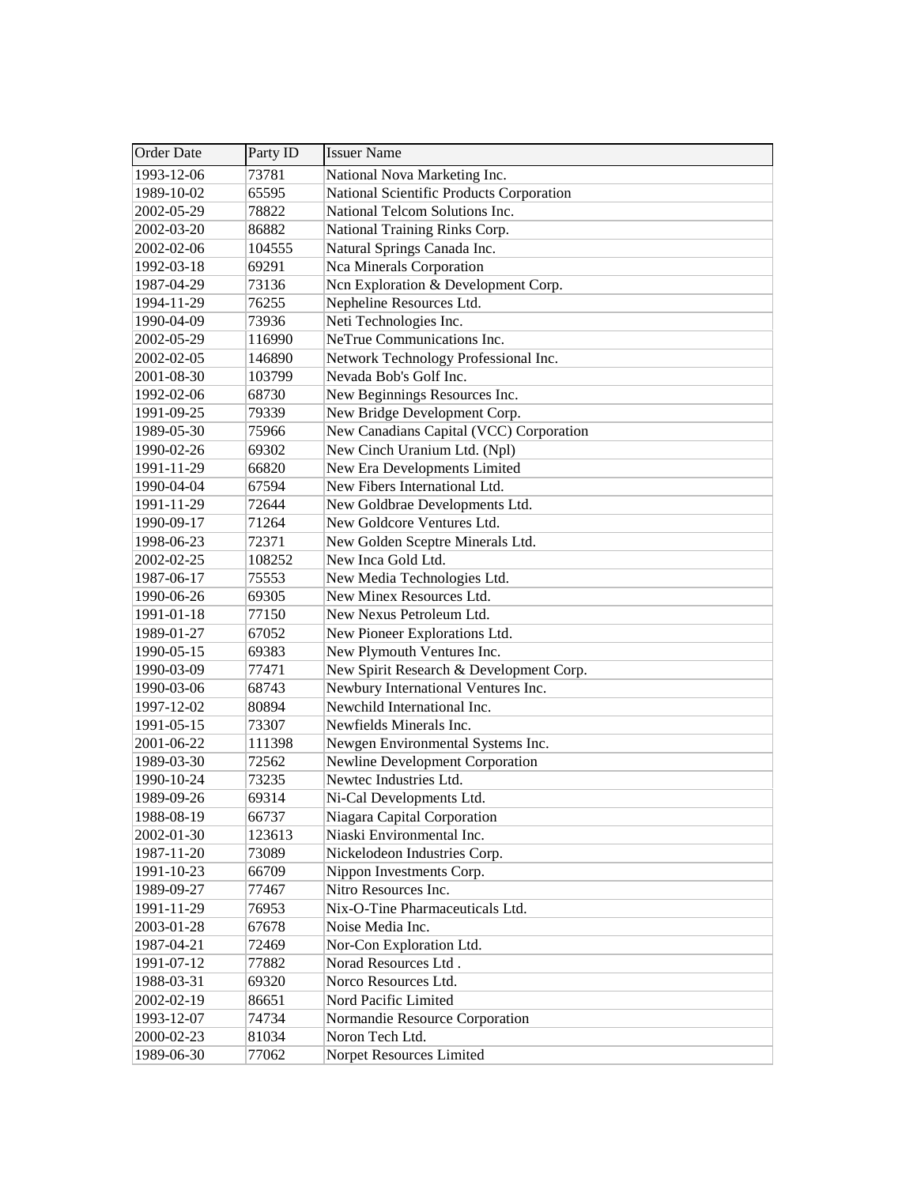| Order Date | Party ID | Issuer Name |
| --- | --- | --- |
| 1993-12-06 | 73781 | National Nova Marketing Inc. |
| 1989-10-02 | 65595 | National Scientific Products Corporation |
| 2002-05-29 | 78822 | National Telcom Solutions Inc. |
| 2002-03-20 | 86882 | National Training Rinks Corp. |
| 2002-02-06 | 104555 | Natural Springs Canada Inc. |
| 1992-03-18 | 69291 | Nca Minerals Corporation |
| 1987-04-29 | 73136 | Ncn Exploration & Development Corp. |
| 1994-11-29 | 76255 | Nepheline Resources Ltd. |
| 1990-04-09 | 73936 | Neti Technologies Inc. |
| 2002-05-29 | 116990 | NeTrue Communications Inc. |
| 2002-02-05 | 146890 | Network Technology Professional Inc. |
| 2001-08-30 | 103799 | Nevada Bob's Golf Inc. |
| 1992-02-06 | 68730 | New Beginnings Resources Inc. |
| 1991-09-25 | 79339 | New Bridge Development Corp. |
| 1989-05-30 | 75966 | New Canadians Capital (VCC) Corporation |
| 1990-02-26 | 69302 | New Cinch Uranium Ltd. (Npl) |
| 1991-11-29 | 66820 | New Era Developments Limited |
| 1990-04-04 | 67594 | New Fibers International Ltd. |
| 1991-11-29 | 72644 | New Goldbrae Developments Ltd. |
| 1990-09-17 | 71264 | New Goldcore Ventures Ltd. |
| 1998-06-23 | 72371 | New Golden Sceptre Minerals Ltd. |
| 2002-02-25 | 108252 | New Inca Gold Ltd. |
| 1987-06-17 | 75553 | New Media Technologies Ltd. |
| 1990-06-26 | 69305 | New Minex Resources Ltd. |
| 1991-01-18 | 77150 | New Nexus Petroleum Ltd. |
| 1989-01-27 | 67052 | New Pioneer Explorations Ltd. |
| 1990-05-15 | 69383 | New Plymouth Ventures Inc. |
| 1990-03-09 | 77471 | New Spirit Research & Development Corp. |
| 1990-03-06 | 68743 | Newbury International Ventures Inc. |
| 1997-12-02 | 80894 | Newchild International Inc. |
| 1991-05-15 | 73307 | Newfields Minerals Inc. |
| 2001-06-22 | 111398 | Newgen Environmental Systems Inc. |
| 1989-03-30 | 72562 | Newline Development Corporation |
| 1990-10-24 | 73235 | Newtec Industries Ltd. |
| 1989-09-26 | 69314 | Ni-Cal Developments Ltd. |
| 1988-08-19 | 66737 | Niagara Capital Corporation |
| 2002-01-30 | 123613 | Niaski Environmental Inc. |
| 1987-11-20 | 73089 | Nickelodeon Industries Corp. |
| 1991-10-23 | 66709 | Nippon Investments Corp. |
| 1989-09-27 | 77467 | Nitro Resources Inc. |
| 1991-11-29 | 76953 | Nix-O-Tine Pharmaceuticals Ltd. |
| 2003-01-28 | 67678 | Noise Media Inc. |
| 1987-04-21 | 72469 | Nor-Con Exploration Ltd. |
| 1991-07-12 | 77882 | Norad Resources Ltd . |
| 1988-03-31 | 69320 | Norco Resources Ltd. |
| 2002-02-19 | 86651 | Nord Pacific Limited |
| 1993-12-07 | 74734 | Normandie Resource Corporation |
| 2000-02-23 | 81034 | Noron Tech Ltd. |
| 1989-06-30 | 77062 | Norpet Resources Limited |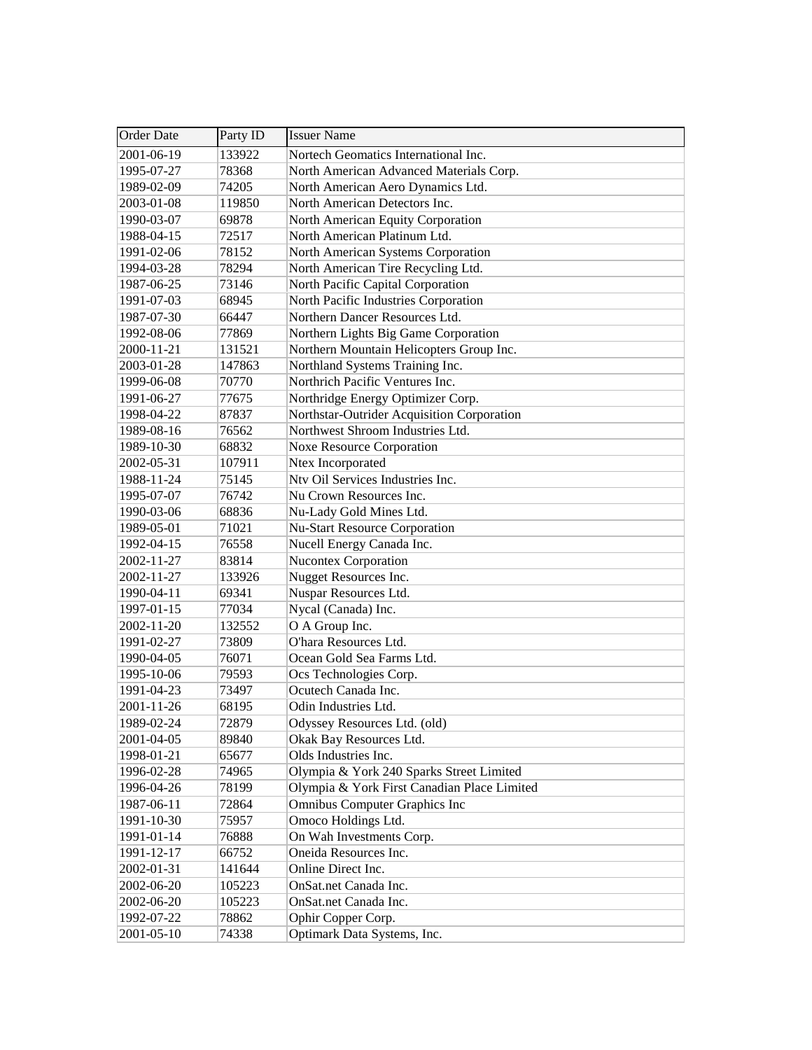| Order Date | Party ID | Issuer Name |
|---|---|---|
| 2001-06-19 | 133922 | Nortech Geomatics International Inc. |
| 1995-07-27 | 78368 | North American Advanced Materials Corp. |
| 1989-02-09 | 74205 | North American Aero Dynamics Ltd. |
| 2003-01-08 | 119850 | North American Detectors Inc. |
| 1990-03-07 | 69878 | North American Equity Corporation |
| 1988-04-15 | 72517 | North American Platinum Ltd. |
| 1991-02-06 | 78152 | North American Systems Corporation |
| 1994-03-28 | 78294 | North American Tire Recycling Ltd. |
| 1987-06-25 | 73146 | North Pacific Capital Corporation |
| 1991-07-03 | 68945 | North Pacific Industries Corporation |
| 1987-07-30 | 66447 | Northern Dancer Resources Ltd. |
| 1992-08-06 | 77869 | Northern Lights Big Game Corporation |
| 2000-11-21 | 131521 | Northern Mountain Helicopters Group Inc. |
| 2003-01-28 | 147863 | Northland Systems Training Inc. |
| 1999-06-08 | 70770 | Northrich Pacific Ventures Inc. |
| 1991-06-27 | 77675 | Northridge Energy Optimizer Corp. |
| 1998-04-22 | 87837 | Northstar-Outrider Acquisition Corporation |
| 1989-08-16 | 76562 | Northwest Shroom Industries Ltd. |
| 1989-10-30 | 68832 | Noxe Resource Corporation |
| 2002-05-31 | 107911 | Ntex Incorporated |
| 1988-11-24 | 75145 | Ntv Oil Services Industries Inc. |
| 1995-07-07 | 76742 | Nu Crown Resources Inc. |
| 1990-03-06 | 68836 | Nu-Lady Gold Mines Ltd. |
| 1989-05-01 | 71021 | Nu-Start Resource Corporation |
| 1992-04-15 | 76558 | Nucell Energy Canada Inc. |
| 2002-11-27 | 83814 | Nucontex Corporation |
| 2002-11-27 | 133926 | Nugget Resources Inc. |
| 1990-04-11 | 69341 | Nuspar Resources Ltd. |
| 1997-01-15 | 77034 | Nycal (Canada) Inc. |
| 2002-11-20 | 132552 | O A Group Inc. |
| 1991-02-27 | 73809 | O'hara Resources Ltd. |
| 1990-04-05 | 76071 | Ocean Gold Sea Farms Ltd. |
| 1995-10-06 | 79593 | Ocs Technologies Corp. |
| 1991-04-23 | 73497 | Ocutech Canada Inc. |
| 2001-11-26 | 68195 | Odin Industries Ltd. |
| 1989-02-24 | 72879 | Odyssey Resources Ltd. (old) |
| 2001-04-05 | 89840 | Okak Bay Resources Ltd. |
| 1998-01-21 | 65677 | Olds Industries Inc. |
| 1996-02-28 | 74965 | Olympia & York 240 Sparks Street Limited |
| 1996-04-26 | 78199 | Olympia & York First Canadian Place Limited |
| 1987-06-11 | 72864 | Omnibus Computer Graphics Inc |
| 1991-10-30 | 75957 | Omoco Holdings Ltd. |
| 1991-01-14 | 76888 | On Wah Investments Corp. |
| 1991-12-17 | 66752 | Oneida Resources Inc. |
| 2002-01-31 | 141644 | Online Direct Inc. |
| 2002-06-20 | 105223 | OnSat.net Canada Inc. |
| 2002-06-20 | 105223 | OnSat.net Canada Inc. |
| 1992-07-22 | 78862 | Ophir Copper Corp. |
| 2001-05-10 | 74338 | Optimark Data Systems, Inc. |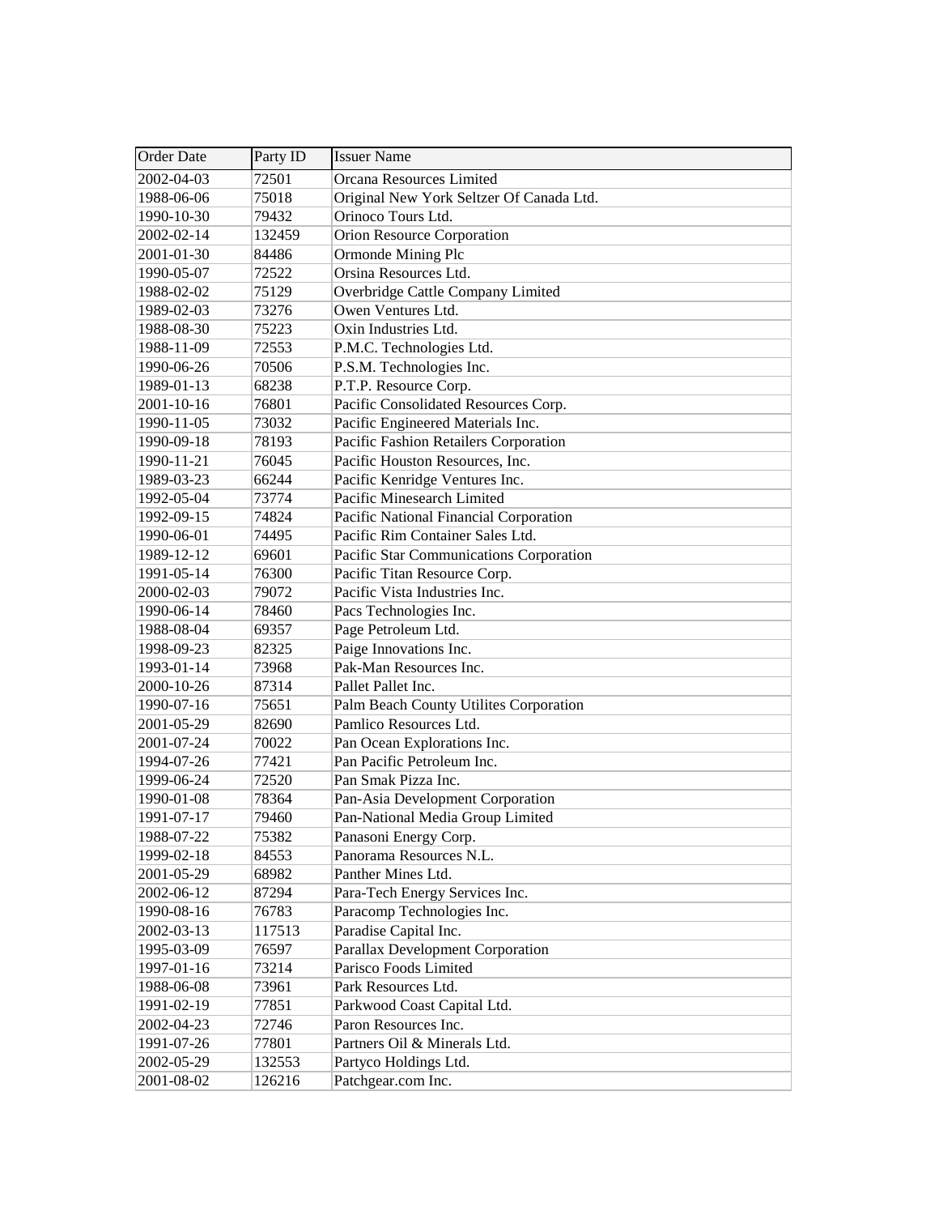| Order Date | Party ID | Issuer Name |
|---|---|---|
| 2002-04-03 | 72501 | Orcana Resources Limited |
| 1988-06-06 | 75018 | Original New York Seltzer Of Canada Ltd. |
| 1990-10-30 | 79432 | Orinoco Tours Ltd. |
| 2002-02-14 | 132459 | Orion Resource Corporation |
| 2001-01-30 | 84486 | Ormonde Mining Plc |
| 1990-05-07 | 72522 | Orsina Resources Ltd. |
| 1988-02-02 | 75129 | Overbridge Cattle Company Limited |
| 1989-02-03 | 73276 | Owen Ventures Ltd. |
| 1988-08-30 | 75223 | Oxin Industries Ltd. |
| 1988-11-09 | 72553 | P.M.C. Technologies Ltd. |
| 1990-06-26 | 70506 | P.S.M. Technologies Inc. |
| 1989-01-13 | 68238 | P.T.P. Resource Corp. |
| 2001-10-16 | 76801 | Pacific Consolidated Resources Corp. |
| 1990-11-05 | 73032 | Pacific Engineered Materials Inc. |
| 1990-09-18 | 78193 | Pacific Fashion Retailers Corporation |
| 1990-11-21 | 76045 | Pacific Houston Resources, Inc. |
| 1989-03-23 | 66244 | Pacific Kenridge Ventures Inc. |
| 1992-05-04 | 73774 | Pacific Minesearch Limited |
| 1992-09-15 | 74824 | Pacific National Financial Corporation |
| 1990-06-01 | 74495 | Pacific Rim Container Sales Ltd. |
| 1989-12-12 | 69601 | Pacific Star Communications Corporation |
| 1991-05-14 | 76300 | Pacific Titan Resource Corp. |
| 2000-02-03 | 79072 | Pacific Vista Industries Inc. |
| 1990-06-14 | 78460 | Pacs Technologies Inc. |
| 1988-08-04 | 69357 | Page Petroleum Ltd. |
| 1998-09-23 | 82325 | Paige Innovations Inc. |
| 1993-01-14 | 73968 | Pak-Man Resources Inc. |
| 2000-10-26 | 87314 | Pallet Pallet Inc. |
| 1990-07-16 | 75651 | Palm Beach County Utilites Corporation |
| 2001-05-29 | 82690 | Pamlico Resources Ltd. |
| 2001-07-24 | 70022 | Pan Ocean Explorations Inc. |
| 1994-07-26 | 77421 | Pan Pacific Petroleum Inc. |
| 1999-06-24 | 72520 | Pan Smak Pizza Inc. |
| 1990-01-08 | 78364 | Pan-Asia Development Corporation |
| 1991-07-17 | 79460 | Pan-National Media Group Limited |
| 1988-07-22 | 75382 | Panasoni Energy Corp. |
| 1999-02-18 | 84553 | Panorama Resources N.L. |
| 2001-05-29 | 68982 | Panther Mines Ltd. |
| 2002-06-12 | 87294 | Para-Tech Energy Services Inc. |
| 1990-08-16 | 76783 | Paracomp Technologies Inc. |
| 2002-03-13 | 117513 | Paradise Capital Inc. |
| 1995-03-09 | 76597 | Parallax Development Corporation |
| 1997-01-16 | 73214 | Parisco Foods Limited |
| 1988-06-08 | 73961 | Park Resources Ltd. |
| 1991-02-19 | 77851 | Parkwood Coast Capital Ltd. |
| 2002-04-23 | 72746 | Paron Resources Inc. |
| 1991-07-26 | 77801 | Partners Oil & Minerals Ltd. |
| 2002-05-29 | 132553 | Partyco Holdings Ltd. |
| 2001-08-02 | 126216 | Patchgear.com Inc. |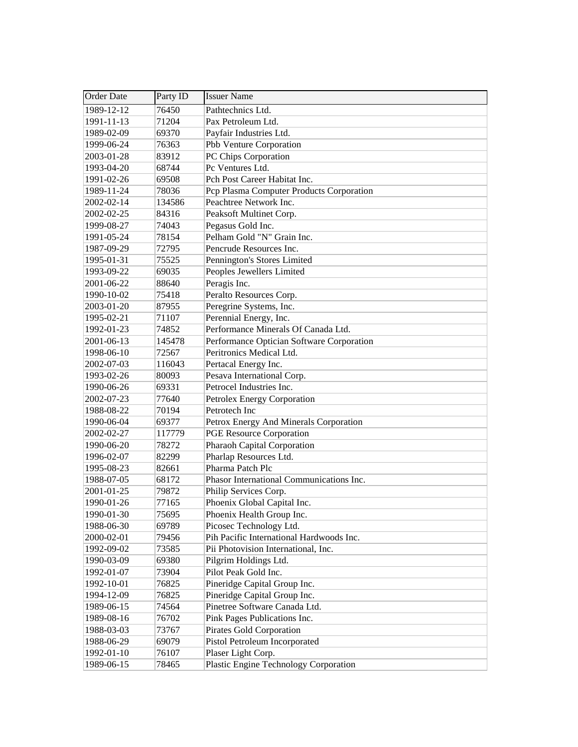| Order Date | Party ID | Issuer Name |
|---|---|---|
| 1989-12-12 | 76450 | Pathtechnics Ltd. |
| 1991-11-13 | 71204 | Pax Petroleum Ltd. |
| 1989-02-09 | 69370 | Payfair Industries Ltd. |
| 1999-06-24 | 76363 | Pbb Venture Corporation |
| 2003-01-28 | 83912 | PC Chips Corporation |
| 1993-04-20 | 68744 | Pc Ventures Ltd. |
| 1991-02-26 | 69508 | Pch Post Career Habitat Inc. |
| 1989-11-24 | 78036 | Pcp Plasma Computer Products Corporation |
| 2002-02-14 | 134586 | Peachtree Network Inc. |
| 2002-02-25 | 84316 | Peaksoft Multinet Corp. |
| 1999-08-27 | 74043 | Pegasus Gold Inc. |
| 1991-05-24 | 78154 | Pelham Gold "N" Grain Inc. |
| 1987-09-29 | 72795 | Pencrude Resources Inc. |
| 1995-01-31 | 75525 | Pennington's Stores Limited |
| 1993-09-22 | 69035 | Peoples Jewellers Limited |
| 2001-06-22 | 88640 | Peragis Inc. |
| 1990-10-02 | 75418 | Peralto Resources Corp. |
| 2003-01-20 | 87955 | Peregrine Systems, Inc. |
| 1995-02-21 | 71107 | Perennial Energy, Inc. |
| 1992-01-23 | 74852 | Performance Minerals Of Canada Ltd. |
| 2001-06-13 | 145478 | Performance Optician Software Corporation |
| 1998-06-10 | 72567 | Peritronics Medical Ltd. |
| 2002-07-03 | 116043 | Pertacal Energy Inc. |
| 1993-02-26 | 80093 | Pesava International Corp. |
| 1990-06-26 | 69331 | Petrocel Industries Inc. |
| 2002-07-23 | 77640 | Petrolex Energy Corporation |
| 1988-08-22 | 70194 | Petrotech Inc |
| 1990-06-04 | 69377 | Petrox Energy And Minerals Corporation |
| 2002-02-27 | 117779 | PGE Resource Corporation |
| 1990-06-20 | 78272 | Pharaoh Capital Corporation |
| 1996-02-07 | 82299 | Pharlap Resources Ltd. |
| 1995-08-23 | 82661 | Pharma Patch Plc |
| 1988-07-05 | 68172 | Phasor International Communications Inc. |
| 2001-01-25 | 79872 | Philip Services Corp. |
| 1990-01-26 | 77165 | Phoenix Global Capital Inc. |
| 1990-01-30 | 75695 | Phoenix Health Group Inc. |
| 1988-06-30 | 69789 | Picosec Technology Ltd. |
| 2000-02-01 | 79456 | Pih Pacific International Hardwoods Inc. |
| 1992-09-02 | 73585 | Pii Photovision International, Inc. |
| 1990-03-09 | 69380 | Pilgrim Holdings Ltd. |
| 1992-01-07 | 73904 | Pilot Peak Gold Inc. |
| 1992-10-01 | 76825 | Pineridge Capital Group Inc. |
| 1994-12-09 | 76825 | Pineridge Capital Group Inc. |
| 1989-06-15 | 74564 | Pinetree Software Canada Ltd. |
| 1989-08-16 | 76702 | Pink Pages Publications Inc. |
| 1988-03-03 | 73767 | Pirates Gold Corporation |
| 1988-06-29 | 69079 | Pistol Petroleum Incorporated |
| 1992-01-10 | 76107 | Plaser Light Corp. |
| 1989-06-15 | 78465 | Plastic Engine Technology Corporation |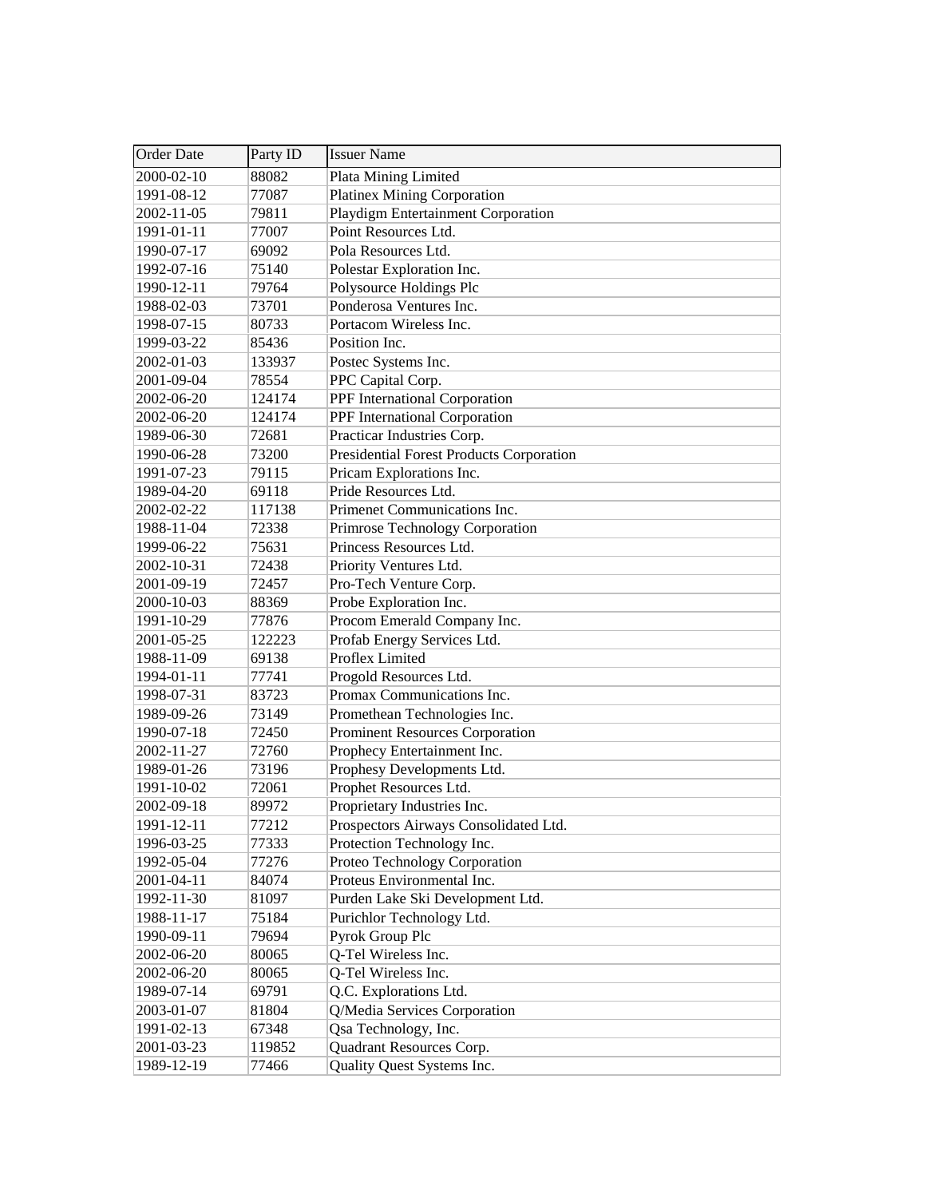| Order Date | Party ID | Issuer Name |
| --- | --- | --- |
| 2000-02-10 | 88082 | Plata Mining Limited |
| 1991-08-12 | 77087 | Platinex Mining Corporation |
| 2002-11-05 | 79811 | Playdigm Entertainment Corporation |
| 1991-01-11 | 77007 | Point Resources Ltd. |
| 1990-07-17 | 69092 | Pola Resources Ltd. |
| 1992-07-16 | 75140 | Polestar Exploration Inc. |
| 1990-12-11 | 79764 | Polysource Holdings Plc |
| 1988-02-03 | 73701 | Ponderosa Ventures Inc. |
| 1998-07-15 | 80733 | Portacom Wireless Inc. |
| 1999-03-22 | 85436 | Position Inc. |
| 2002-01-03 | 133937 | Postec Systems Inc. |
| 2001-09-04 | 78554 | PPC Capital Corp. |
| 2002-06-20 | 124174 | PPF International Corporation |
| 2002-06-20 | 124174 | PPF International Corporation |
| 1989-06-30 | 72681 | Practicar Industries Corp. |
| 1990-06-28 | 73200 | Presidential Forest Products Corporation |
| 1991-07-23 | 79115 | Pricam Explorations Inc. |
| 1989-04-20 | 69118 | Pride Resources Ltd. |
| 2002-02-22 | 117138 | Primenet Communications Inc. |
| 1988-11-04 | 72338 | Primrose Technology Corporation |
| 1999-06-22 | 75631 | Princess Resources Ltd. |
| 2002-10-31 | 72438 | Priority Ventures Ltd. |
| 2001-09-19 | 72457 | Pro-Tech Venture Corp. |
| 2000-10-03 | 88369 | Probe Exploration Inc. |
| 1991-10-29 | 77876 | Procom Emerald Company Inc. |
| 2001-05-25 | 122223 | Profab Energy Services Ltd. |
| 1988-11-09 | 69138 | Proflex Limited |
| 1994-01-11 | 77741 | Progold Resources Ltd. |
| 1998-07-31 | 83723 | Promax Communications Inc. |
| 1989-09-26 | 73149 | Promethean Technologies Inc. |
| 1990-07-18 | 72450 | Prominent Resources Corporation |
| 2002-11-27 | 72760 | Prophecy Entertainment Inc. |
| 1989-01-26 | 73196 | Prophesy Developments Ltd. |
| 1991-10-02 | 72061 | Prophet Resources Ltd. |
| 2002-09-18 | 89972 | Proprietary Industries Inc. |
| 1991-12-11 | 77212 | Prospectors Airways Consolidated Ltd. |
| 1996-03-25 | 77333 | Protection Technology Inc. |
| 1992-05-04 | 77276 | Proteo Technology Corporation |
| 2001-04-11 | 84074 | Proteus Environmental Inc. |
| 1992-11-30 | 81097 | Purden Lake Ski Development Ltd. |
| 1988-11-17 | 75184 | Purichlor Technology Ltd. |
| 1990-09-11 | 79694 | Pyrok Group Plc |
| 2002-06-20 | 80065 | Q-Tel Wireless Inc. |
| 2002-06-20 | 80065 | Q-Tel Wireless Inc. |
| 1989-07-14 | 69791 | Q.C. Explorations Ltd. |
| 2003-01-07 | 81804 | Q/Media Services Corporation |
| 1991-02-13 | 67348 | Qsa Technology, Inc. |
| 2001-03-23 | 119852 | Quadrant Resources Corp. |
| 1989-12-19 | 77466 | Quality Quest Systems Inc. |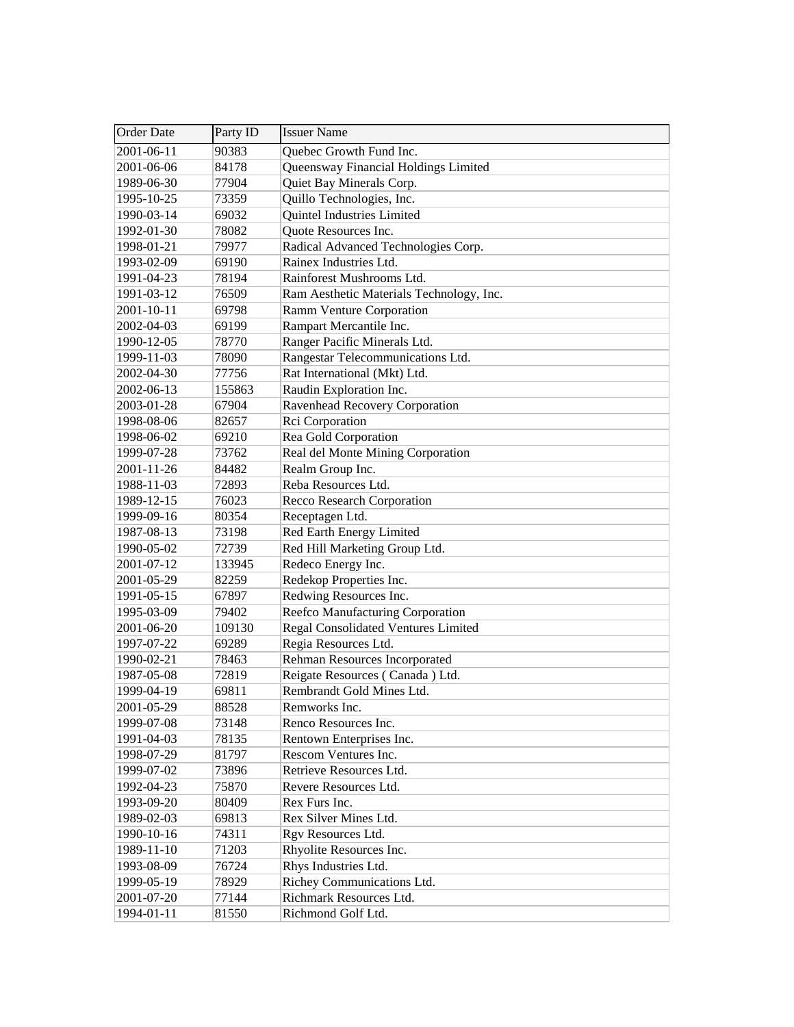| Order Date | Party ID | Issuer Name |
|---|---|---|
| 2001-06-11 | 90383 | Quebec Growth Fund Inc. |
| 2001-06-06 | 84178 | Queensway Financial Holdings Limited |
| 1989-06-30 | 77904 | Quiet Bay Minerals Corp. |
| 1995-10-25 | 73359 | Quillo Technologies, Inc. |
| 1990-03-14 | 69032 | Quintel Industries Limited |
| 1992-01-30 | 78082 | Quote Resources Inc. |
| 1998-01-21 | 79977 | Radical Advanced Technologies Corp. |
| 1993-02-09 | 69190 | Rainex Industries Ltd. |
| 1991-04-23 | 78194 | Rainforest Mushrooms Ltd. |
| 1991-03-12 | 76509 | Ram Aesthetic Materials Technology, Inc. |
| 2001-10-11 | 69798 | Ramm Venture Corporation |
| 2002-04-03 | 69199 | Rampart Mercantile Inc. |
| 1990-12-05 | 78770 | Ranger Pacific Minerals Ltd. |
| 1999-11-03 | 78090 | Rangestar Telecommunications Ltd. |
| 2002-04-30 | 77756 | Rat International (Mkt) Ltd. |
| 2002-06-13 | 155863 | Raudin Exploration Inc. |
| 2003-01-28 | 67904 | Ravenhead Recovery Corporation |
| 1998-08-06 | 82657 | Rci Corporation |
| 1998-06-02 | 69210 | Rea Gold Corporation |
| 1999-07-28 | 73762 | Real del Monte Mining Corporation |
| 2001-11-26 | 84482 | Realm Group Inc. |
| 1988-11-03 | 72893 | Reba Resources Ltd. |
| 1989-12-15 | 76023 | Recco Research Corporation |
| 1999-09-16 | 80354 | Receptagen Ltd. |
| 1987-08-13 | 73198 | Red Earth Energy Limited |
| 1990-05-02 | 72739 | Red Hill Marketing Group Ltd. |
| 2001-07-12 | 133945 | Redeco Energy Inc. |
| 2001-05-29 | 82259 | Redekop Properties Inc. |
| 1991-05-15 | 67897 | Redwing Resources Inc. |
| 1995-03-09 | 79402 | Reefco Manufacturing Corporation |
| 2001-06-20 | 109130 | Regal Consolidated Ventures Limited |
| 1997-07-22 | 69289 | Regia Resources Ltd. |
| 1990-02-21 | 78463 | Rehman Resources Incorporated |
| 1987-05-08 | 72819 | Reigate Resources ( Canada ) Ltd. |
| 1999-04-19 | 69811 | Rembrandt Gold Mines Ltd. |
| 2001-05-29 | 88528 | Remworks Inc. |
| 1999-07-08 | 73148 | Renco Resources Inc. |
| 1991-04-03 | 78135 | Rentown Enterprises Inc. |
| 1998-07-29 | 81797 | Rescom Ventures Inc. |
| 1999-07-02 | 73896 | Retrieve Resources Ltd. |
| 1992-04-23 | 75870 | Revere Resources Ltd. |
| 1993-09-20 | 80409 | Rex Furs Inc. |
| 1989-02-03 | 69813 | Rex Silver Mines Ltd. |
| 1990-10-16 | 74311 | Rgv Resources Ltd. |
| 1989-11-10 | 71203 | Rhyolite Resources Inc. |
| 1993-08-09 | 76724 | Rhys Industries Ltd. |
| 1999-05-19 | 78929 | Richey Communications Ltd. |
| 2001-07-20 | 77144 | Richmark Resources Ltd. |
| 1994-01-11 | 81550 | Richmond Golf Ltd. |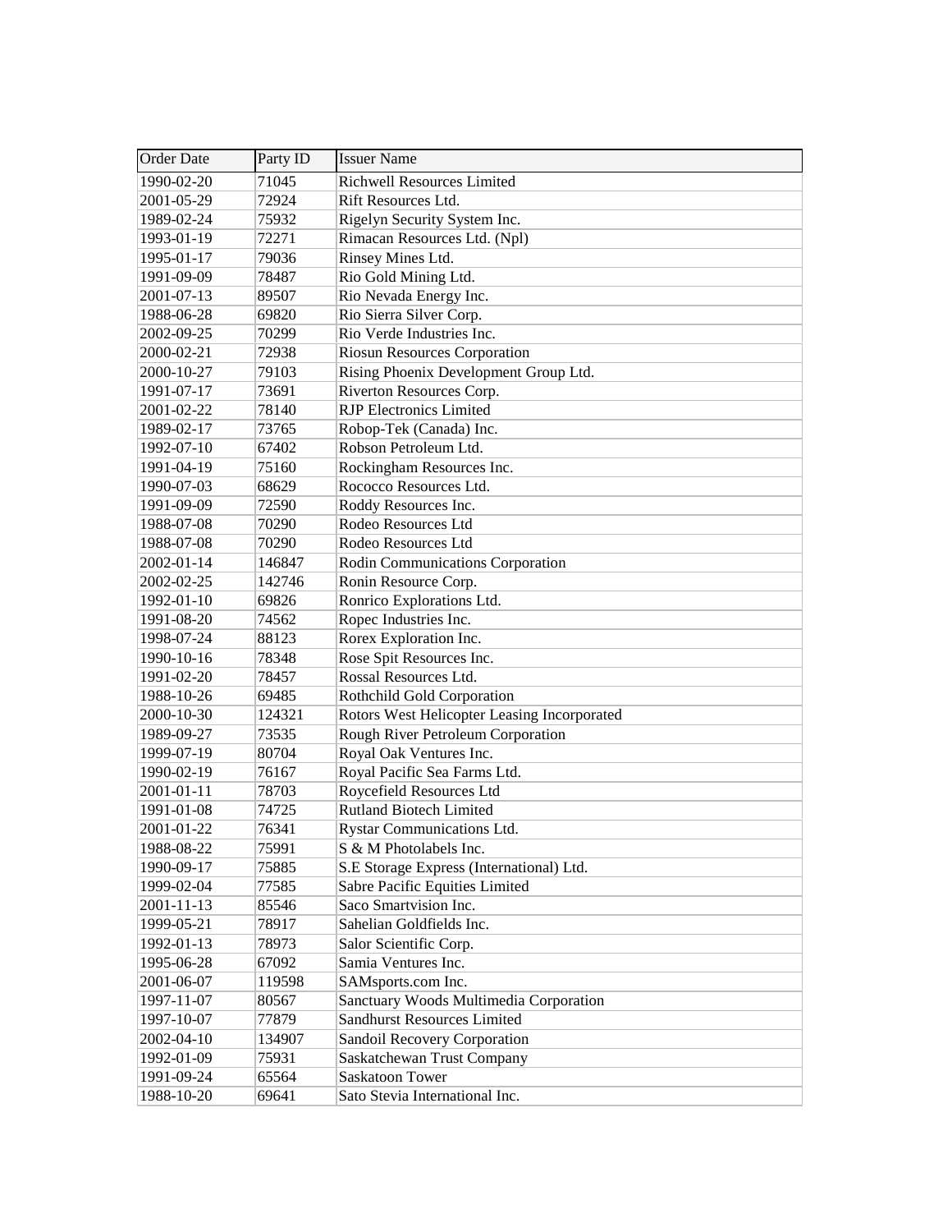| Order Date | Party ID | Issuer Name |
|---|---|---|
| 1990-02-20 | 71045 | Richwell Resources Limited |
| 2001-05-29 | 72924 | Rift Resources Ltd. |
| 1989-02-24 | 75932 | Rigelyn Security System Inc. |
| 1993-01-19 | 72271 | Rimacan Resources Ltd. (Npl) |
| 1995-01-17 | 79036 | Rinsey Mines Ltd. |
| 1991-09-09 | 78487 | Rio Gold Mining Ltd. |
| 2001-07-13 | 89507 | Rio Nevada Energy Inc. |
| 1988-06-28 | 69820 | Rio Sierra Silver Corp. |
| 2002-09-25 | 70299 | Rio Verde Industries Inc. |
| 2000-02-21 | 72938 | Riosun Resources Corporation |
| 2000-10-27 | 79103 | Rising Phoenix Development Group Ltd. |
| 1991-07-17 | 73691 | Riverton Resources Corp. |
| 2001-02-22 | 78140 | RJP Electronics Limited |
| 1989-02-17 | 73765 | Robop-Tek (Canada) Inc. |
| 1992-07-10 | 67402 | Robson Petroleum Ltd. |
| 1991-04-19 | 75160 | Rockingham Resources Inc. |
| 1990-07-03 | 68629 | Rococco Resources Ltd. |
| 1991-09-09 | 72590 | Roddy Resources Inc. |
| 1988-07-08 | 70290 | Rodeo Resources Ltd |
| 1988-07-08 | 70290 | Rodeo Resources Ltd |
| 2002-01-14 | 146847 | Rodin Communications Corporation |
| 2002-02-25 | 142746 | Ronin Resource Corp. |
| 1992-01-10 | 69826 | Ronrico Explorations Ltd. |
| 1991-08-20 | 74562 | Ropec Industries Inc. |
| 1998-07-24 | 88123 | Rorex Exploration Inc. |
| 1990-10-16 | 78348 | Rose Spit Resources Inc. |
| 1991-02-20 | 78457 | Rossal Resources Ltd. |
| 1988-10-26 | 69485 | Rothchild Gold Corporation |
| 2000-10-30 | 124321 | Rotors West Helicopter Leasing Incorporated |
| 1989-09-27 | 73535 | Rough River Petroleum Corporation |
| 1999-07-19 | 80704 | Royal Oak Ventures Inc. |
| 1990-02-19 | 76167 | Royal Pacific Sea Farms Ltd. |
| 2001-01-11 | 78703 | Roycefield Resources Ltd |
| 1991-01-08 | 74725 | Rutland Biotech Limited |
| 2001-01-22 | 76341 | Rystar Communications Ltd. |
| 1988-08-22 | 75991 | S & M Photolabels Inc. |
| 1990-09-17 | 75885 | S.E Storage Express (International) Ltd. |
| 1999-02-04 | 77585 | Sabre Pacific Equities Limited |
| 2001-11-13 | 85546 | Saco Smartvision Inc. |
| 1999-05-21 | 78917 | Sahelian Goldfields Inc. |
| 1992-01-13 | 78973 | Salor Scientific Corp. |
| 1995-06-28 | 67092 | Samia Ventures Inc. |
| 2001-06-07 | 119598 | SAMsports.com Inc. |
| 1997-11-07 | 80567 | Sanctuary Woods Multimedia Corporation |
| 1997-10-07 | 77879 | Sandhurst Resources Limited |
| 2002-04-10 | 134907 | Sandoil Recovery Corporation |
| 1992-01-09 | 75931 | Saskatchewan Trust Company |
| 1991-09-24 | 65564 | Saskatoon Tower |
| 1988-10-20 | 69641 | Sato Stevia International Inc. |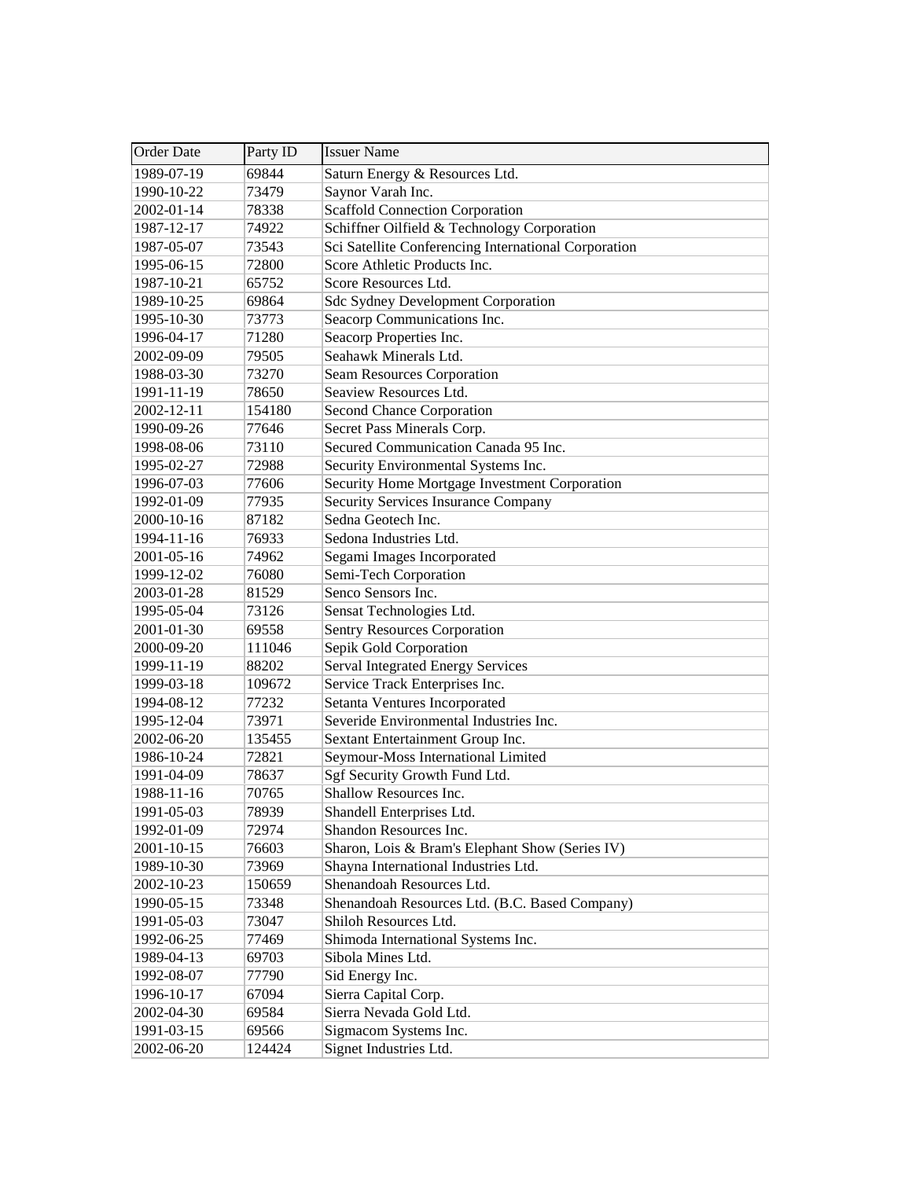| Order Date | Party ID | Issuer Name |
|---|---|---|
| 1989-07-19 | 69844 | Saturn Energy & Resources Ltd. |
| 1990-10-22 | 73479 | Saynor Varah Inc. |
| 2002-01-14 | 78338 | Scaffold Connection Corporation |
| 1987-12-17 | 74922 | Schiffner Oilfield & Technology Corporation |
| 1987-05-07 | 73543 | Sci Satellite Conferencing International Corporation |
| 1995-06-15 | 72800 | Score Athletic Products Inc. |
| 1987-10-21 | 65752 | Score Resources Ltd. |
| 1989-10-25 | 69864 | Sdc Sydney Development Corporation |
| 1995-10-30 | 73773 | Seacorp Communications Inc. |
| 1996-04-17 | 71280 | Seacorp Properties Inc. |
| 2002-09-09 | 79505 | Seahawk Minerals Ltd. |
| 1988-03-30 | 73270 | Seam Resources Corporation |
| 1991-11-19 | 78650 | Seaview Resources Ltd. |
| 2002-12-11 | 154180 | Second Chance Corporation |
| 1990-09-26 | 77646 | Secret Pass Minerals Corp. |
| 1998-08-06 | 73110 | Secured Communication Canada 95 Inc. |
| 1995-02-27 | 72988 | Security Environmental Systems Inc. |
| 1996-07-03 | 77606 | Security Home Mortgage Investment Corporation |
| 1992-01-09 | 77935 | Security Services Insurance Company |
| 2000-10-16 | 87182 | Sedna Geotech Inc. |
| 1994-11-16 | 76933 | Sedona Industries Ltd. |
| 2001-05-16 | 74962 | Segami Images Incorporated |
| 1999-12-02 | 76080 | Semi-Tech Corporation |
| 2003-01-28 | 81529 | Senco Sensors Inc. |
| 1995-05-04 | 73126 | Sensat Technologies Ltd. |
| 2001-01-30 | 69558 | Sentry Resources Corporation |
| 2000-09-20 | 111046 | Sepik Gold Corporation |
| 1999-11-19 | 88202 | Serval Integrated Energy Services |
| 1999-03-18 | 109672 | Service Track Enterprises Inc. |
| 1994-08-12 | 77232 | Setanta Ventures Incorporated |
| 1995-12-04 | 73971 | Severide Environmental Industries Inc. |
| 2002-06-20 | 135455 | Sextant Entertainment Group Inc. |
| 1986-10-24 | 72821 | Seymour-Moss International Limited |
| 1991-04-09 | 78637 | Sgf Security Growth Fund Ltd. |
| 1988-11-16 | 70765 | Shallow Resources Inc. |
| 1991-05-03 | 78939 | Shandell Enterprises Ltd. |
| 1992-01-09 | 72974 | Shandon Resources Inc. |
| 2001-10-15 | 76603 | Sharon, Lois & Bram's Elephant Show (Series IV) |
| 1989-10-30 | 73969 | Shayna International Industries Ltd. |
| 2002-10-23 | 150659 | Shenandoah Resources Ltd. |
| 1990-05-15 | 73348 | Shenandoah Resources Ltd. (B.C. Based Company) |
| 1991-05-03 | 73047 | Shiloh Resources Ltd. |
| 1992-06-25 | 77469 | Shimoda International Systems Inc. |
| 1989-04-13 | 69703 | Sibola Mines Ltd. |
| 1992-08-07 | 77790 | Sid Energy Inc. |
| 1996-10-17 | 67094 | Sierra Capital Corp. |
| 2002-04-30 | 69584 | Sierra Nevada Gold Ltd. |
| 1991-03-15 | 69566 | Sigmacom Systems Inc. |
| 2002-06-20 | 124424 | Signet Industries Ltd. |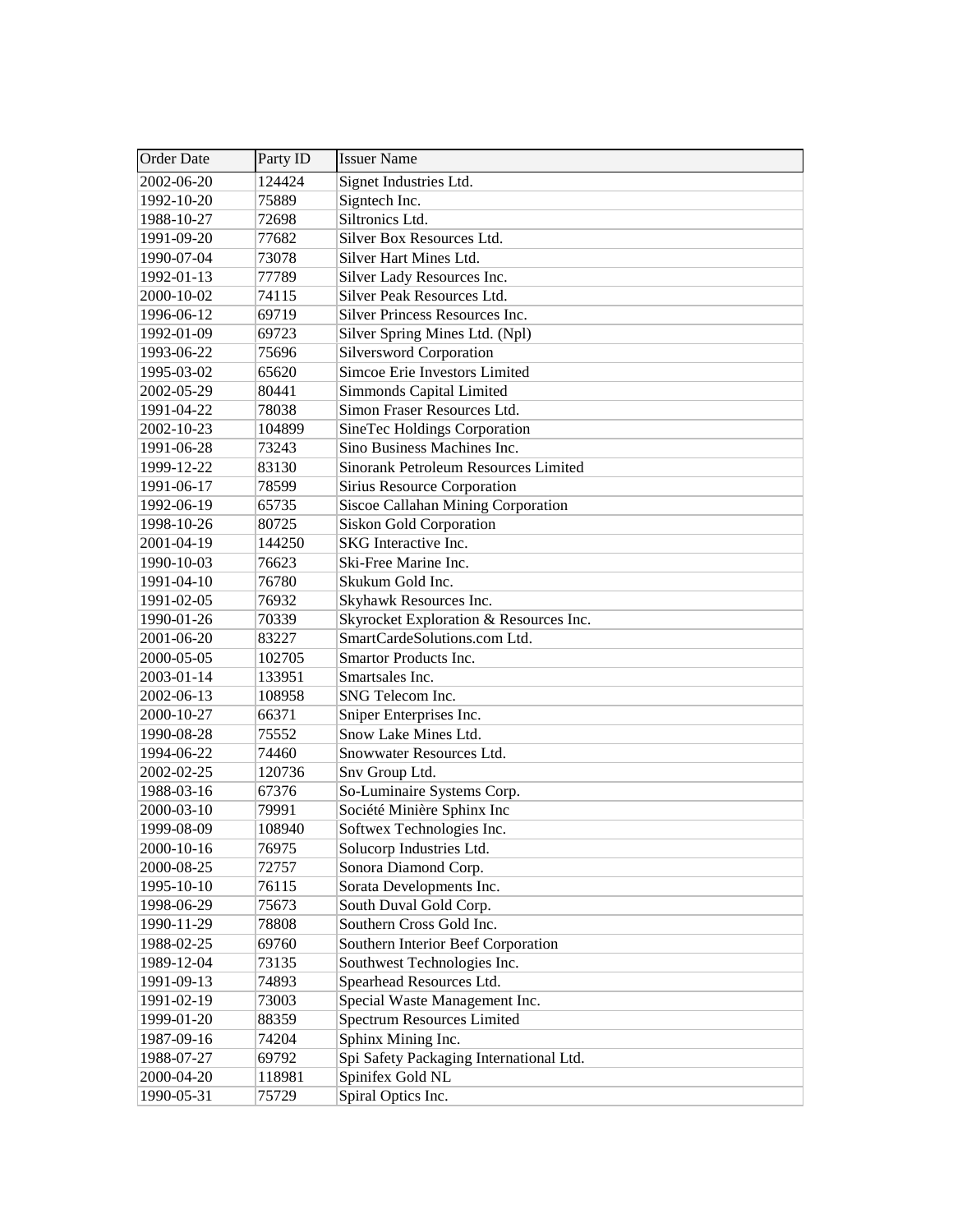| Order Date | Party ID | Issuer Name |
|---|---|---|
| 2002-06-20 | 124424 | Signet Industries Ltd. |
| 1992-10-20 | 75889 | Signtech Inc. |
| 1988-10-27 | 72698 | Siltronics Ltd. |
| 1991-09-20 | 77682 | Silver Box Resources Ltd. |
| 1990-07-04 | 73078 | Silver Hart Mines Ltd. |
| 1992-01-13 | 77789 | Silver Lady Resources Inc. |
| 2000-10-02 | 74115 | Silver Peak Resources Ltd. |
| 1996-06-12 | 69719 | Silver Princess Resources Inc. |
| 1992-01-09 | 69723 | Silver Spring Mines Ltd. (Npl) |
| 1993-06-22 | 75696 | Silversword Corporation |
| 1995-03-02 | 65620 | Simcoe Erie Investors Limited |
| 2002-05-29 | 80441 | Simmonds Capital Limited |
| 1991-04-22 | 78038 | Simon Fraser Resources Ltd. |
| 2002-10-23 | 104899 | SineTec Holdings Corporation |
| 1991-06-28 | 73243 | Sino Business Machines Inc. |
| 1999-12-22 | 83130 | Sinorank Petroleum Resources Limited |
| 1991-06-17 | 78599 | Sirius Resource Corporation |
| 1992-06-19 | 65735 | Siscoe Callahan Mining Corporation |
| 1998-10-26 | 80725 | Siskon Gold Corporation |
| 2001-04-19 | 144250 | SKG Interactive Inc. |
| 1990-10-03 | 76623 | Ski-Free Marine Inc. |
| 1991-04-10 | 76780 | Skukum Gold Inc. |
| 1991-02-05 | 76932 | Skyhawk Resources Inc. |
| 1990-01-26 | 70339 | Skyrocket Exploration & Resources Inc. |
| 2001-06-20 | 83227 | SmartCardeSolutions.com Ltd. |
| 2000-05-05 | 102705 | Smartor Products Inc. |
| 2003-01-14 | 133951 | Smartsales Inc. |
| 2002-06-13 | 108958 | SNG Telecom Inc. |
| 2000-10-27 | 66371 | Sniper Enterprises Inc. |
| 1990-08-28 | 75552 | Snow Lake Mines Ltd. |
| 1994-06-22 | 74460 | Snowwater Resources Ltd. |
| 2002-02-25 | 120736 | Snv Group Ltd. |
| 1988-03-16 | 67376 | So-Luminaire Systems Corp. |
| 2000-03-10 | 79991 | Société Minière Sphinx Inc |
| 1999-08-09 | 108940 | Softwex Technologies Inc. |
| 2000-10-16 | 76975 | Solucorp Industries Ltd. |
| 2000-08-25 | 72757 | Sonora Diamond Corp. |
| 1995-10-10 | 76115 | Sorata Developments Inc. |
| 1998-06-29 | 75673 | South Duval Gold Corp. |
| 1990-11-29 | 78808 | Southern Cross Gold Inc. |
| 1988-02-25 | 69760 | Southern Interior Beef Corporation |
| 1989-12-04 | 73135 | Southwest Technologies Inc. |
| 1991-09-13 | 74893 | Spearhead Resources Ltd. |
| 1991-02-19 | 73003 | Special Waste Management Inc. |
| 1999-01-20 | 88359 | Spectrum Resources Limited |
| 1987-09-16 | 74204 | Sphinx Mining Inc. |
| 1988-07-27 | 69792 | Spi Safety Packaging International Ltd. |
| 2000-04-20 | 118981 | Spinifex Gold NL |
| 1990-05-31 | 75729 | Spiral Optics Inc. |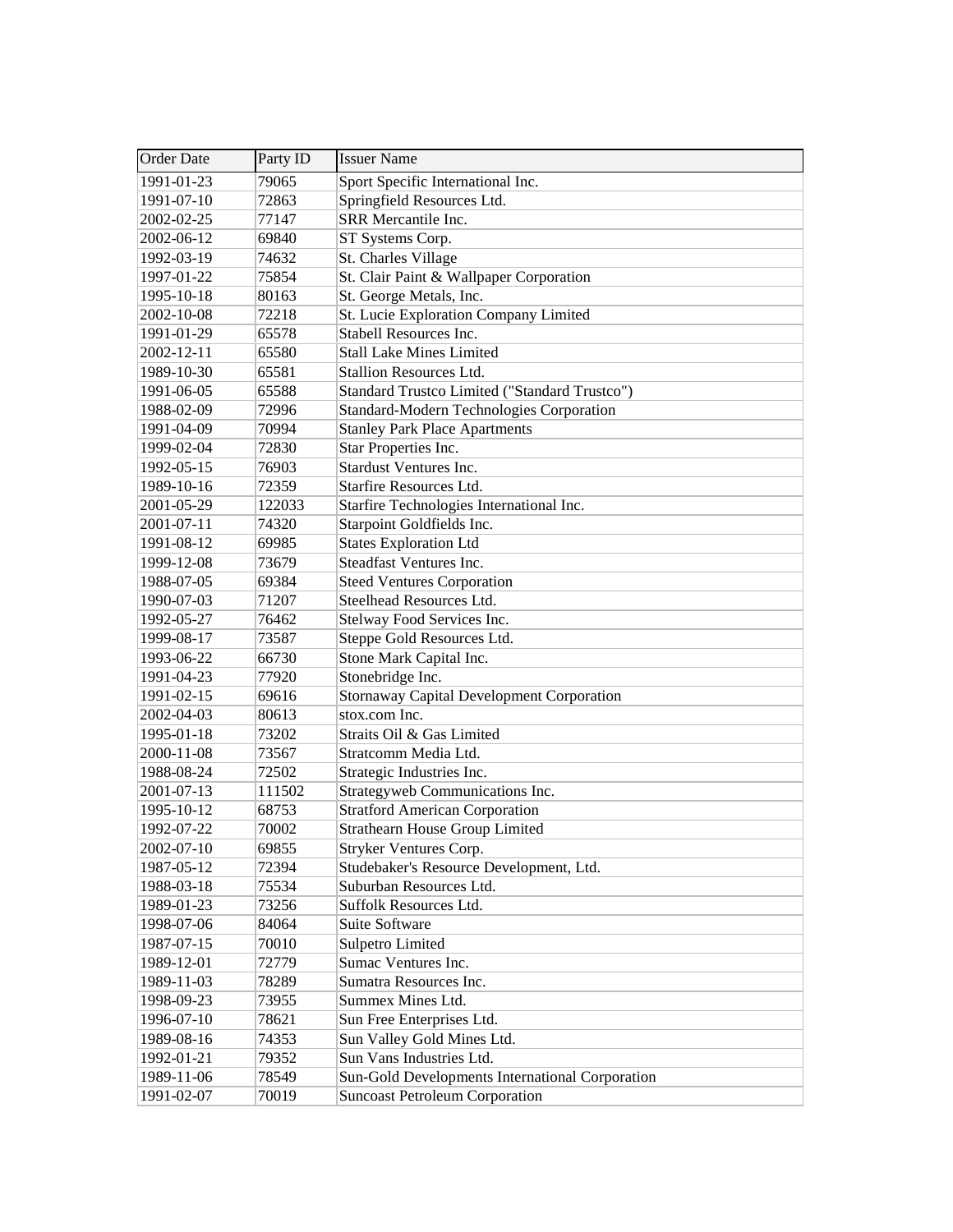| Order Date | Party ID | Issuer Name |
|---|---|---|
| 1991-01-23 | 79065 | Sport Specific International Inc. |
| 1991-07-10 | 72863 | Springfield Resources Ltd. |
| 2002-02-25 | 77147 | SRR Mercantile Inc. |
| 2002-06-12 | 69840 | ST Systems Corp. |
| 1992-03-19 | 74632 | St. Charles Village |
| 1997-01-22 | 75854 | St. Clair Paint & Wallpaper Corporation |
| 1995-10-18 | 80163 | St. George Metals, Inc. |
| 2002-10-08 | 72218 | St. Lucie Exploration Company Limited |
| 1991-01-29 | 65578 | Stabell Resources Inc. |
| 2002-12-11 | 65580 | Stall Lake Mines Limited |
| 1989-10-30 | 65581 | Stallion Resources Ltd. |
| 1991-06-05 | 65588 | Standard Trustco Limited ("Standard Trustco") |
| 1988-02-09 | 72996 | Standard-Modern Technologies Corporation |
| 1991-04-09 | 70994 | Stanley Park Place Apartments |
| 1999-02-04 | 72830 | Star Properties Inc. |
| 1992-05-15 | 76903 | Stardust Ventures Inc. |
| 1989-10-16 | 72359 | Starfire Resources Ltd. |
| 2001-05-29 | 122033 | Starfire Technologies International Inc. |
| 2001-07-11 | 74320 | Starpoint Goldfields Inc. |
| 1991-08-12 | 69985 | States Exploration Ltd |
| 1999-12-08 | 73679 | Steadfast Ventures Inc. |
| 1988-07-05 | 69384 | Steed Ventures Corporation |
| 1990-07-03 | 71207 | Steelhead Resources Ltd. |
| 1992-05-27 | 76462 | Stelway Food Services Inc. |
| 1999-08-17 | 73587 | Steppe Gold Resources Ltd. |
| 1993-06-22 | 66730 | Stone Mark Capital Inc. |
| 1991-04-23 | 77920 | Stonebridge Inc. |
| 1991-02-15 | 69616 | Stornaway Capital Development Corporation |
| 2002-04-03 | 80613 | stox.com Inc. |
| 1995-01-18 | 73202 | Straits Oil & Gas Limited |
| 2000-11-08 | 73567 | Stratcomm Media Ltd. |
| 1988-08-24 | 72502 | Strategic Industries Inc. |
| 2001-07-13 | 111502 | Strategyweb Communications Inc. |
| 1995-10-12 | 68753 | Stratford American Corporation |
| 1992-07-22 | 70002 | Strathearn House Group Limited |
| 2002-07-10 | 69855 | Stryker Ventures Corp. |
| 1987-05-12 | 72394 | Studebaker's Resource Development, Ltd. |
| 1988-03-18 | 75534 | Suburban Resources Ltd. |
| 1989-01-23 | 73256 | Suffolk Resources Ltd. |
| 1998-07-06 | 84064 | Suite Software |
| 1987-07-15 | 70010 | Sulpetro Limited |
| 1989-12-01 | 72779 | Sumac Ventures Inc. |
| 1989-11-03 | 78289 | Sumatra Resources Inc. |
| 1998-09-23 | 73955 | Summex Mines Ltd. |
| 1996-07-10 | 78621 | Sun Free Enterprises Ltd. |
| 1989-08-16 | 74353 | Sun Valley Gold Mines Ltd. |
| 1992-01-21 | 79352 | Sun Vans Industries Ltd. |
| 1989-11-06 | 78549 | Sun-Gold Developments International Corporation |
| 1991-02-07 | 70019 | Suncoast Petroleum Corporation |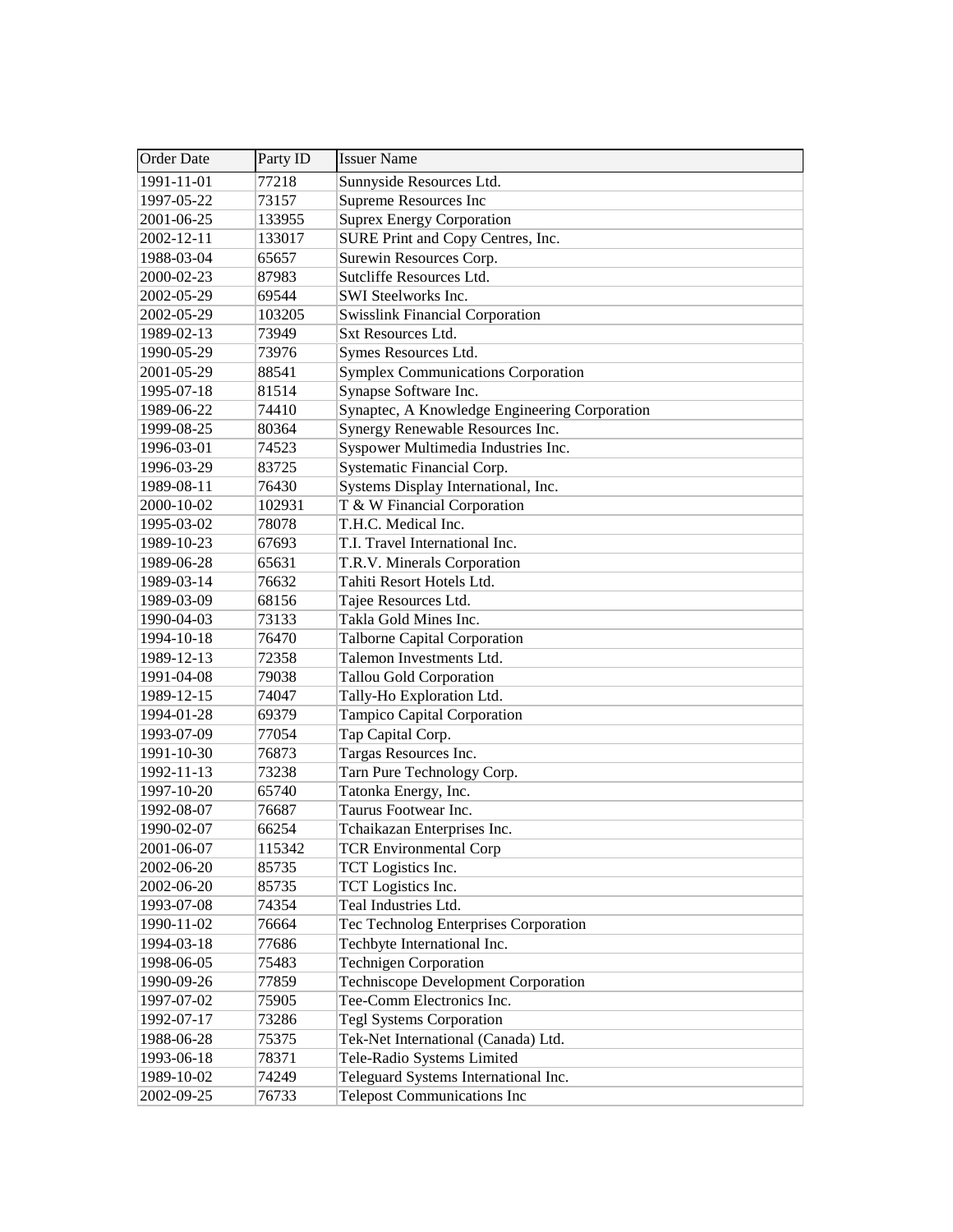| Order Date | Party ID | Issuer Name |
| --- | --- | --- |
| 1991-11-01 | 77218 | Sunnyside Resources Ltd. |
| 1997-05-22 | 73157 | Supreme Resources Inc |
| 2001-06-25 | 133955 | Suprex Energy Corporation |
| 2002-12-11 | 133017 | SURE Print and Copy Centres, Inc. |
| 1988-03-04 | 65657 | Surewin Resources Corp. |
| 2000-02-23 | 87983 | Sutcliffe Resources Ltd. |
| 2002-05-29 | 69544 | SWI Steelworks Inc. |
| 2002-05-29 | 103205 | Swisslink Financial Corporation |
| 1989-02-13 | 73949 | Sxt Resources Ltd. |
| 1990-05-29 | 73976 | Symes Resources Ltd. |
| 2001-05-29 | 88541 | Symplex Communications Corporation |
| 1995-07-18 | 81514 | Synapse Software Inc. |
| 1989-06-22 | 74410 | Synaptec, A Knowledge Engineering Corporation |
| 1999-08-25 | 80364 | Synergy Renewable Resources Inc. |
| 1996-03-01 | 74523 | Syspower Multimedia Industries Inc. |
| 1996-03-29 | 83725 | Systematic Financial Corp. |
| 1989-08-11 | 76430 | Systems Display International, Inc. |
| 2000-10-02 | 102931 | T & W Financial Corporation |
| 1995-03-02 | 78078 | T.H.C. Medical Inc. |
| 1989-10-23 | 67693 | T.I. Travel International Inc. |
| 1989-06-28 | 65631 | T.R.V. Minerals Corporation |
| 1989-03-14 | 76632 | Tahiti Resort Hotels Ltd. |
| 1989-03-09 | 68156 | Tajee Resources Ltd. |
| 1990-04-03 | 73133 | Takla Gold Mines Inc. |
| 1994-10-18 | 76470 | Talborne Capital Corporation |
| 1989-12-13 | 72358 | Talemon Investments Ltd. |
| 1991-04-08 | 79038 | Tallou Gold Corporation |
| 1989-12-15 | 74047 | Tally-Ho Exploration Ltd. |
| 1994-01-28 | 69379 | Tampico Capital Corporation |
| 1993-07-09 | 77054 | Tap Capital Corp. |
| 1991-10-30 | 76873 | Targas Resources Inc. |
| 1992-11-13 | 73238 | Tarn Pure Technology Corp. |
| 1997-10-20 | 65740 | Tatonka Energy, Inc. |
| 1992-08-07 | 76687 | Taurus Footwear Inc. |
| 1990-02-07 | 66254 | Tchaikazan Enterprises Inc. |
| 2001-06-07 | 115342 | TCR Environmental Corp |
| 2002-06-20 | 85735 | TCT Logistics Inc. |
| 2002-06-20 | 85735 | TCT Logistics Inc. |
| 1993-07-08 | 74354 | Teal Industries Ltd. |
| 1990-11-02 | 76664 | Tec Technolog Enterprises Corporation |
| 1994-03-18 | 77686 | Techbyte International Inc. |
| 1998-06-05 | 75483 | Technigen Corporation |
| 1990-09-26 | 77859 | Techniscope Development Corporation |
| 1997-07-02 | 75905 | Tee-Comm Electronics Inc. |
| 1992-07-17 | 73286 | Tegl Systems Corporation |
| 1988-06-28 | 75375 | Tek-Net International (Canada) Ltd. |
| 1993-06-18 | 78371 | Tele-Radio Systems Limited |
| 1989-10-02 | 74249 | Teleguard Systems International Inc. |
| 2002-09-25 | 76733 | Telepost Communications Inc |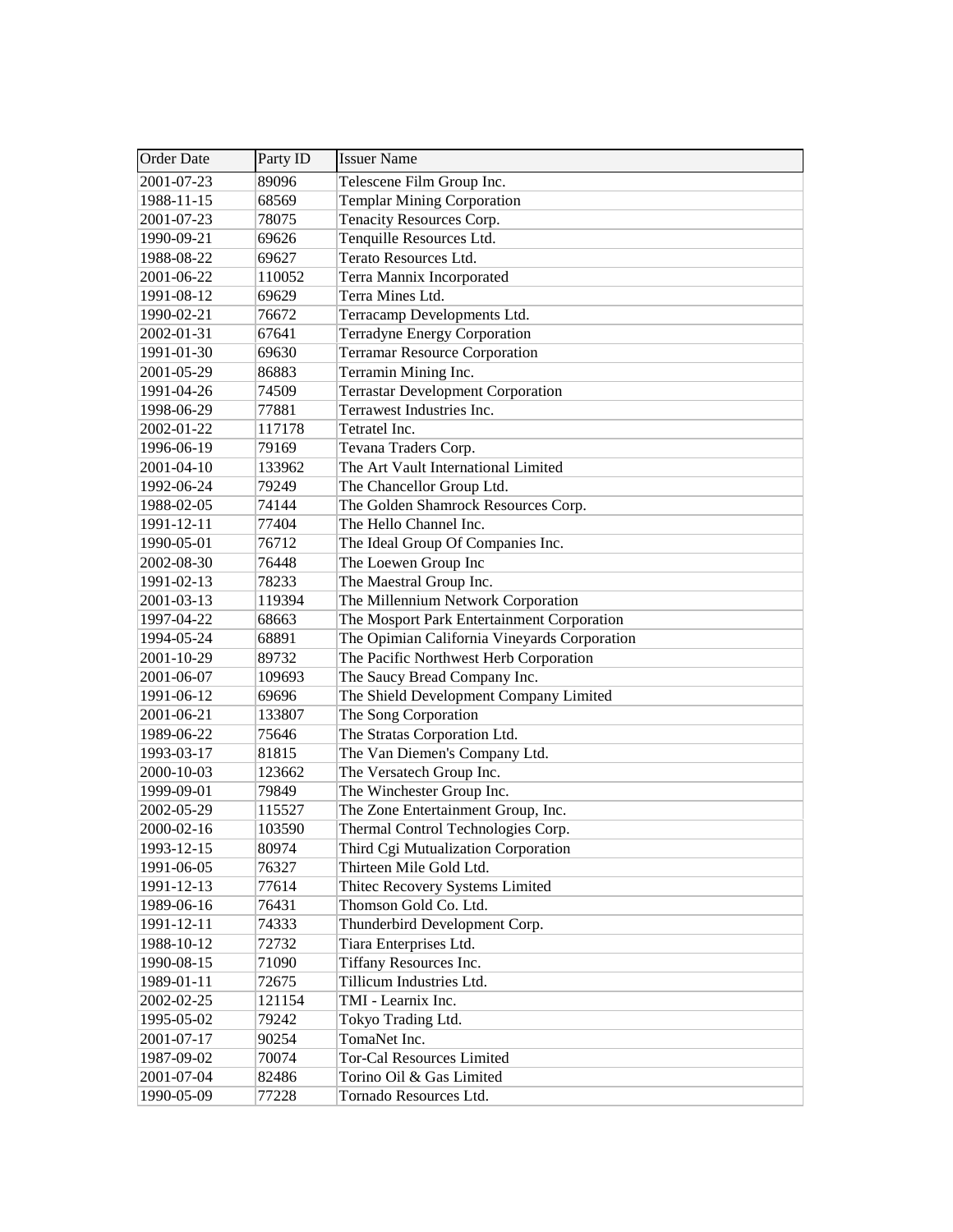| Order Date | Party ID | Issuer Name |
| --- | --- | --- |
| 2001-07-23 | 89096 | Telescene Film Group Inc. |
| 1988-11-15 | 68569 | Templar Mining Corporation |
| 2001-07-23 | 78075 | Tenacity Resources Corp. |
| 1990-09-21 | 69626 | Tenquille Resources Ltd. |
| 1988-08-22 | 69627 | Terato Resources Ltd. |
| 2001-06-22 | 110052 | Terra Mannix Incorporated |
| 1991-08-12 | 69629 | Terra Mines Ltd. |
| 1990-02-21 | 76672 | Terracamp Developments Ltd. |
| 2002-01-31 | 67641 | Terradyne Energy Corporation |
| 1991-01-30 | 69630 | Terramar Resource Corporation |
| 2001-05-29 | 86883 | Terramin Mining Inc. |
| 1991-04-26 | 74509 | Terrastar Development Corporation |
| 1998-06-29 | 77881 | Terrawest Industries Inc. |
| 2002-01-22 | 117178 | Tetratel Inc. |
| 1996-06-19 | 79169 | Tevana Traders Corp. |
| 2001-04-10 | 133962 | The Art Vault International Limited |
| 1992-06-24 | 79249 | The Chancellor Group Ltd. |
| 1988-02-05 | 74144 | The Golden Shamrock Resources Corp. |
| 1991-12-11 | 77404 | The Hello Channel Inc. |
| 1990-05-01 | 76712 | The Ideal Group Of Companies Inc. |
| 2002-08-30 | 76448 | The Loewen Group Inc |
| 1991-02-13 | 78233 | The Maestral Group Inc. |
| 2001-03-13 | 119394 | The Millennium Network Corporation |
| 1997-04-22 | 68663 | The Mosport Park Entertainment Corporation |
| 1994-05-24 | 68891 | The Opimian California Vineyards Corporation |
| 2001-10-29 | 89732 | The Pacific Northwest Herb Corporation |
| 2001-06-07 | 109693 | The Saucy Bread Company Inc. |
| 1991-06-12 | 69696 | The Shield Development Company Limited |
| 2001-06-21 | 133807 | The Song Corporation |
| 1989-06-22 | 75646 | The Stratas Corporation Ltd. |
| 1993-03-17 | 81815 | The Van Diemen's Company Ltd. |
| 2000-10-03 | 123662 | The Versatech Group Inc. |
| 1999-09-01 | 79849 | The Winchester Group Inc. |
| 2002-05-29 | 115527 | The Zone Entertainment Group, Inc. |
| 2000-02-16 | 103590 | Thermal Control Technologies Corp. |
| 1993-12-15 | 80974 | Third Cgi Mutualization Corporation |
| 1991-06-05 | 76327 | Thirteen Mile Gold Ltd. |
| 1991-12-13 | 77614 | Thitec Recovery Systems Limited |
| 1989-06-16 | 76431 | Thomson Gold Co. Ltd. |
| 1991-12-11 | 74333 | Thunderbird Development Corp. |
| 1988-10-12 | 72732 | Tiara Enterprises Ltd. |
| 1990-08-15 | 71090 | Tiffany Resources Inc. |
| 1989-01-11 | 72675 | Tillicum Industries Ltd. |
| 2002-02-25 | 121154 | TMI - Learnix Inc. |
| 1995-05-02 | 79242 | Tokyo Trading Ltd. |
| 2001-07-17 | 90254 | TomaNet Inc. |
| 1987-09-02 | 70074 | Tor-Cal Resources Limited |
| 2001-07-04 | 82486 | Torino Oil & Gas Limited |
| 1990-05-09 | 77228 | Tornado Resources Ltd. |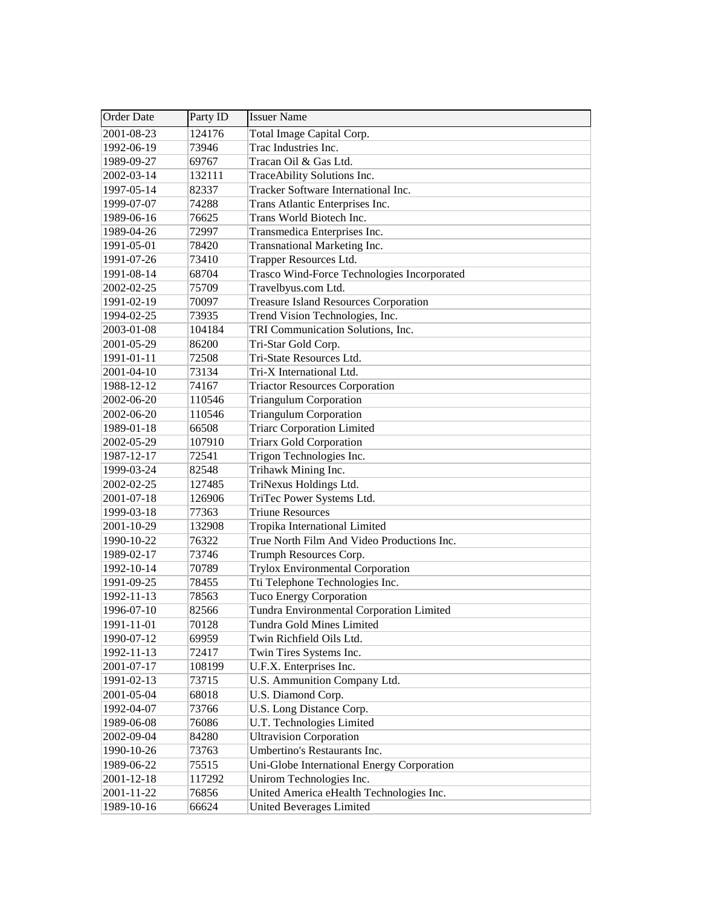| Order Date | Party ID | Issuer Name |
|---|---|---|
| 2001-08-23 | 124176 | Total Image Capital Corp. |
| 1992-06-19 | 73946 | Trac Industries Inc. |
| 1989-09-27 | 69767 | Tracan Oil & Gas Ltd. |
| 2002-03-14 | 132111 | TraceAbility Solutions Inc. |
| 1997-05-14 | 82337 | Tracker Software International Inc. |
| 1999-07-07 | 74288 | Trans Atlantic Enterprises Inc. |
| 1989-06-16 | 76625 | Trans World Biotech Inc. |
| 1989-04-26 | 72997 | Transmedica Enterprises Inc. |
| 1991-05-01 | 78420 | Transnational Marketing Inc. |
| 1991-07-26 | 73410 | Trapper Resources Ltd. |
| 1991-08-14 | 68704 | Trasco Wind-Force Technologies Incorporated |
| 2002-02-25 | 75709 | Travelbyus.com Ltd. |
| 1991-02-19 | 70097 | Treasure Island Resources Corporation |
| 1994-02-25 | 73935 | Trend Vision Technologies, Inc. |
| 2003-01-08 | 104184 | TRI Communication Solutions, Inc. |
| 2001-05-29 | 86200 | Tri-Star Gold Corp. |
| 1991-01-11 | 72508 | Tri-State Resources Ltd. |
| 2001-04-10 | 73134 | Tri-X International Ltd. |
| 1988-12-12 | 74167 | Triactor Resources Corporation |
| 2002-06-20 | 110546 | Triangulum Corporation |
| 2002-06-20 | 110546 | Triangulum Corporation |
| 1989-01-18 | 66508 | Triarc Corporation Limited |
| 2002-05-29 | 107910 | Triarx Gold Corporation |
| 1987-12-17 | 72541 | Trigon Technologies Inc. |
| 1999-03-24 | 82548 | Trihawk Mining Inc. |
| 2002-02-25 | 127485 | TriNexus Holdings Ltd. |
| 2001-07-18 | 126906 | TriTec Power Systems Ltd. |
| 1999-03-18 | 77363 | Triune Resources |
| 2001-10-29 | 132908 | Tropika International Limited |
| 1990-10-22 | 76322 | True North Film And Video Productions Inc. |
| 1989-02-17 | 73746 | Trumph Resources Corp. |
| 1992-10-14 | 70789 | Trylox Environmental Corporation |
| 1991-09-25 | 78455 | Tti Telephone Technologies Inc. |
| 1992-11-13 | 78563 | Tuco Energy Corporation |
| 1996-07-10 | 82566 | Tundra Environmental Corporation Limited |
| 1991-11-01 | 70128 | Tundra Gold Mines Limited |
| 1990-07-12 | 69959 | Twin Richfield Oils Ltd. |
| 1992-11-13 | 72417 | Twin Tires Systems Inc. |
| 2001-07-17 | 108199 | U.F.X. Enterprises Inc. |
| 1991-02-13 | 73715 | U.S. Ammunition Company Ltd. |
| 2001-05-04 | 68018 | U.S. Diamond Corp. |
| 1992-04-07 | 73766 | U.S. Long Distance Corp. |
| 1989-06-08 | 76086 | U.T. Technologies Limited |
| 2002-09-04 | 84280 | Ultravision Corporation |
| 1990-10-26 | 73763 | Umbertino's Restaurants Inc. |
| 1989-06-22 | 75515 | Uni-Globe International Energy Corporation |
| 2001-12-18 | 117292 | Unirom Technologies Inc. |
| 2001-11-22 | 76856 | United America eHealth Technologies Inc. |
| 1989-10-16 | 66624 | United Beverages Limited |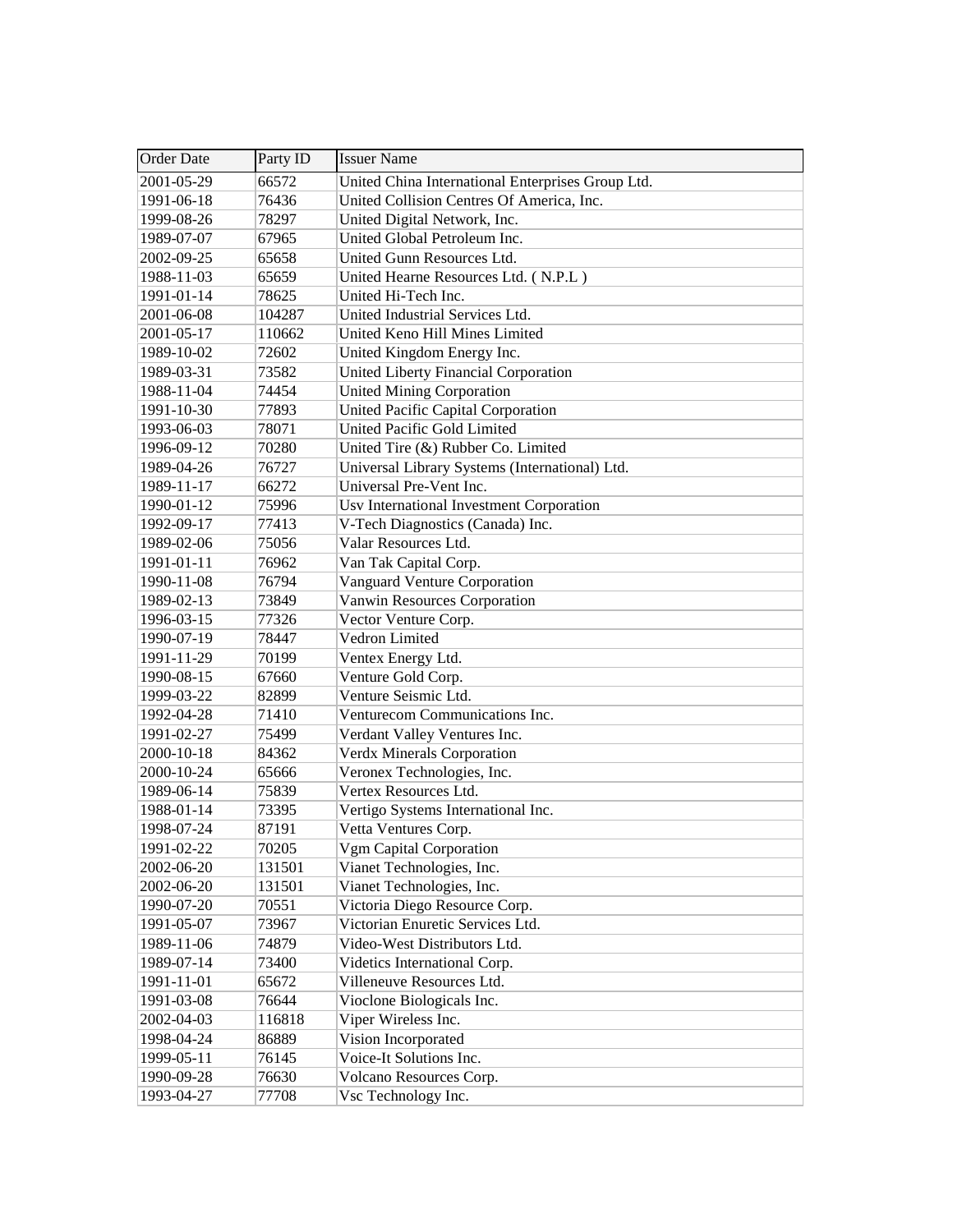| Order Date | Party ID | Issuer Name |
| --- | --- | --- |
| 2001-05-29 | 66572 | United China International Enterprises Group Ltd. |
| 1991-06-18 | 76436 | United Collision Centres Of America, Inc. |
| 1999-08-26 | 78297 | United Digital Network, Inc. |
| 1989-07-07 | 67965 | United Global Petroleum Inc. |
| 2002-09-25 | 65658 | United Gunn Resources Ltd. |
| 1988-11-03 | 65659 | United Hearne Resources Ltd. ( N.P.L ) |
| 1991-01-14 | 78625 | United Hi-Tech Inc. |
| 2001-06-08 | 104287 | United Industrial Services Ltd. |
| 2001-05-17 | 110662 | United Keno Hill Mines Limited |
| 1989-10-02 | 72602 | United Kingdom Energy Inc. |
| 1989-03-31 | 73582 | United Liberty Financial Corporation |
| 1988-11-04 | 74454 | United Mining Corporation |
| 1991-10-30 | 77893 | United Pacific Capital Corporation |
| 1993-06-03 | 78071 | United Pacific Gold Limited |
| 1996-09-12 | 70280 | United Tire (&) Rubber Co. Limited |
| 1989-04-26 | 76727 | Universal Library Systems (International) Ltd. |
| 1989-11-17 | 66272 | Universal Pre-Vent Inc. |
| 1990-01-12 | 75996 | Usv International Investment Corporation |
| 1992-09-17 | 77413 | V-Tech Diagnostics (Canada) Inc. |
| 1989-02-06 | 75056 | Valar Resources Ltd. |
| 1991-01-11 | 76962 | Van Tak Capital Corp. |
| 1990-11-08 | 76794 | Vanguard Venture Corporation |
| 1989-02-13 | 73849 | Vanwin Resources Corporation |
| 1996-03-15 | 77326 | Vector Venture Corp. |
| 1990-07-19 | 78447 | Vedron Limited |
| 1991-11-29 | 70199 | Ventex Energy Ltd. |
| 1990-08-15 | 67660 | Venture Gold Corp. |
| 1999-03-22 | 82899 | Venture Seismic Ltd. |
| 1992-04-28 | 71410 | Venturecom Communications Inc. |
| 1991-02-27 | 75499 | Verdant Valley Ventures Inc. |
| 2000-10-18 | 84362 | Verdx Minerals Corporation |
| 2000-10-24 | 65666 | Veronex Technologies, Inc. |
| 1989-06-14 | 75839 | Vertex Resources Ltd. |
| 1988-01-14 | 73395 | Vertigo Systems International Inc. |
| 1998-07-24 | 87191 | Vetta Ventures Corp. |
| 1991-02-22 | 70205 | Vgm Capital Corporation |
| 2002-06-20 | 131501 | Vianet Technologies, Inc. |
| 2002-06-20 | 131501 | Vianet Technologies, Inc. |
| 1990-07-20 | 70551 | Victoria Diego Resource Corp. |
| 1991-05-07 | 73967 | Victorian Enuretic Services Ltd. |
| 1989-11-06 | 74879 | Video-West Distributors Ltd. |
| 1989-07-14 | 73400 | Videtics International Corp. |
| 1991-11-01 | 65672 | Villeneuve Resources Ltd. |
| 1991-03-08 | 76644 | Vioclone Biologicals Inc. |
| 2002-04-03 | 116818 | Viper Wireless Inc. |
| 1998-04-24 | 86889 | Vision Incorporated |
| 1999-05-11 | 76145 | Voice-It Solutions Inc. |
| 1990-09-28 | 76630 | Volcano Resources Corp. |
| 1993-04-27 | 77708 | Vsc Technology Inc. |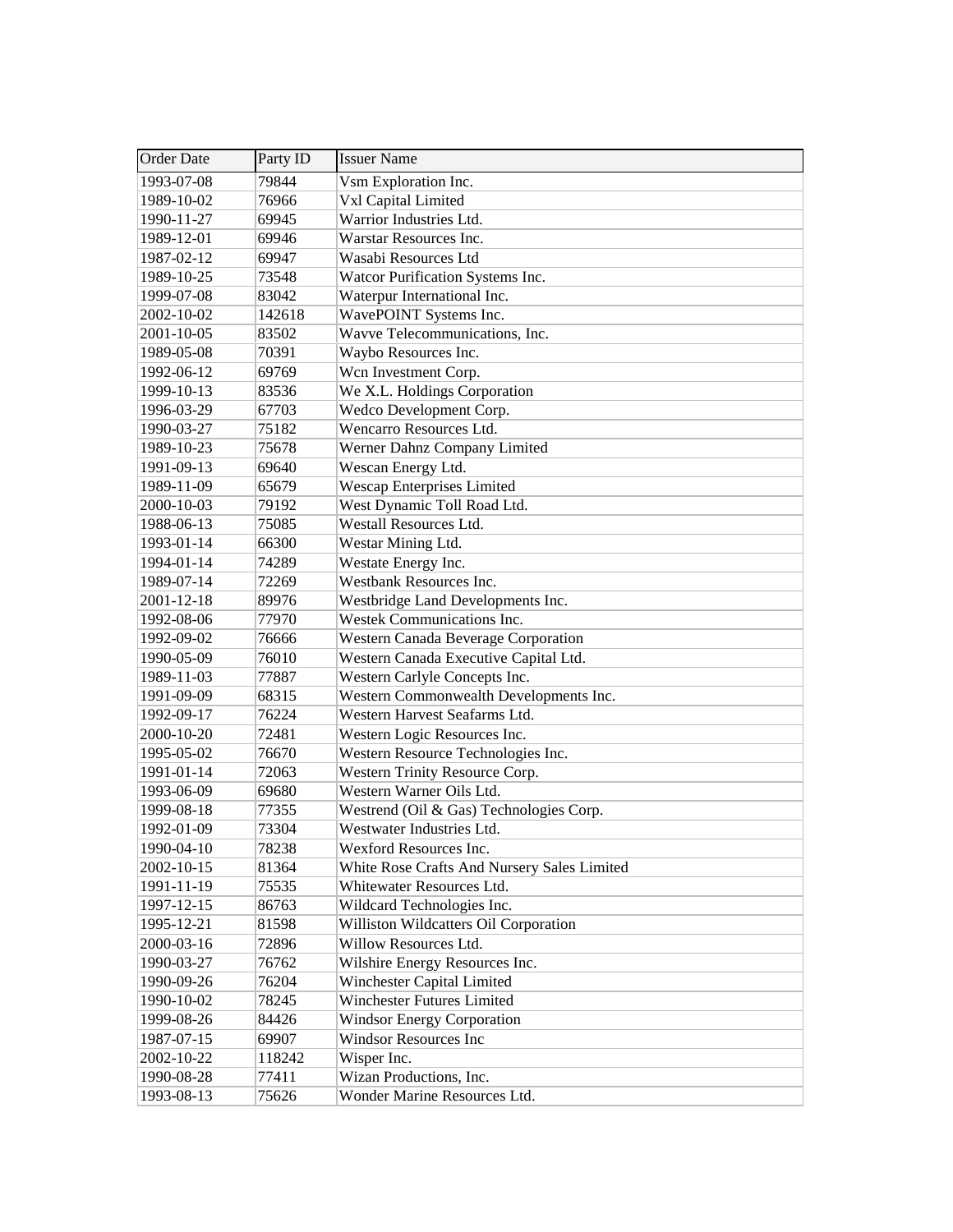| Order Date | Party ID | Issuer Name |
| --- | --- | --- |
| 1993-07-08 | 79844 | Vsm Exploration Inc. |
| 1989-10-02 | 76966 | Vxl Capital Limited |
| 1990-11-27 | 69945 | Warrior Industries Ltd. |
| 1989-12-01 | 69946 | Warstar Resources Inc. |
| 1987-02-12 | 69947 | Wasabi Resources Ltd |
| 1989-10-25 | 73548 | Watcor Purification Systems Inc. |
| 1999-07-08 | 83042 | Waterpur International Inc. |
| 2002-10-02 | 142618 | WavePOINT Systems Inc. |
| 2001-10-05 | 83502 | Wavve Telecommunications, Inc. |
| 1989-05-08 | 70391 | Waybo Resources Inc. |
| 1992-06-12 | 69769 | Wcn Investment Corp. |
| 1999-10-13 | 83536 | We X.L. Holdings Corporation |
| 1996-03-29 | 67703 | Wedco Development Corp. |
| 1990-03-27 | 75182 | Wencarro Resources Ltd. |
| 1989-10-23 | 75678 | Werner Dahnz Company Limited |
| 1991-09-13 | 69640 | Wescan Energy Ltd. |
| 1989-11-09 | 65679 | Wescap Enterprises Limited |
| 2000-10-03 | 79192 | West Dynamic Toll Road Ltd. |
| 1988-06-13 | 75085 | Westall Resources Ltd. |
| 1993-01-14 | 66300 | Westar Mining Ltd. |
| 1994-01-14 | 74289 | Westate Energy Inc. |
| 1989-07-14 | 72269 | Westbank Resources Inc. |
| 2001-12-18 | 89976 | Westbridge Land Developments Inc. |
| 1992-08-06 | 77970 | Westek Communications Inc. |
| 1992-09-02 | 76666 | Western Canada Beverage Corporation |
| 1990-05-09 | 76010 | Western Canada Executive Capital Ltd. |
| 1989-11-03 | 77887 | Western Carlyle Concepts Inc. |
| 1991-09-09 | 68315 | Western Commonwealth Developments Inc. |
| 1992-09-17 | 76224 | Western Harvest Seafarms Ltd. |
| 2000-10-20 | 72481 | Western Logic Resources Inc. |
| 1995-05-02 | 76670 | Western Resource Technologies Inc. |
| 1991-01-14 | 72063 | Western Trinity Resource Corp. |
| 1993-06-09 | 69680 | Western Warner Oils Ltd. |
| 1999-08-18 | 77355 | Westrend (Oil & Gas) Technologies Corp. |
| 1992-01-09 | 73304 | Westwater Industries Ltd. |
| 1990-04-10 | 78238 | Wexford Resources Inc. |
| 2002-10-15 | 81364 | White Rose Crafts And Nursery Sales Limited |
| 1991-11-19 | 75535 | Whitewater Resources Ltd. |
| 1997-12-15 | 86763 | Wildcard Technologies Inc. |
| 1995-12-21 | 81598 | Williston Wildcatters Oil Corporation |
| 2000-03-16 | 72896 | Willow Resources Ltd. |
| 1990-03-27 | 76762 | Wilshire Energy Resources Inc. |
| 1990-09-26 | 76204 | Winchester Capital Limited |
| 1990-10-02 | 78245 | Winchester Futures Limited |
| 1999-08-26 | 84426 | Windsor Energy Corporation |
| 1987-07-15 | 69907 | Windsor Resources Inc |
| 2002-10-22 | 118242 | Wisper Inc. |
| 1990-08-28 | 77411 | Wizan Productions, Inc. |
| 1993-08-13 | 75626 | Wonder Marine Resources Ltd. |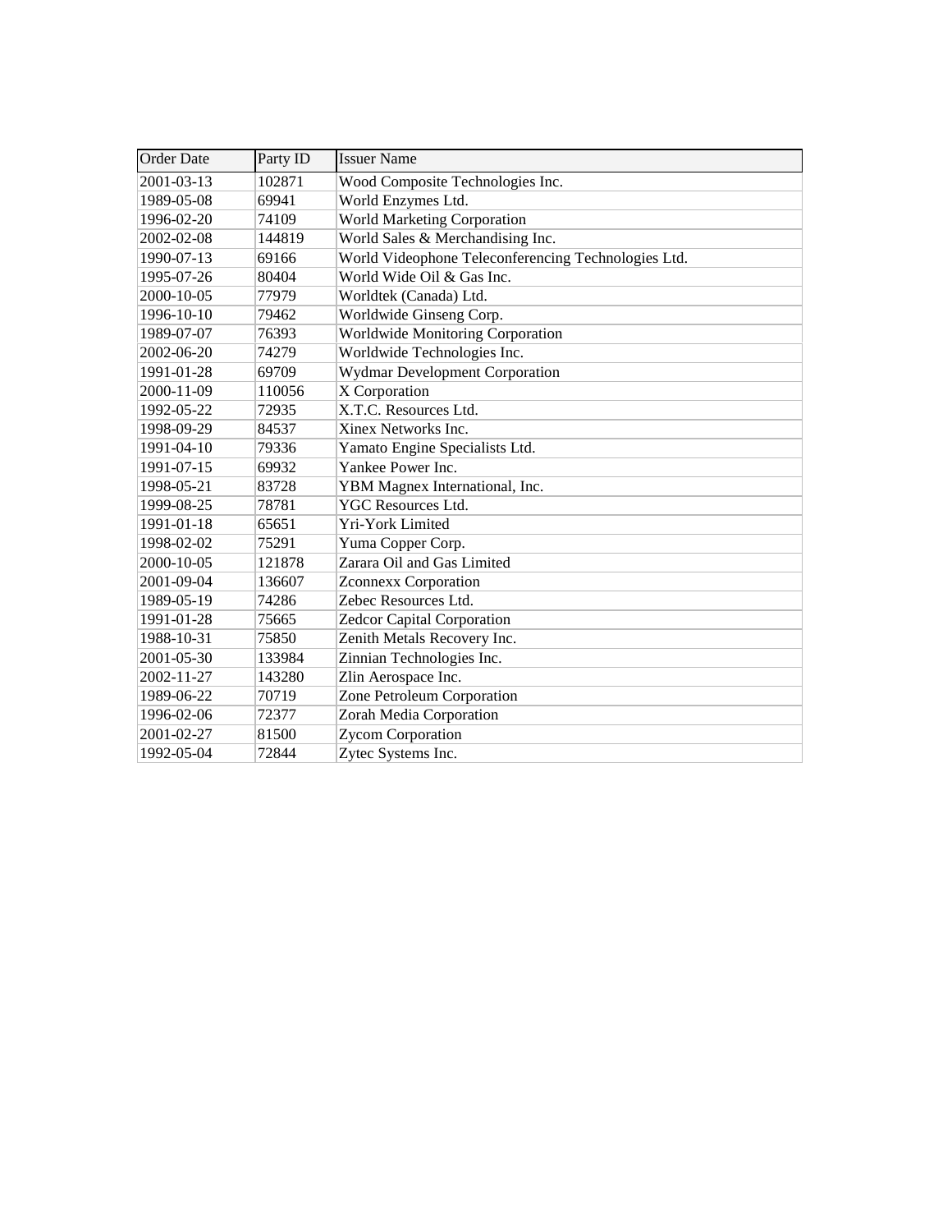| Order Date | Party ID | Issuer Name |
| --- | --- | --- |
| 2001-03-13 | 102871 | Wood Composite Technologies Inc. |
| 1989-05-08 | 69941 | World Enzymes Ltd. |
| 1996-02-20 | 74109 | World Marketing Corporation |
| 2002-02-08 | 144819 | World Sales & Merchandising Inc. |
| 1990-07-13 | 69166 | World Videophone Teleconferencing Technologies Ltd. |
| 1995-07-26 | 80404 | World Wide Oil & Gas Inc. |
| 2000-10-05 | 77979 | Worldtek (Canada) Ltd. |
| 1996-10-10 | 79462 | Worldwide Ginseng Corp. |
| 1989-07-07 | 76393 | Worldwide Monitoring Corporation |
| 2002-06-20 | 74279 | Worldwide Technologies Inc. |
| 1991-01-28 | 69709 | Wydmar Development Corporation |
| 2000-11-09 | 110056 | X Corporation |
| 1992-05-22 | 72935 | X.T.C. Resources Ltd. |
| 1998-09-29 | 84537 | Xinex Networks Inc. |
| 1991-04-10 | 79336 | Yamato Engine Specialists Ltd. |
| 1991-07-15 | 69932 | Yankee Power Inc. |
| 1998-05-21 | 83728 | YBM Magnex International, Inc. |
| 1999-08-25 | 78781 | YGC Resources Ltd. |
| 1991-01-18 | 65651 | Yri-York Limited |
| 1998-02-02 | 75291 | Yuma Copper Corp. |
| 2000-10-05 | 121878 | Zarara Oil and Gas Limited |
| 2001-09-04 | 136607 | Zconnexx Corporation |
| 1989-05-19 | 74286 | Zebec Resources Ltd. |
| 1991-01-28 | 75665 | Zedcor Capital Corporation |
| 1988-10-31 | 75850 | Zenith Metals Recovery Inc. |
| 2001-05-30 | 133984 | Zinnian Technologies Inc. |
| 2002-11-27 | 143280 | Zlin Aerospace Inc. |
| 1989-06-22 | 70719 | Zone Petroleum Corporation |
| 1996-02-06 | 72377 | Zorah Media Corporation |
| 2001-02-27 | 81500 | Zycom Corporation |
| 1992-05-04 | 72844 | Zytec Systems Inc. |